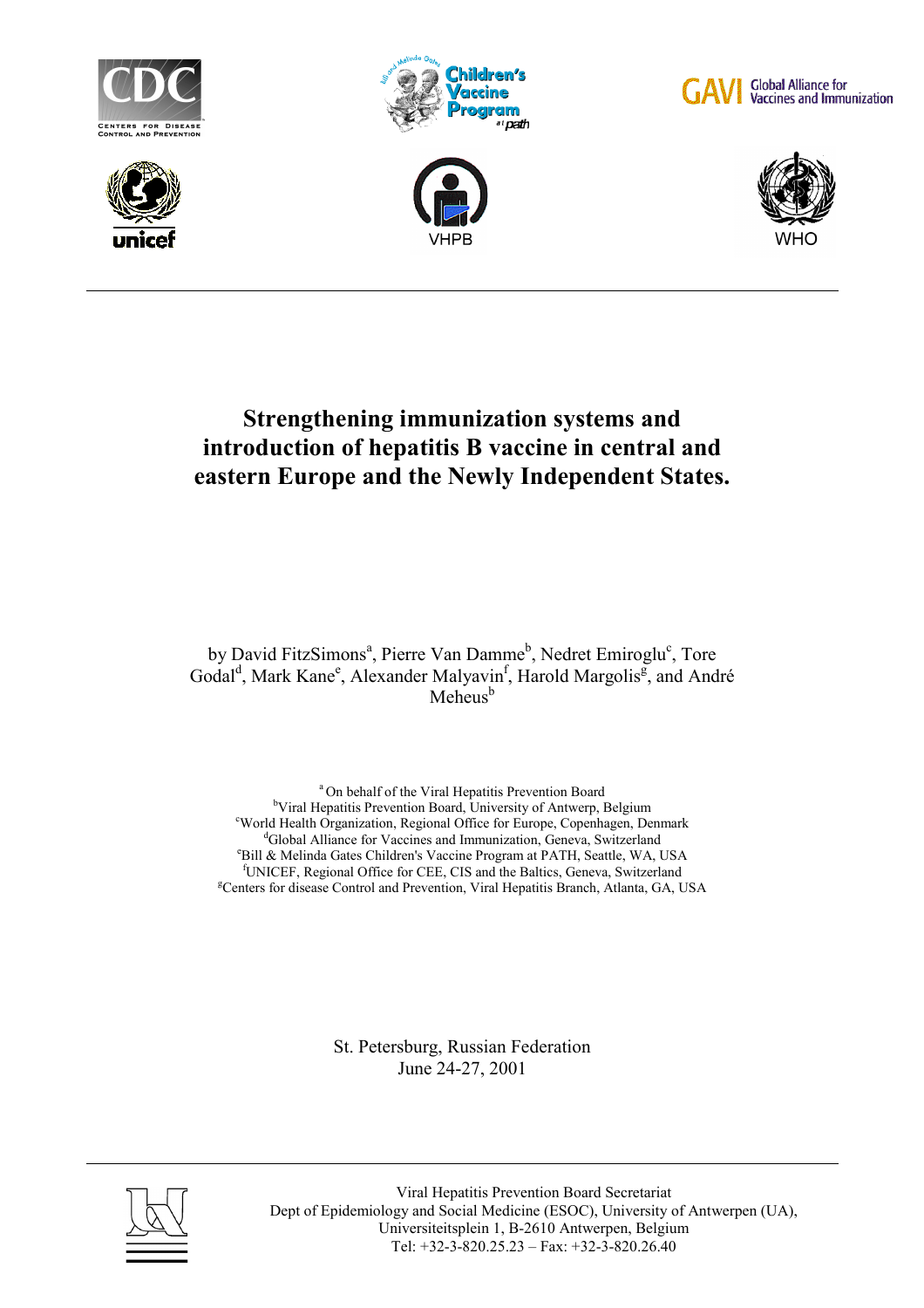# Strengthening immunization systems and introduction of hepatitis B vaccine in central and eastern Europe and the Newly Independent States.

by David FitzSimons[a], Pierre Van Damme[b], Nedret Emiroglu[c], Tore Godal[d], Mark Kane[e], Alexander Malyavin[f], Harold Margolis[g], and André Meheus[b]

[a] On behalf of the Viral Hepatitis Prevention Board
[b] Viral Hepatitis Prevention Board, University of Antwerp, Belgium
[c] World Health Organization, Regional Office for Europe, Copenhagen, Denmark
[d] Global Alliance for Vaccines and Immunization, Geneva, Switzerland
[e] Bill & Melinda Gates Children's Vaccine Program at PATH, Seattle, WA, USA
[f] UNICEF, Regional Office for CEE, CIS and the Baltics, Geneva, Switzerland
[g] Centers for disease Control and Prevention, Viral Hepatitis Branch, Atlanta, GA, USA

St. Petersburg, Russian Federation
June 24-27, 2001

Viral Hepatitis Prevention Board Secretariat
Dept of Epidemiology and Social Medicine (ESOC), University of Antwerp (UA),
Universiteitsplein 1, B-2610 Antwerpen, Belgium
Tel: +32-3-820.25.23 – Fax: +32-3-820.26.40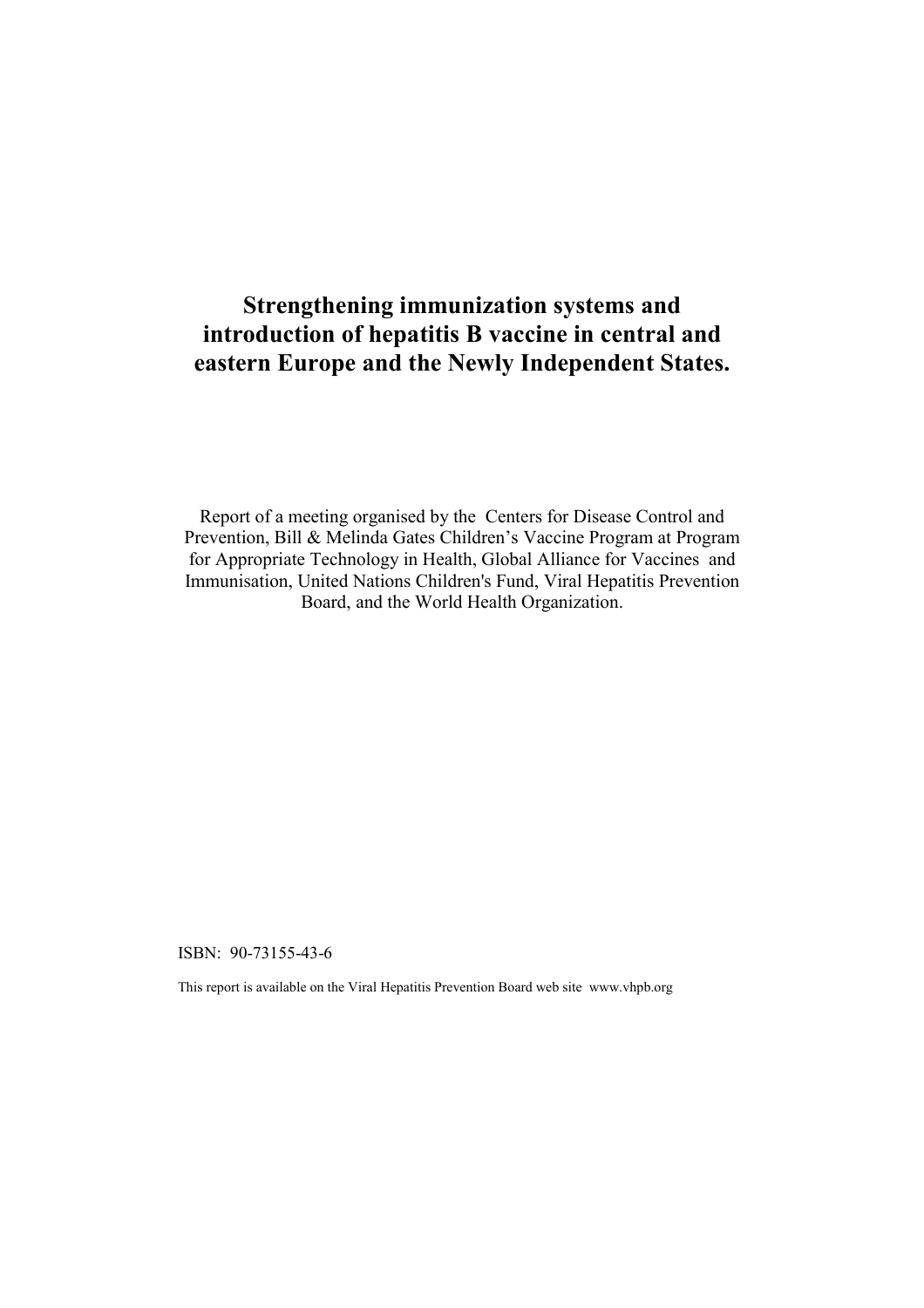# Strengthening immunization systems and introduction of hepatitis B vaccine in central and eastern Europe and the Newly Independent States.

Report of a meeting organised by the Centers for Disease Control and Prevention, Bill & Melinda Gates Children's Vaccine Program at Program for Appropriate Technology in Health, Global Alliance for Vaccines and Immunisation, United Nations Children's Fund, Viral Hepatitis Prevention Board, and the World Health Organization.

ISBN: 90-73155-43-6

This report is available on the Viral Hepatitis Prevention Board web site www.vhpb.org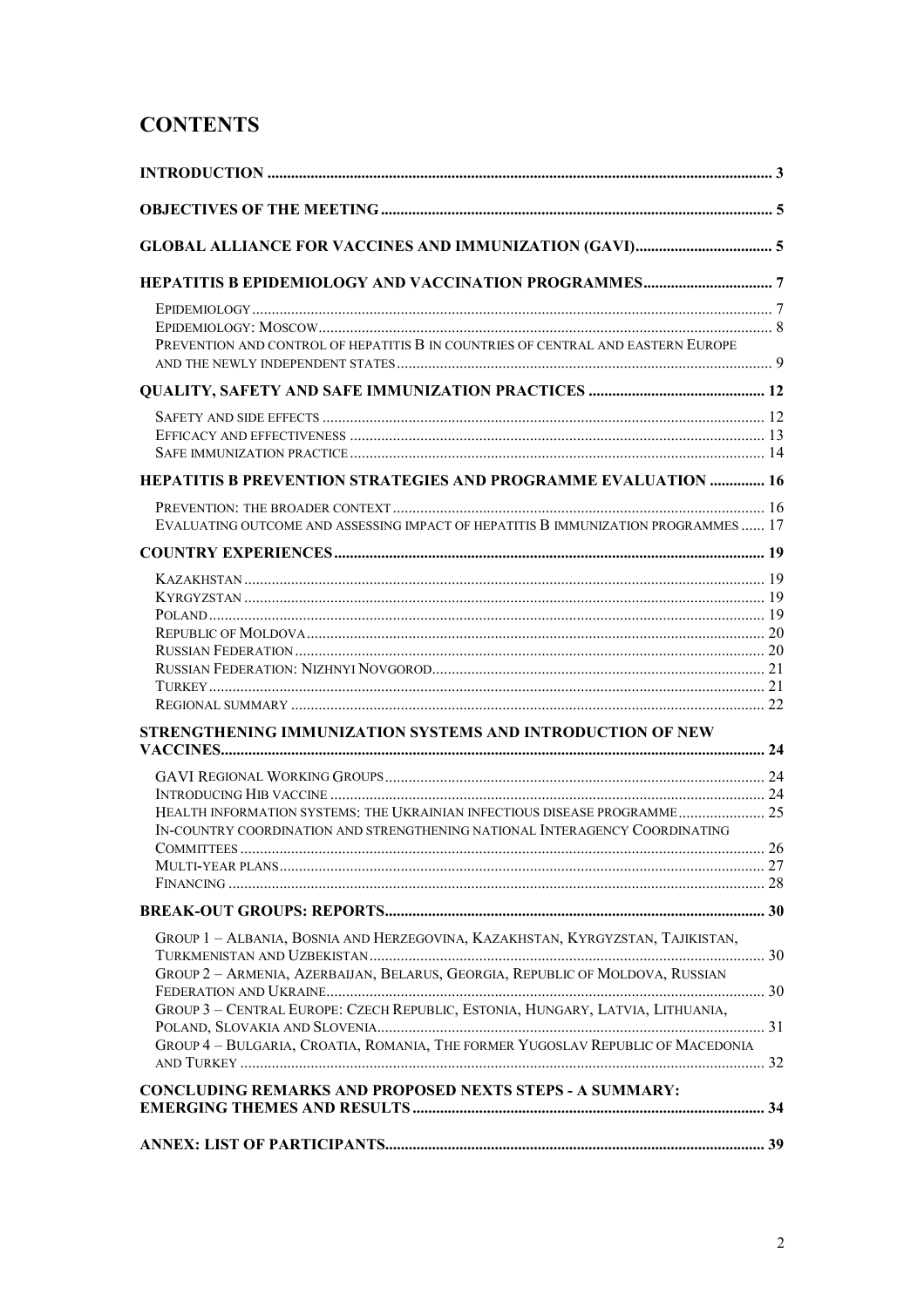# CONTENTS

**INTRODUCTION** ..... 3

**OBJECTIVES OF THE MEETING** ..... 5

**GLOBAL ALLIANCE FOR VACCINES AND IMMUNIZATION (GAVI)** ..... 5

**HEPATITIS B EPIDEMIOLOGY AND VACCINATION PROGRAMMES** ..... 7

- EPIDEMIOLOGY ..... 7
- EPIDEMIOLOGY: MOSCOW ..... 8
- PREVENTION AND CONTROL OF HEPATITIS B IN COUNTRIES OF CENTRAL AND EASTERN EUROPE AND THE NEWLY INDEPENDENT STATES ..... 9

**QUALITY, SAFETY AND SAFE IMMUNIZATION PRACTICES** ..... 12

- SAFETY AND SIDE EFFECTS ..... 12
- EFFICACY AND EFFECTIVENESS ..... 13
- SAFE IMMUNIZATION PRACTICE ..... 14

**HEPATITIS B PREVENTION STRATEGIES AND PROGRAMME EVALUATION** ..... 16

- PREVENTION: THE BROADER CONTEXT ..... 16
- EVALUATING OUTCOME AND ASSESSING IMPACT OF HEPATITIS B IMMUNIZATION PROGRAMMES ..... 17

**COUNTRY EXPERIENCES** ..... 19

- KAZAKHSTAN ..... 19
- KYRGYZSTAN ..... 19
- POLAND ..... 19
- REPUBLIC OF MOLDOVA ..... 20
- RUSSIAN FEDERATION ..... 20
- RUSSIAN FEDERATION: NIZHNYI NOVGOROD ..... 21
- TURKEY ..... 21
- REGIONAL SUMMARY ..... 22

**STRENGTHENING IMMUNIZATION SYSTEMS AND INTRODUCTION OF NEW VACCINES** ..... 24

- GAVI REGIONAL WORKING GROUPS ..... 24
- INTRODUCING HIB VACCINE ..... 24
- HEALTH INFORMATION SYSTEMS: THE UKRAINIAN INFECTIOUS DISEASE PROGRAMME ..... 25
- IN-COUNTRY COORDINATION AND STRENGTHENING NATIONAL INTERAGENCY COORDINATING COMMITTEES ..... 26
- MULTI-YEAR PLANS ..... 27
- FINANCING ..... 28

**BREAK-OUT GROUPS: REPORTS** ..... 30

- GROUP 1 – ALBANIA, BOSNIA AND HERZEGOVINA, KAZAKHSTAN, KYRGYZSTAN, TAJIKISTAN, TURKMENISTAN AND UZBEKISTAN ..... 30
- GROUP 2 – ARMENIA, AZERBAIJAN, BELARUS, GEORGIA, REPUBLIC OF MOLDOVA, RUSSIAN FEDERATION AND UKRAINE ..... 30
- GROUP 3 – CENTRAL EUROPE: CZECH REPUBLIC, ESTONIA, HUNGARY, LATVIA, LITHUANIA, POLAND, SLOVAKIA AND SLOVENIA ..... 31
- GROUP 4 – BULGARIA, CROATIA, ROMANIA, THE FORMER YUGOSLAV REPUBLIC OF MACEDONIA AND TURKEY ..... 32

**CONCLUDING REMARKS AND PROPOSED NEXTS STEPS - A SUMMARY: EMERGING THEMES AND RESULTS** ..... 34

**ANNEX: LIST OF PARTICIPANTS** ..... 39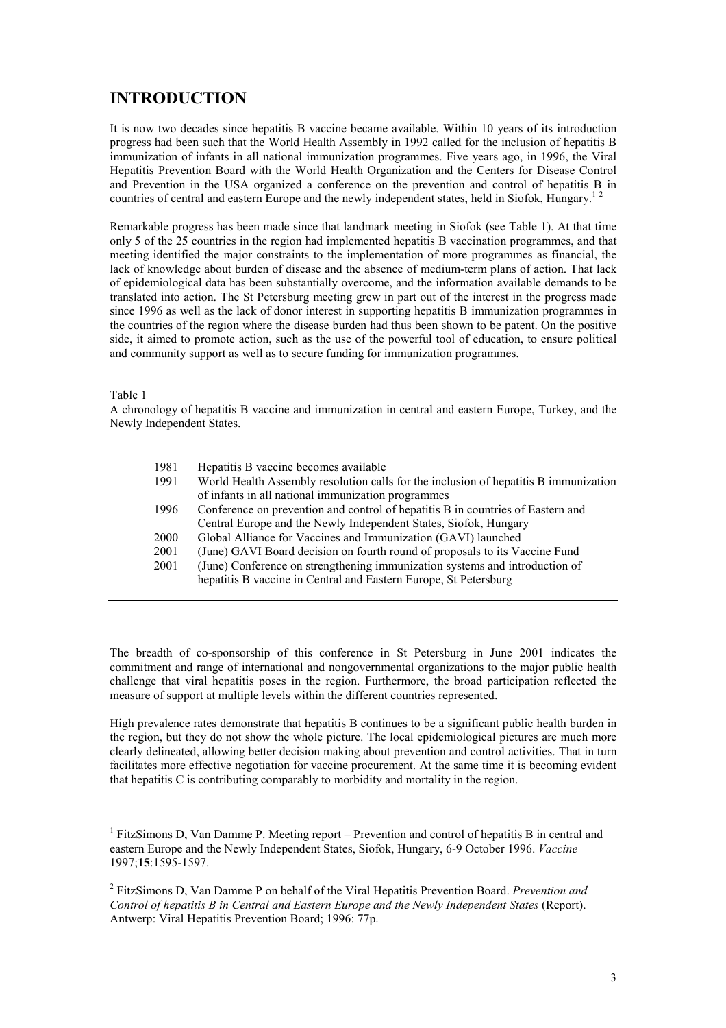# INTRODUCTION

It is now two decades since hepatitis B vaccine became available. Within 10 years of its introduction progress had been such that the World Health Assembly in 1992 called for the inclusion of hepatitis B immunization of infants in all national immunization programmes. Five years ago, in 1996, the Viral Hepatitis Prevention Board with the World Health Organization and the Centers for Disease Control and Prevention in the USA organized a conference on the prevention and control of hepatitis B in countries of central and eastern Europe and the newly independent states, held in Siofok, Hungary.[1 2]

Remarkable progress has been made since that landmark meeting in Siofok (see Table 1). At that time only 5 of the 25 countries in the region had implemented hepatitis B vaccination programmes, and that meeting identified the major constraints to the implementation of more programmes as financial, the lack of knowledge about burden of disease and the absence of medium-term plans of action. That lack of epidemiological data has been substantially overcome, and the information available demands to be translated into action. The St Petersburg meeting grew in part out of the interest in the progress made since 1996 as well as the lack of donor interest in supporting hepatitis B immunization programmes in the countries of the region where the disease burden had thus been shown to be patent. On the positive side, it aimed to promote action, such as the use of the powerful tool of education, to ensure political and community support as well as to secure funding for immunization programmes.

Table 1
A chronology of hepatitis B vaccine and immunization in central and eastern Europe, Turkey, and the Newly Independent States.

| | |
|---|---|
| 1981 | Hepatitis B vaccine becomes available |
| 1991 | World Health Assembly resolution calls for the inclusion of hepatitis B immunization of infants in all national immunization programmes |
| 1996 | Conference on prevention and control of hepatitis B in countries of Eastern and Central Europe and the Newly Independent States, Siofok, Hungary |
| 2000 | Global Alliance for Vaccines and Immunization (GAVI) launched |
| 2001 | (June) GAVI Board decision on fourth round of proposals to its Vaccine Fund |
| 2001 | (June) Conference on strengthening immunization systems and introduction of hepatitis B vaccine in Central and Eastern Europe, St Petersburg |

The breadth of co-sponsorship of this conference in St Petersburg in June 2001 indicates the commitment and range of international and nongovernmental organizations to the major public health challenge that viral hepatitis poses in the region. Furthermore, the broad participation reflected the measure of support at multiple levels within the different countries represented.

High prevalence rates demonstrate that hepatitis B continues to be a significant public health burden in the region, but they do not show the whole picture. The local epidemiological pictures are much more clearly delineated, allowing better decision making about prevention and control activities. That in turn facilitates more effective negotiation for vaccine procurement. At the same time it is becoming evident that hepatitis C is contributing comparably to morbidity and mortality in the region.

[1] FitzSimons D, Van Damme P. Meeting report – Prevention and control of hepatitis B in central and eastern Europe and the Newly Independent States, Siofok, Hungary, 6-9 October 1996. *Vaccine* 1997;**15**:1595-1597.

[2] FitzSimons D, Van Damme P on behalf of the Viral Hepatitis Prevention Board. *Prevention and Control of hepatitis B in Central and Eastern Europe and the Newly Independent States* (Report). Antwerp: Viral Hepatitis Prevention Board; 1996: 77p.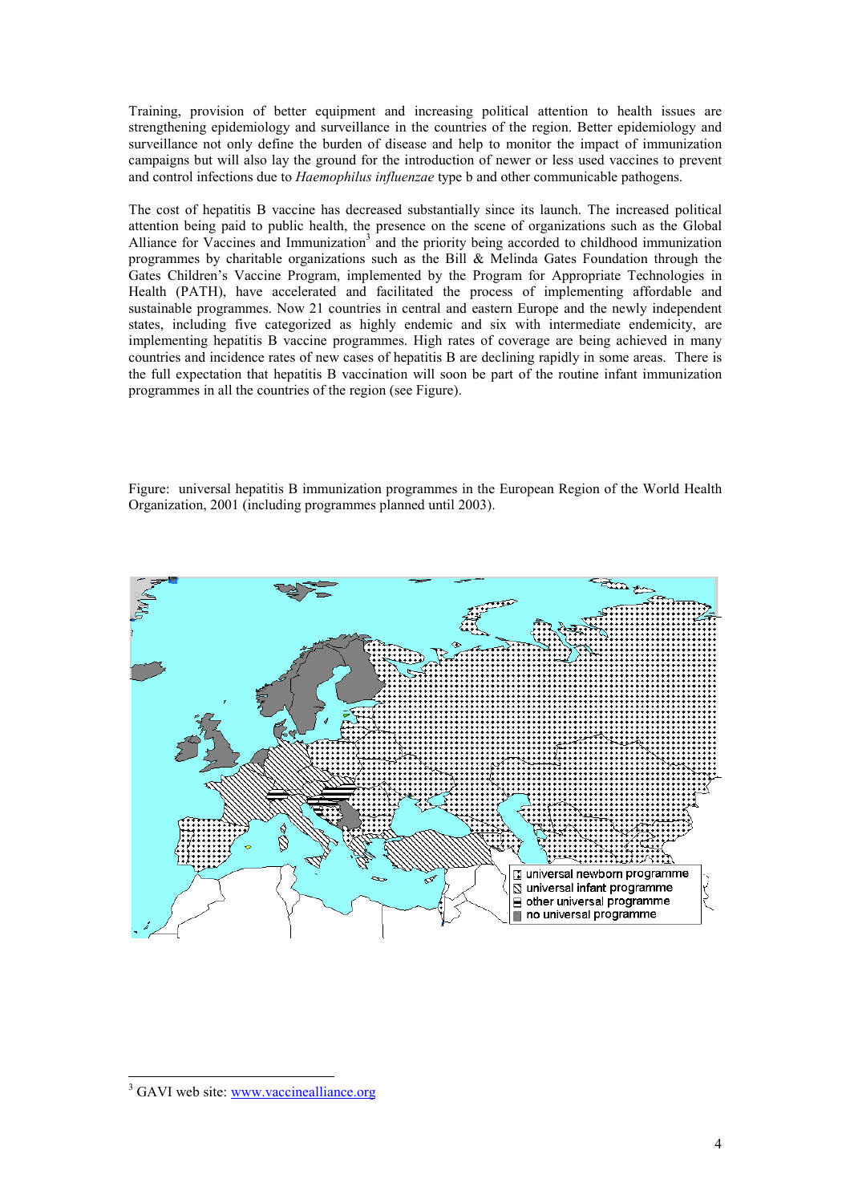Training, provision of better equipment and increasing political attention to health issues are strengthening epidemiology and surveillance in the countries of the region. Better epidemiology and surveillance not only define the burden of disease and help to monitor the impact of immunization campaigns but will also lay the ground for the introduction of newer or less used vaccines to prevent and control infections due to *Haemophilus influenzae* type b and other communicable pathogens.

The cost of hepatitis B vaccine has decreased substantially since its launch. The increased political attention being paid to public health, the presence on the scene of organizations such as the Global Alliance for Vaccines and Immunization[3] and the priority being accorded to childhood immunization programmes by charitable organizations such as the Bill & Melinda Gates Foundation through the Gates Children's Vaccine Program, implemented by the Program for Appropriate Technologies in Health (PATH), have accelerated and facilitated the process of implementing affordable and sustainable programmes. Now 21 countries in central and eastern Europe and the newly independent states, including five categorized as highly endemic and six with intermediate endemicity, are implementing hepatitis B vaccine programmes. High rates of coverage are being achieved in many countries and incidence rates of new cases of hepatitis B are declining rapidly in some areas. There is the full expectation that hepatitis B vaccination will soon be part of the routine infant immunization programmes in all the countries of the region (see Figure).

Figure: universal hepatitis B immunization programmes in the European Region of the World Health Organization, 2001 (including programmes planned until 2003).

- universal newborn programme
- universal infant programme
- other universal programme
- no universal programme

[3] GAVI web site: www.vaccinealliance.org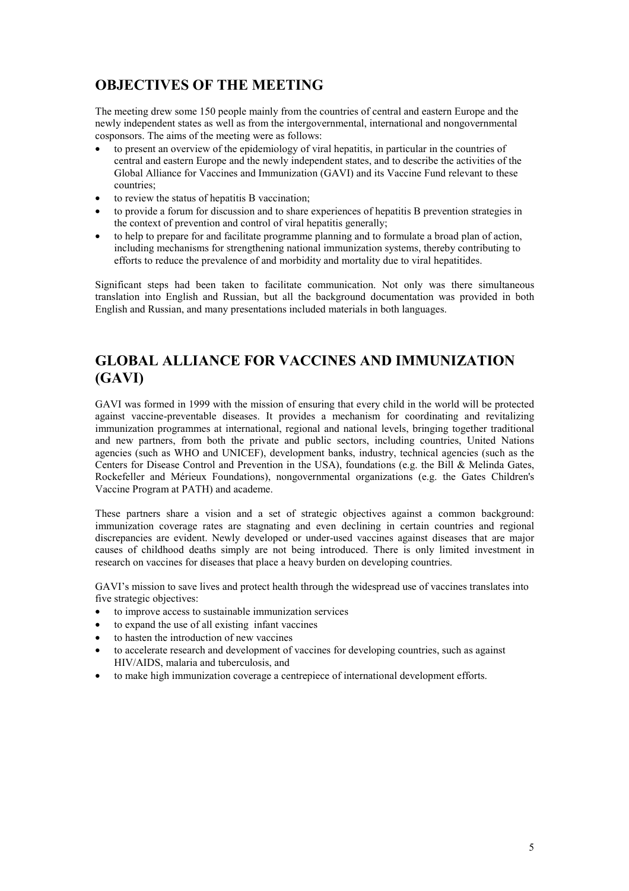## OBJECTIVES OF THE MEETING

The meeting drew some 150 people mainly from the countries of central and eastern Europe and the newly independent states as well as from the intergovernmental, international and nongovernmental cosponsors. The aims of the meeting were as follows:

- to present an overview of the epidemiology of viral hepatitis, in particular in the countries of central and eastern Europe and the newly independent states, and to describe the activities of the Global Alliance for Vaccines and Immunization (GAVI) and its Vaccine Fund relevant to these countries;
- to review the status of hepatitis B vaccination;
- to provide a forum for discussion and to share experiences of hepatitis B prevention strategies in the context of prevention and control of viral hepatitis generally;
- to help to prepare for and facilitate programme planning and to formulate a broad plan of action, including mechanisms for strengthening national immunization systems, thereby contributing to efforts to reduce the prevalence of and morbidity and mortality due to viral hepatitides.

Significant steps had been taken to facilitate communication. Not only was there simultaneous translation into English and Russian, but all the background documentation was provided in both English and Russian, and many presentations included materials in both languages.

## GLOBAL ALLIANCE FOR VACCINES AND IMMUNIZATION (GAVI)

GAVI was formed in 1999 with the mission of ensuring that every child in the world will be protected against vaccine-preventable diseases. It provides a mechanism for coordinating and revitalizing immunization programmes at international, regional and national levels, bringing together traditional and new partners, from both the private and public sectors, including countries, United Nations agencies (such as WHO and UNICEF), development banks, industry, technical agencies (such as the Centers for Disease Control and Prevention in the USA), foundations (e.g. the Bill & Melinda Gates, Rockefeller and Mérieux Foundations), nongovernmental organizations (e.g. the Gates Children's Vaccine Program at PATH) and academe.

These partners share a vision and a set of strategic objectives against a common background: immunization coverage rates are stagnating and even declining in certain countries and regional discrepancies are evident. Newly developed or under-used vaccines against diseases that are major causes of childhood deaths simply are not being introduced. There is only limited investment in research on vaccines for diseases that place a heavy burden on developing countries.

GAVI's mission to save lives and protect health through the widespread use of vaccines translates into five strategic objectives:

- to improve access to sustainable immunization services
- to expand the use of all existing infant vaccines
- to hasten the introduction of new vaccines
- to accelerate research and development of vaccines for developing countries, such as against HIV/AIDS, malaria and tuberculosis, and
- to make high immunization coverage a centrepiece of international development efforts.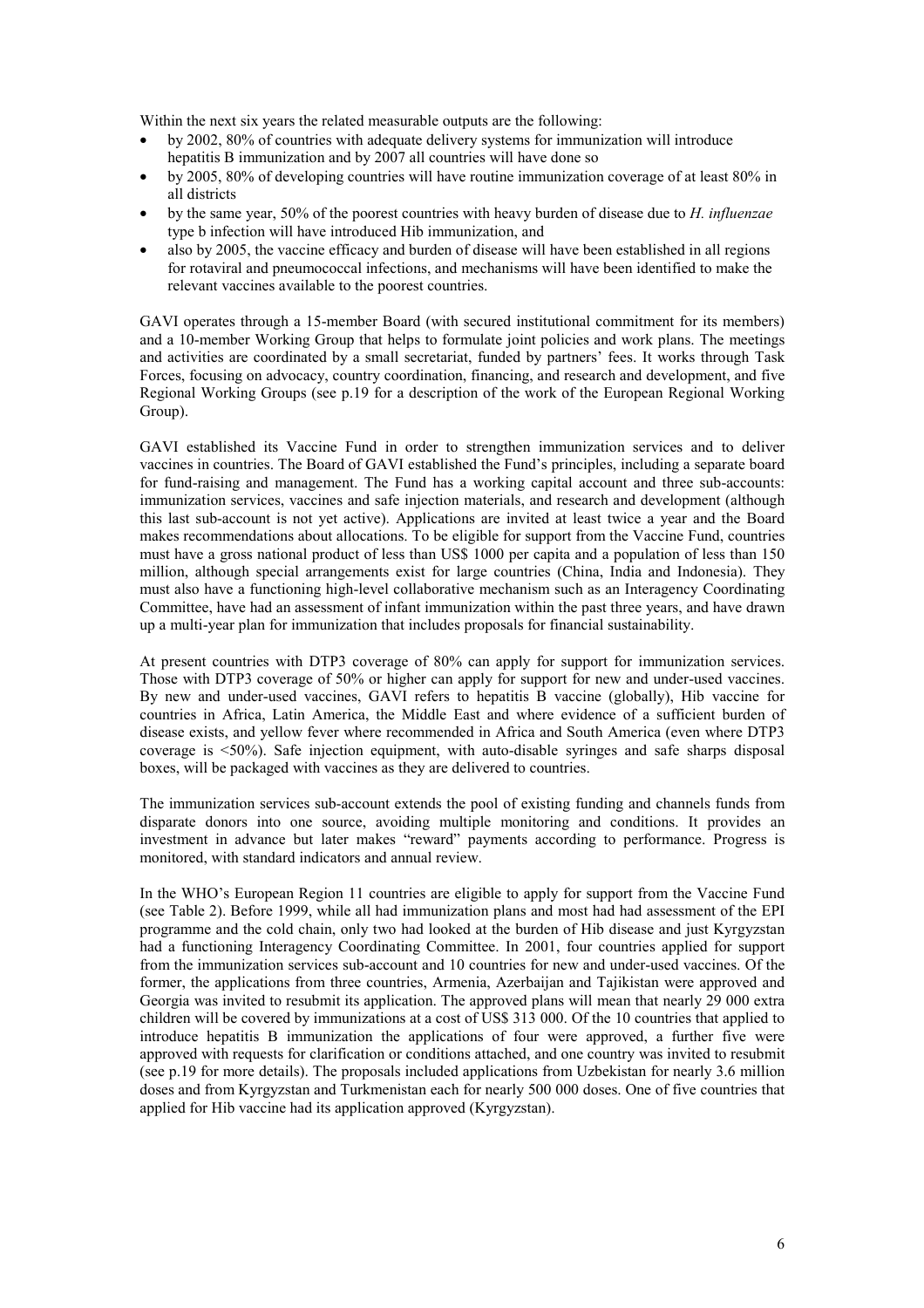Within the next six years the related measurable outputs are the following:

- by 2002, 80% of countries with adequate delivery systems for immunization will introduce hepatitis B immunization and by 2007 all countries will have done so
- by 2005, 80% of developing countries will have routine immunization coverage of at least 80% in all districts
- by the same year, 50% of the poorest countries with heavy burden of disease due to *H. influenzae* type b infection will have introduced Hib immunization, and
- also by 2005, the vaccine efficacy and burden of disease will have been established in all regions for rotaviral and pneumococcal infections, and mechanisms will have been identified to make the relevant vaccines available to the poorest countries.

GAVI operates through a 15-member Board (with secured institutional commitment for its members) and a 10-member Working Group that helps to formulate joint policies and work plans. The meetings and activities are coordinated by a small secretariat, funded by partners' fees. It works through Task Forces, focusing on advocacy, country coordination, financing, and research and development, and five Regional Working Groups (see p.19 for a description of the work of the European Regional Working Group).

GAVI established its Vaccine Fund in order to strengthen immunization services and to deliver vaccines in countries. The Board of GAVI established the Fund's principles, including a separate board for fund-raising and management. The Fund has a working capital account and three sub-accounts: immunization services, vaccines and safe injection materials, and research and development (although this last sub-account is not yet active). Applications are invited at least twice a year and the Board makes recommendations about allocations. To be eligible for support from the Vaccine Fund, countries must have a gross national product of less than US$ 1000 per capita and a population of less than 150 million, although special arrangements exist for large countries (China, India and Indonesia). They must also have a functioning high-level collaborative mechanism such as an Interagency Coordinating Committee, have had an assessment of infant immunization within the past three years, and have drawn up a multi-year plan for immunization that includes proposals for financial sustainability.

At present countries with DTP3 coverage of 80% can apply for support for immunization services. Those with DTP3 coverage of 50% or higher can apply for support for new and under-used vaccines. By new and under-used vaccines, GAVI refers to hepatitis B vaccine (globally), Hib vaccine for countries in Africa, Latin America, the Middle East and where evidence of a sufficient burden of disease exists, and yellow fever where recommended in Africa and South America (even where DTP3 coverage is <50%). Safe injection equipment, with auto-disable syringes and safe sharps disposal boxes, will be packaged with vaccines as they are delivered to countries.

The immunization services sub-account extends the pool of existing funding and channels funds from disparate donors into one source, avoiding multiple monitoring and conditions. It provides an investment in advance but later makes "reward" payments according to performance. Progress is monitored, with standard indicators and annual review.

In the WHO's European Region 11 countries are eligible to apply for support from the Vaccine Fund (see Table 2). Before 1999, while all had immunization plans and most had had assessment of the EPI programme and the cold chain, only two had looked at the burden of Hib disease and just Kyrgyzstan had a functioning Interagency Coordinating Committee. In 2001, four countries applied for support from the immunization services sub-account and 10 countries for new and under-used vaccines. Of the former, the applications from three countries, Armenia, Azerbaijan and Tajikistan were approved and Georgia was invited to resubmit its application. The approved plans will mean that nearly 29 000 extra children will be covered by immunizations at a cost of US$ 313 000. Of the 10 countries that applied to introduce hepatitis B immunization the applications of four were approved, a further five were approved with requests for clarification or conditions attached, and one country was invited to resubmit (see p.19 for more details). The proposals included applications from Uzbekistan for nearly 3.6 million doses and from Kyrgyzstan and Turkmenistan each for nearly 500 000 doses. One of five countries that applied for Hib vaccine had its application approved (Kyrgyzstan).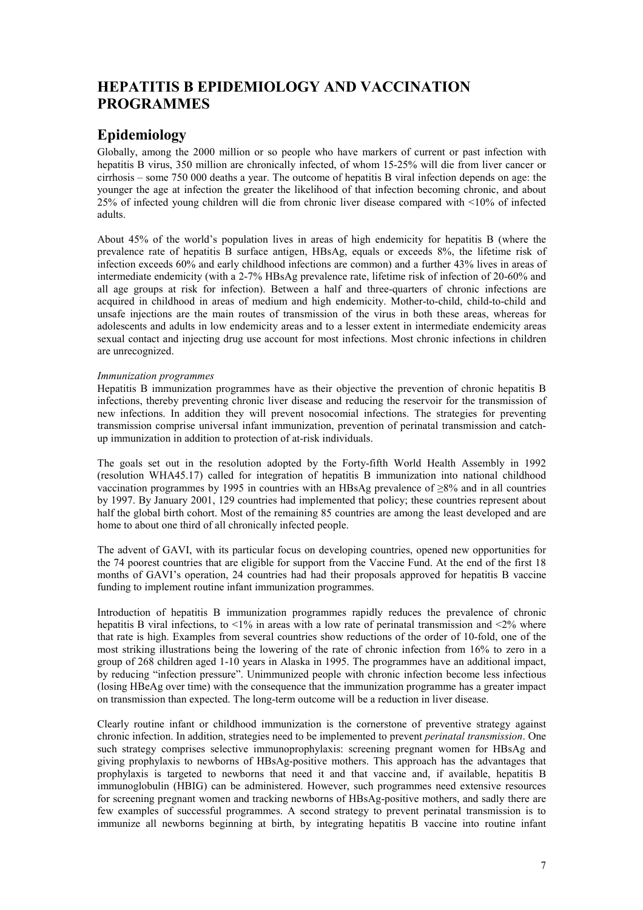# HEPATITIS B EPIDEMIOLOGY AND VACCINATION PROGRAMMES

## Epidemiology

Globally, among the 2000 million or so people who have markers of current or past infection with hepatitis B virus, 350 million are chronically infected, of whom 15-25% will die from liver cancer or cirrhosis – some 750 000 deaths a year. The outcome of hepatitis B viral infection depends on age: the younger the age at infection the greater the likelihood of that infection becoming chronic, and about 25% of infected young children will die from chronic liver disease compared with <10% of infected adults.

About 45% of the world's population lives in areas of high endemicity for hepatitis B (where the prevalence rate of hepatitis B surface antigen, HBsAg, equals or exceeds 8%, the lifetime risk of infection exceeds 60% and early childhood infections are common) and a further 43% lives in areas of intermediate endemicity (with a 2-7% HBsAg prevalence rate, lifetime risk of infection of 20-60% and all age groups at risk for infection). Between a half and three-quarters of chronic infections are acquired in childhood in areas of medium and high endemicity. Mother-to-child, child-to-child and unsafe injections are the main routes of transmission of the virus in both these areas, whereas for adolescents and adults in low endemicity areas and to a lesser extent in intermediate endemicity areas sexual contact and injecting drug use account for most infections. Most chronic infections in children are unrecognized.

*Immunization programmes*

Hepatitis B immunization programmes have as their objective the prevention of chronic hepatitis B infections, thereby preventing chronic liver disease and reducing the reservoir for the transmission of new infections. In addition they will prevent nosocomial infections. The strategies for preventing transmission comprise universal infant immunization, prevention of perinatal transmission and catch-up immunization in addition to protection of at-risk individuals.

The goals set out in the resolution adopted by the Forty-fifth World Health Assembly in 1992 (resolution WHA45.17) called for integration of hepatitis B immunization into national childhood vaccination programmes by 1995 in countries with an HBsAg prevalence of ≥8% and in all countries by 1997. By January 2001, 129 countries had implemented that policy; these countries represent about half the global birth cohort. Most of the remaining 85 countries are among the least developed and are home to about one third of all chronically infected people.

The advent of GAVI, with its particular focus on developing countries, opened new opportunities for the 74 poorest countries that are eligible for support from the Vaccine Fund. At the end of the first 18 months of GAVI's operation, 24 countries had had their proposals approved for hepatitis B vaccine funding to implement routine infant immunization programmes.

Introduction of hepatitis B immunization programmes rapidly reduces the prevalence of chronic hepatitis B viral infections, to <1% in areas with a low rate of perinatal transmission and <2% where that rate is high. Examples from several countries show reductions of the order of 10-fold, one of the most striking illustrations being the lowering of the rate of chronic infection from 16% to zero in a group of 268 children aged 1-10 years in Alaska in 1995. The programmes have an additional impact, by reducing "infection pressure". Unimmunized people with chronic infection become less infectious (losing HBeAg over time) with the consequence that the immunization programme has a greater impact on transmission than expected. The long-term outcome will be a reduction in liver disease.

Clearly routine infant or childhood immunization is the cornerstone of preventive strategy against chronic infection. In addition, strategies need to be implemented to prevent *perinatal transmission*. One such strategy comprises selective immunoprophylaxis: screening pregnant women for HBsAg and giving prophylaxis to newborns of HBsAg-positive mothers. This approach has the advantages that prophylaxis is targeted to newborns that need it and that vaccine and, if available, hepatitis B immunoglobulin (HBIG) can be administered. However, such programmes need extensive resources for screening pregnant women and tracking newborns of HBsAg-positive mothers, and sadly there are few examples of successful programmes. A second strategy to prevent perinatal transmission is to immunize all newborns beginning at birth, by integrating hepatitis B vaccine into routine infant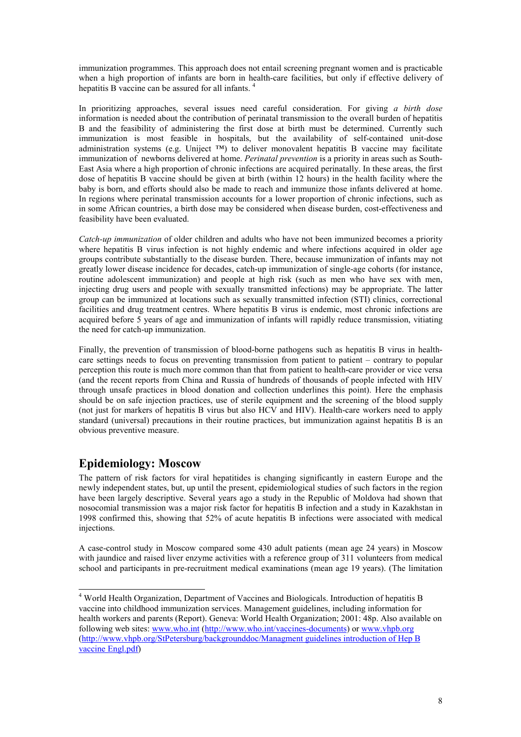immunization programmes. This approach does not entail screening pregnant women and is practicable when a high proportion of infants are born in health-care facilities, but only if effective delivery of hepatitis B vaccine can be assured for all infants. [4]

In prioritizing approaches, several issues need careful consideration. For giving *a birth dose* information is needed about the contribution of perinatal transmission to the overall burden of hepatitis B and the feasibility of administering the first dose at birth must be determined. Currently such immunization is most feasible in hospitals, but the availability of self-contained unit-dose administration systems (e.g. Uniject ™) to deliver monovalent hepatitis B vaccine may facilitate immunization of newborns delivered at home. *Perinatal prevention* is a priority in areas such as South-East Asia where a high proportion of chronic infections are acquired perinatally. In these areas, the first dose of hepatitis B vaccine should be given at birth (within 12 hours) in the health facility where the baby is born, and efforts should also be made to reach and immunize those infants delivered at home. In regions where perinatal transmission accounts for a lower proportion of chronic infections, such as in some African countries, a birth dose may be considered when disease burden, cost-effectiveness and feasibility have been evaluated.

*Catch-up immunization* of older children and adults who have not been immunized becomes a priority where hepatitis B virus infection is not highly endemic and where infections acquired in older age groups contribute substantially to the disease burden. There, because immunization of infants may not greatly lower disease incidence for decades, catch-up immunization of single-age cohorts (for instance, routine adolescent immunization) and people at high risk (such as men who have sex with men, injecting drug users and people with sexually transmitted infections) may be appropriate. The latter group can be immunized at locations such as sexually transmitted infection (STI) clinics, correctional facilities and drug treatment centres. Where hepatitis B virus is endemic, most chronic infections are acquired before 5 years of age and immunization of infants will rapidly reduce transmission, vitiating the need for catch-up immunization.

Finally, the prevention of transmission of blood-borne pathogens such as hepatitis B virus in health-care settings needs to focus on preventing transmission from patient to patient – contrary to popular perception this route is much more common than that from patient to health-care provider or vice versa (and the recent reports from China and Russia of hundreds of thousands of people infected with HIV through unsafe practices in blood donation and collection underlines this point). Here the emphasis should be on safe injection practices, use of sterile equipment and the screening of the blood supply (not just for markers of hepatitis B virus but also HCV and HIV). Health-care workers need to apply standard (universal) precautions in their routine practices, but immunization against hepatitis B is an obvious preventive measure.

## Epidemiology: Moscow

The pattern of risk factors for viral hepatitides is changing significantly in eastern Europe and the newly independent states, but, up until the present, epidemiological studies of such factors in the region have been largely descriptive. Several years ago a study in the Republic of Moldova had shown that nosocomial transmission was a major risk factor for hepatitis B infection and a study in Kazakhstan in 1998 confirmed this, showing that 52% of acute hepatitis B infections were associated with medical injections.

A case-control study in Moscow compared some 430 adult patients (mean age 24 years) in Moscow with jaundice and raised liver enzyme activities with a reference group of 311 volunteers from medical school and participants in pre-recruitment medical examinations (mean age 19 years). (The limitation

---

[4] World Health Organization, Department of Vaccines and Biologicals. Introduction of hepatitis B vaccine into childhood immunization services. Management guidelines, including information for health workers and parents (Report). Geneva: World Health Organization; 2001: 48p. Also available on following web sites: www.who.int (http://www.who.int/vaccines-documents) or www.vhpb.org (http://www.vhpb.org/StPetersburg/backgrounddoc/Managment guidelines introduction of Hep B vaccine Engl.pdf)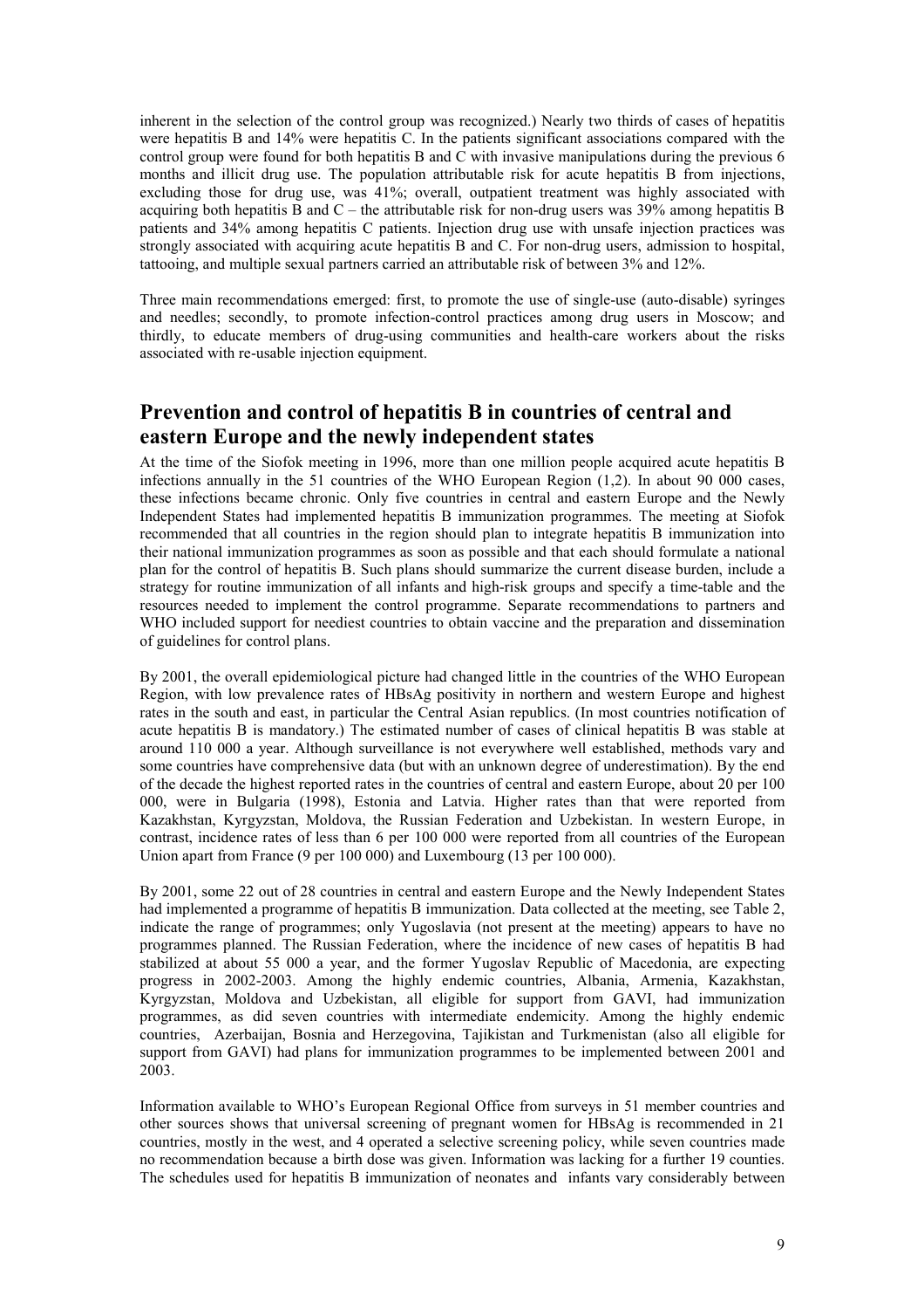inherent in the selection of the control group was recognized.) Nearly two thirds of cases of hepatitis were hepatitis B and 14% were hepatitis C. In the patients significant associations compared with the control group were found for both hepatitis B and C with invasive manipulations during the previous 6 months and illicit drug use. The population attributable risk for acute hepatitis B from injections, excluding those for drug use, was 41%; overall, outpatient treatment was highly associated with acquiring both hepatitis B and C – the attributable risk for non-drug users was 39% among hepatitis B patients and 34% among hepatitis C patients. Injection drug use with unsafe injection practices was strongly associated with acquiring acute hepatitis B and C. For non-drug users, admission to hospital, tattooing, and multiple sexual partners carried an attributable risk of between 3% and 12%.

Three main recommendations emerged: first, to promote the use of single-use (auto-disable) syringes and needles; secondly, to promote infection-control practices among drug users in Moscow; and thirdly, to educate members of drug-using communities and health-care workers about the risks associated with re-usable injection equipment.

## Prevention and control of hepatitis B in countries of central and eastern Europe and the newly independent states

At the time of the Siofok meeting in 1996, more than one million people acquired acute hepatitis B infections annually in the 51 countries of the WHO European Region (1,2). In about 90 000 cases, these infections became chronic. Only five countries in central and eastern Europe and the Newly Independent States had implemented hepatitis B immunization programmes. The meeting at Siofok recommended that all countries in the region should plan to integrate hepatitis B immunization into their national immunization programmes as soon as possible and that each should formulate a national plan for the control of hepatitis B. Such plans should summarize the current disease burden, include a strategy for routine immunization of all infants and high-risk groups and specify a time-table and the resources needed to implement the control programme. Separate recommendations to partners and WHO included support for neediest countries to obtain vaccine and the preparation and dissemination of guidelines for control plans.

By 2001, the overall epidemiological picture had changed little in the countries of the WHO European Region, with low prevalence rates of HBsAg positivity in northern and western Europe and highest rates in the south and east, in particular the Central Asian republics. (In most countries notification of acute hepatitis B is mandatory.) The estimated number of cases of clinical hepatitis B was stable at around 110 000 a year. Although surveillance is not everywhere well established, methods vary and some countries have comprehensive data (but with an unknown degree of underestimation). By the end of the decade the highest reported rates in the countries of central and eastern Europe, about 20 per 100 000, were in Bulgaria (1998), Estonia and Latvia. Higher rates than that were reported from Kazakhstan, Kyrgyzstan, Moldova, the Russian Federation and Uzbekistan. In western Europe, in contrast, incidence rates of less than 6 per 100 000 were reported from all countries of the European Union apart from France (9 per 100 000) and Luxembourg (13 per 100 000).

By 2001, some 22 out of 28 countries in central and eastern Europe and the Newly Independent States had implemented a programme of hepatitis B immunization. Data collected at the meeting, see Table 2, indicate the range of programmes; only Yugoslavia (not present at the meeting) appears to have no programmes planned. The Russian Federation, where the incidence of new cases of hepatitis B had stabilized at about 55 000 a year, and the former Yugoslav Republic of Macedonia, are expecting progress in 2002-2003. Among the highly endemic countries, Albania, Armenia, Kazakhstan, Kyrgyzstan, Moldova and Uzbekistan, all eligible for support from GAVI, had immunization programmes, as did seven countries with intermediate endemicity. Among the highly endemic countries, Azerbaijan, Bosnia and Herzegovina, Tajikistan and Turkmenistan (also all eligible for support from GAVI) had plans for immunization programmes to be implemented between 2001 and 2003.

Information available to WHO's European Regional Office from surveys in 51 member countries and other sources shows that universal screening of pregnant women for HBsAg is recommended in 21 countries, mostly in the west, and 4 operated a selective screening policy, while seven countries made no recommendation because a birth dose was given. Information was lacking for a further 19 counties. The schedules used for hepatitis B immunization of neonates and infants vary considerably between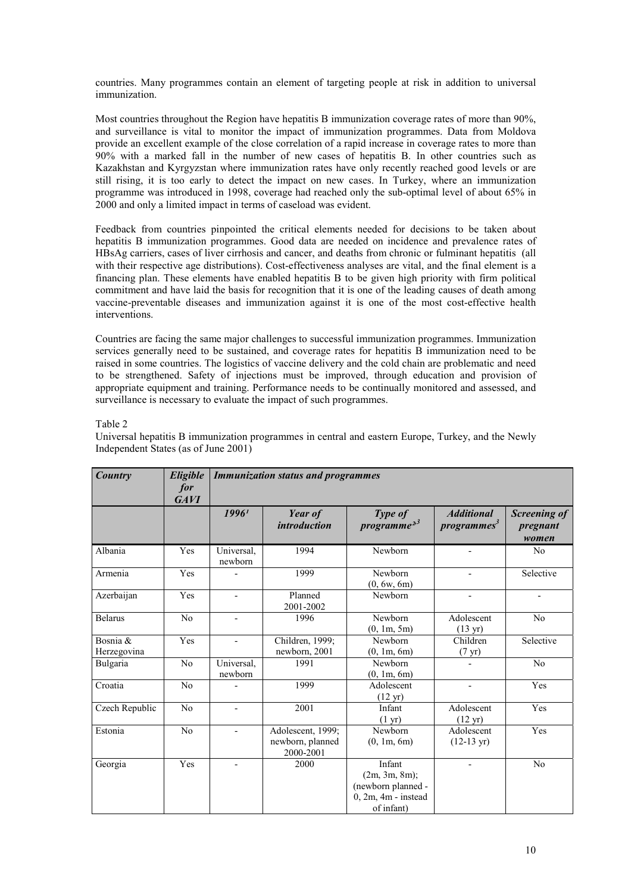countries. Many programmes contain an element of targeting people at risk in addition to universal immunization.

Most countries throughout the Region have hepatitis B immunization coverage rates of more than 90%, and surveillance is vital to monitor the impact of immunization programmes. Data from Moldova provide an excellent example of the close correlation of a rapid increase in coverage rates to more than 90% with a marked fall in the number of new cases of hepatitis B. In other countries such as Kazakhstan and Kyrgyzstan where immunization rates have only recently reached good levels or are still rising, it is too early to detect the impact on new cases. In Turkey, where an immunization programme was introduced in 1998, coverage had reached only the sub-optimal level of about 65% in 2000 and only a limited impact in terms of caseload was evident.

Feedback from countries pinpointed the critical elements needed for decisions to be taken about hepatitis B immunization programmes. Good data are needed on incidence and prevalence rates of HBsAg carriers, cases of liver cirrhosis and cancer, and deaths from chronic or fulminant hepatitis (all with their respective age distributions). Cost-effectiveness analyses are vital, and the final element is a financing plan. These elements have enabled hepatitis B to be given high priority with firm political commitment and have laid the basis for recognition that it is one of the leading causes of death among vaccine-preventable diseases and immunization against it is one of the most cost-effective health interventions.

Countries are facing the same major challenges to successful immunization programmes. Immunization services generally need to be sustained, and coverage rates for hepatitis B immunization need to be raised in some countries. The logistics of vaccine delivery and the cold chain are problematic and need to be strengthened. Safety of injections must be improved, through education and provision of appropriate equipment and training. Performance needs to be continually monitored and assessed, and surveillance is necessary to evaluate the impact of such programmes.

Table 2

Universal hepatitis B immunization programmes in central and eastern Europe, Turkey, and the Newly Independent States (as of June 2001)

| ***Country*** | ***Eligible for GAVI*** | ***Immunization status and programmes*** | | | | |
|---|---|---|---|---|---|---|
| | | ***1996***[1] | ***Year of introduction*** | ***Type of programme***[2,3] | ***Additional programmes***[3] | ***Screening of pregnant women*** |
| Albania | Yes | Universal, newborn | 1994 | Newborn | - | No |
| Armenia | Yes | - | 1999 | Newborn (0, 6w, 6m) | - | Selective |
| Azerbaijan | Yes | - | Planned 2001-2002 | Newborn | - | - |
| Belarus | No | - | 1996 | Newborn (0, 1m, 5m) | Adolescent (13 yr) | No |
| Bosnia & Herzegovina | Yes | - | Children, 1999; newborn, 2001 | Newborn (0, 1m, 6m) | Children (7 yr) | Selective |
| Bulgaria | No | Universal, newborn | 1991 | Newborn (0, 1m, 6m) | - | No |
| Croatia | No | - | 1999 | Adolescent (12 yr) | - | Yes |
| Czech Republic | No | - | 2001 | Infant (1 yr) | Adolescent (12 yr) | Yes |
| Estonia | No | - | Adolescent, 1999; newborn, planned 2000-2001 | Newborn (0, 1m, 6m) | Adolescent (12-13 yr) | Yes |
| Georgia | Yes | - | 2000 | Infant (2m, 3m, 8m); (newborn planned - 0, 2m, 4m - instead of infant) | - | No |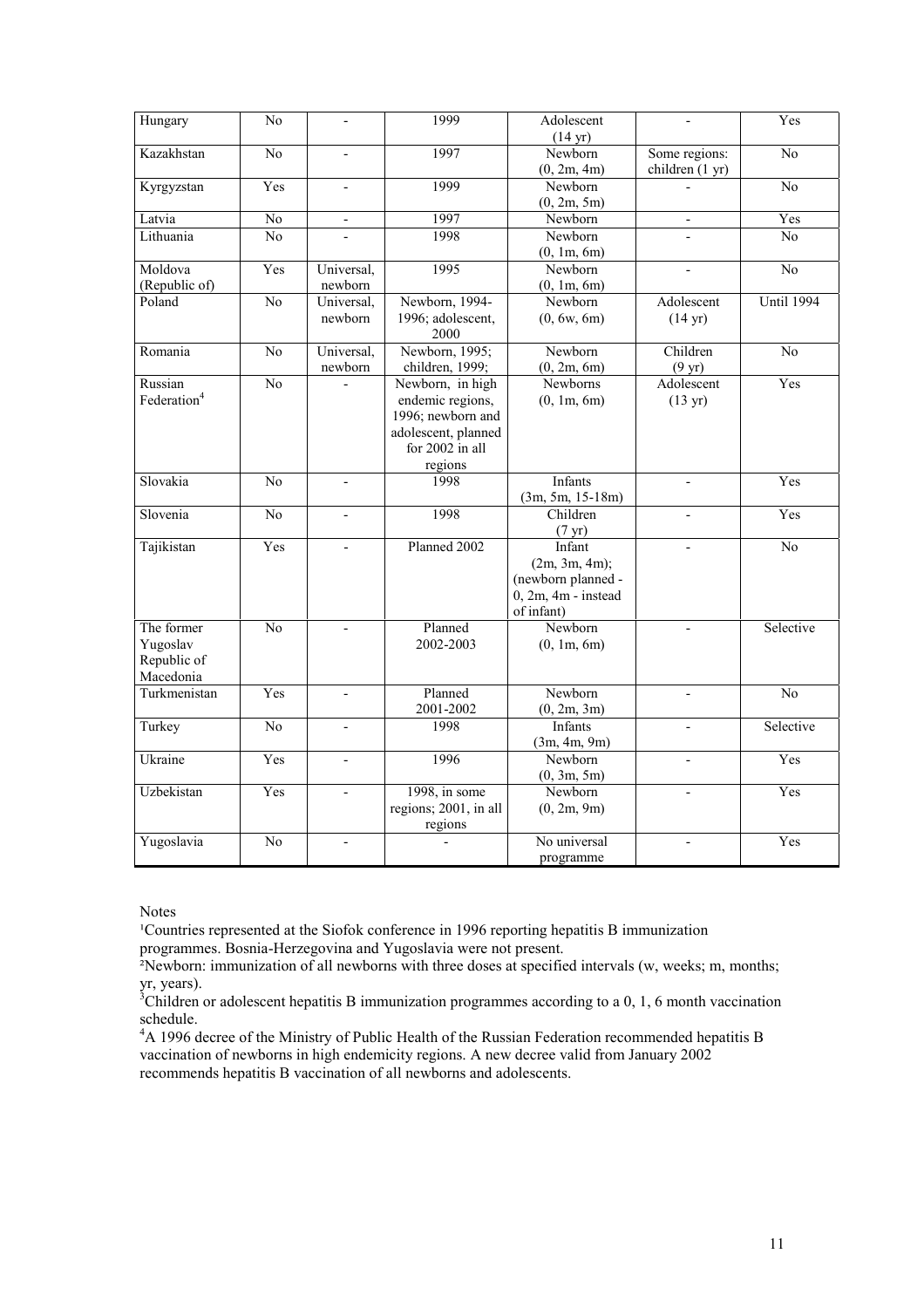| Hungary | No | - | 1999 | Adolescent (14 yr) | - | Yes |
|---|---|---|---|---|---|---|
| Kazakhstan | No | - | 1997 | Newborn (0, 2m, 4m) | Some regions: children (1 yr) | No |
| Kyrgyzstan | Yes | - | 1999 | Newborn (0, 2m, 5m) | - | No |
| Latvia | No | - | 1997 | Newborn | - | Yes |
| Lithuania | No | - | 1998 | Newborn (0, 1m, 6m) | - | No |
| Moldova (Republic of) | Yes | Universal, newborn | 1995 | Newborn (0, 1m, 6m) | - | No |
| Poland | No | Universal, newborn | Newborn, 1994-1996; adolescent, 2000 | Newborn (0, 6w, 6m) | Adolescent (14 yr) | Until 1994 |
| Romania | No | Universal, newborn | Newborn, 1995; children, 1999; | Newborn (0, 2m, 6m) | Children (9 yr) | No |
| Russian Federation[4] | No | - | Newborn, in high endemic regions, 1996; newborn and adolescent, planned for 2002 in all regions | Newborns (0, 1m, 6m) | Adolescent (13 yr) | Yes |
| Slovakia | No | - | 1998 | Infants (3m, 5m, 15-18m) | - | Yes |
| Slovenia | No | - | 1998 | Children (7 yr) | - | Yes |
| Tajikistan | Yes | - | Planned 2002 | Infant (2m, 3m, 4m); (newborn planned - 0, 2m, 4m - instead of infant) | - | No |
| The former Yugoslav Republic of Macedonia | No | - | Planned 2002-2003 | Newborn (0, 1m, 6m) | - | Selective |
| Turkmenistan | Yes | - | Planned 2001-2002 | Newborn (0, 2m, 3m) | - | No |
| Turkey | No | - | 1998 | Infants (3m, 4m, 9m) | - | Selective |
| Ukraine | Yes | - | 1996 | Newborn (0, 3m, 5m) | - | Yes |
| Uzbekistan | Yes | - | 1998, in some regions; 2001, in all regions | Newborn (0, 2m, 9m) | - | Yes |
| Yugoslavia | No | - | - | No universal programme | - | Yes |

Notes

[1]Countries represented at the Siofok conference in 1996 reporting hepatitis B immunization programmes. Bosnia-Herzegovina and Yugoslavia were not present.

[2]Newborn: immunization of all newborns with three doses at specified intervals (w, weeks; m, months; yr, years).

[3]Children or adolescent hepatitis B immunization programmes according to a 0, 1, 6 month vaccination schedule.

[4]A 1996 decree of the Ministry of Public Health of the Russian Federation recommended hepatitis B vaccination of newborns in high endemicity regions. A new decree valid from January 2002 recommends hepatitis B vaccination of all newborns and adolescents.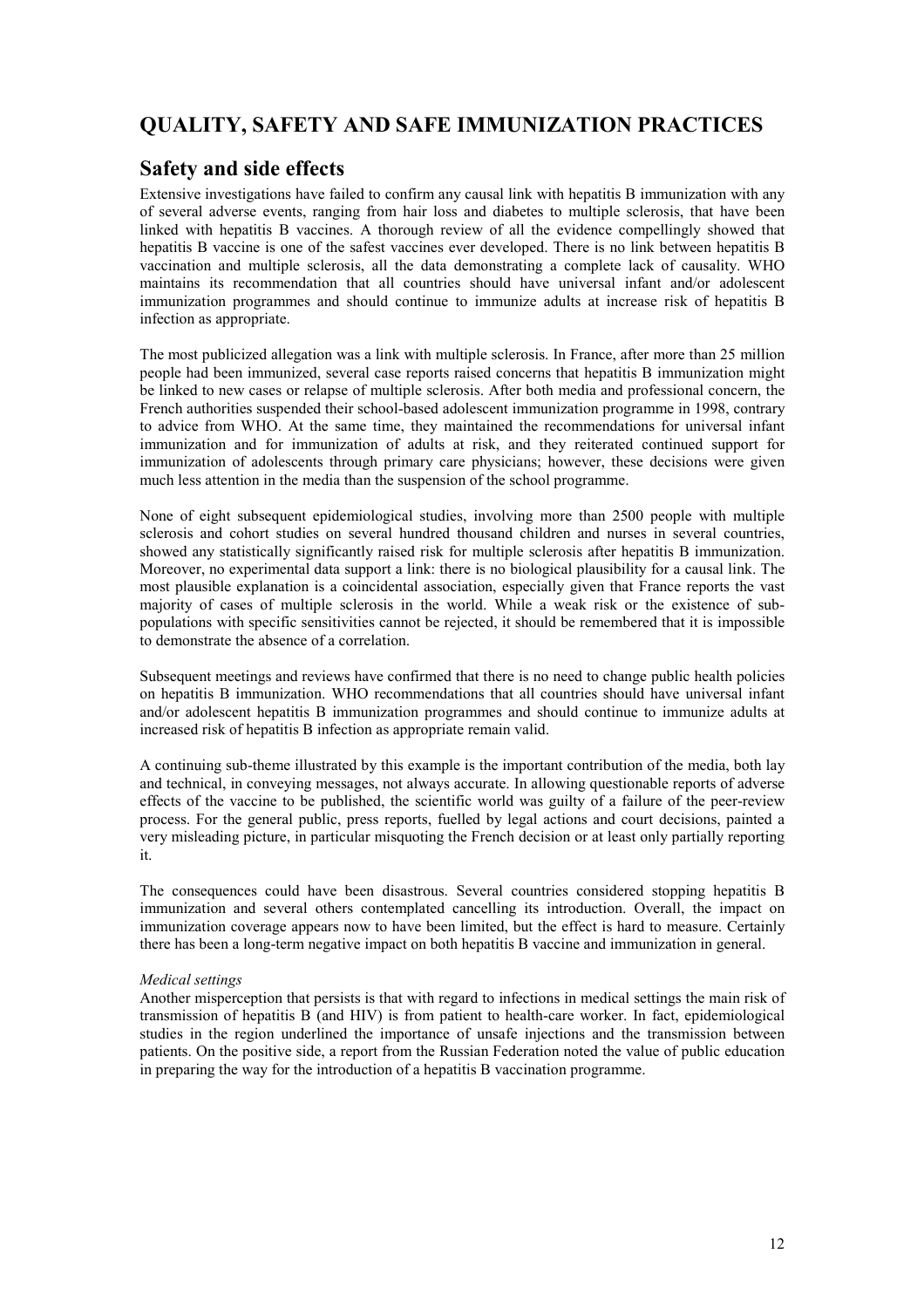# QUALITY, SAFETY AND SAFE IMMUNIZATION PRACTICES

## Safety and side effects

Extensive investigations have failed to confirm any causal link with hepatitis B immunization with any of several adverse events, ranging from hair loss and diabetes to multiple sclerosis, that have been linked with hepatitis B vaccines. A thorough review of all the evidence compellingly showed that hepatitis B vaccine is one of the safest vaccines ever developed. There is no link between hepatitis B vaccination and multiple sclerosis, all the data demonstrating a complete lack of causality. WHO maintains its recommendation that all countries should have universal infant and/or adolescent immunization programmes and should continue to immunize adults at increase risk of hepatitis B infection as appropriate.

The most publicized allegation was a link with multiple sclerosis. In France, after more than 25 million people had been immunized, several case reports raised concerns that hepatitis B immunization might be linked to new cases or relapse of multiple sclerosis. After both media and professional concern, the French authorities suspended their school-based adolescent immunization programme in 1998, contrary to advice from WHO. At the same time, they maintained the recommendations for universal infant immunization and for immunization of adults at risk, and they reiterated continued support for immunization of adolescents through primary care physicians; however, these decisions were given much less attention in the media than the suspension of the school programme.

None of eight subsequent epidemiological studies, involving more than 2500 people with multiple sclerosis and cohort studies on several hundred thousand children and nurses in several countries, showed any statistically significantly raised risk for multiple sclerosis after hepatitis B immunization. Moreover, no experimental data support a link: there is no biological plausibility for a causal link. The most plausible explanation is a coincidental association, especially given that France reports the vast majority of cases of multiple sclerosis in the world. While a weak risk or the existence of sub-populations with specific sensitivities cannot be rejected, it should be remembered that it is impossible to demonstrate the absence of a correlation.

Subsequent meetings and reviews have confirmed that there is no need to change public health policies on hepatitis B immunization. WHO recommendations that all countries should have universal infant and/or adolescent hepatitis B immunization programmes and should continue to immunize adults at increased risk of hepatitis B infection as appropriate remain valid.

A continuing sub-theme illustrated by this example is the important contribution of the media, both lay and technical, in conveying messages, not always accurate. In allowing questionable reports of adverse effects of the vaccine to be published, the scientific world was guilty of a failure of the peer-review process. For the general public, press reports, fuelled by legal actions and court decisions, painted a very misleading picture, in particular misquoting the French decision or at least only partially reporting it.

The consequences could have been disastrous. Several countries considered stopping hepatitis B immunization and several others contemplated cancelling its introduction. Overall, the impact on immunization coverage appears now to have been limited, but the effect is hard to measure. Certainly there has been a long-term negative impact on both hepatitis B vaccine and immunization in general.

*Medical settings*

Another misperception that persists is that with regard to infections in medical settings the main risk of transmission of hepatitis B (and HIV) is from patient to health-care worker. In fact, epidemiological studies in the region underlined the importance of unsafe injections and the transmission between patients. On the positive side, a report from the Russian Federation noted the value of public education in preparing the way for the introduction of a hepatitis B vaccination programme.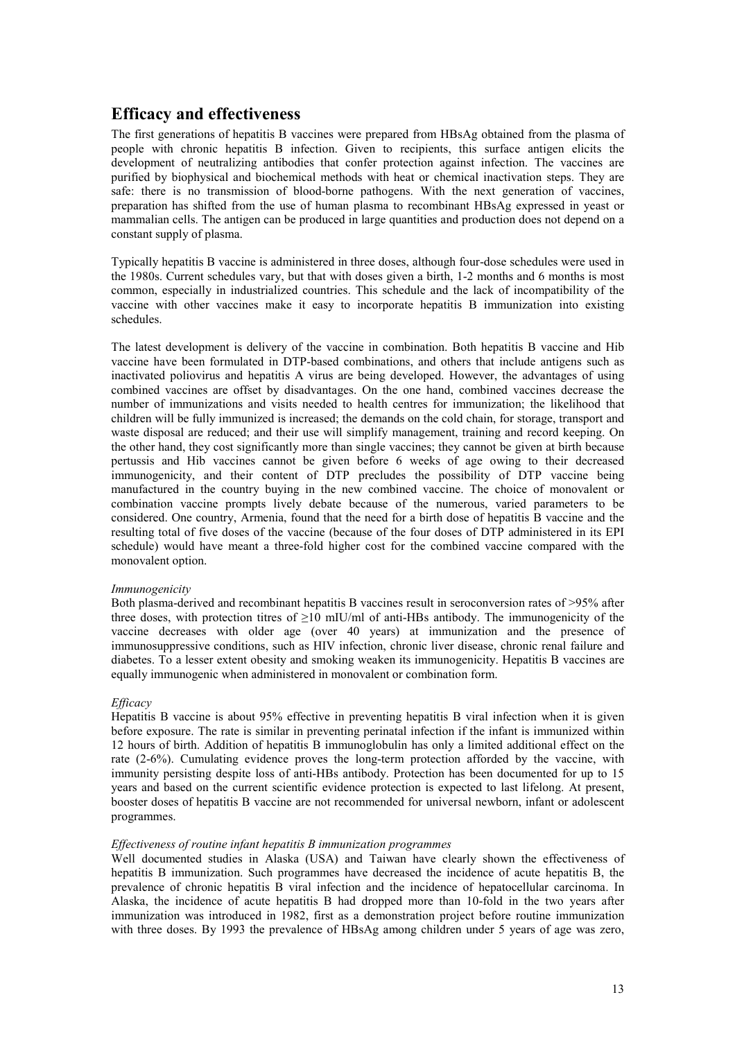## Efficacy and effectiveness

The first generations of hepatitis B vaccines were prepared from HBsAg obtained from the plasma of people with chronic hepatitis B infection. Given to recipients, this surface antigen elicits the development of neutralizing antibodies that confer protection against infection. The vaccines are purified by biophysical and biochemical methods with heat or chemical inactivation steps. They are safe: there is no transmission of blood-borne pathogens. With the next generation of vaccines, preparation has shifted from the use of human plasma to recombinant HBsAg expressed in yeast or mammalian cells. The antigen can be produced in large quantities and production does not depend on a constant supply of plasma.

Typically hepatitis B vaccine is administered in three doses, although four-dose schedules were used in the 1980s. Current schedules vary, but that with doses given a birth, 1-2 months and 6 months is most common, especially in industrialized countries. This schedule and the lack of incompatibility of the vaccine with other vaccines make it easy to incorporate hepatitis B immunization into existing schedules.

The latest development is delivery of the vaccine in combination. Both hepatitis B vaccine and Hib vaccine have been formulated in DTP-based combinations, and others that include antigens such as inactivated poliovirus and hepatitis A virus are being developed. However, the advantages of using combined vaccines are offset by disadvantages. On the one hand, combined vaccines decrease the number of immunizations and visits needed to health centres for immunization; the likelihood that children will be fully immunized is increased; the demands on the cold chain, for storage, transport and waste disposal are reduced; and their use will simplify management, training and record keeping. On the other hand, they cost significantly more than single vaccines; they cannot be given at birth because pertussis and Hib vaccines cannot be given before 6 weeks of age owing to their decreased immunogenicity, and their content of DTP precludes the possibility of DTP vaccine being manufactured in the country buying in the new combined vaccine. The choice of monovalent or combination vaccine prompts lively debate because of the numerous, varied parameters to be considered. One country, Armenia, found that the need for a birth dose of hepatitis B vaccine and the resulting total of five doses of the vaccine (because of the four doses of DTP administered in its EPI schedule) would have meant a three-fold higher cost for the combined vaccine compared with the monovalent option.

*Immunogenicity*

Both plasma-derived and recombinant hepatitis B vaccines result in seroconversion rates of >95% after three doses, with protection titres of ≥10 mIU/ml of anti-HBs antibody. The immunogenicity of the vaccine decreases with older age (over 40 years) at immunization and the presence of immunosuppressive conditions, such as HIV infection, chronic liver disease, chronic renal failure and diabetes. To a lesser extent obesity and smoking weaken its immunogenicity. Hepatitis B vaccines are equally immunogenic when administered in monovalent or combination form.

*Efficacy*

Hepatitis B vaccine is about 95% effective in preventing hepatitis B viral infection when it is given before exposure. The rate is similar in preventing perinatal infection if the infant is immunized within 12 hours of birth. Addition of hepatitis B immunoglobulin has only a limited additional effect on the rate (2-6%). Cumulating evidence proves the long-term protection afforded by the vaccine, with immunity persisting despite loss of anti-HBs antibody. Protection has been documented for up to 15 years and based on the current scientific evidence protection is expected to last lifelong. At present, booster doses of hepatitis B vaccine are not recommended for universal newborn, infant or adolescent programmes.

*Effectiveness of routine infant hepatitis B immunization programmes*

Well documented studies in Alaska (USA) and Taiwan have clearly shown the effectiveness of hepatitis B immunization. Such programmes have decreased the incidence of acute hepatitis B, the prevalence of chronic hepatitis B viral infection and the incidence of hepatocellular carcinoma. In Alaska, the incidence of acute hepatitis B had dropped more than 10-fold in the two years after immunization was introduced in 1982, first as a demonstration project before routine immunization with three doses. By 1993 the prevalence of HBsAg among children under 5 years of age was zero,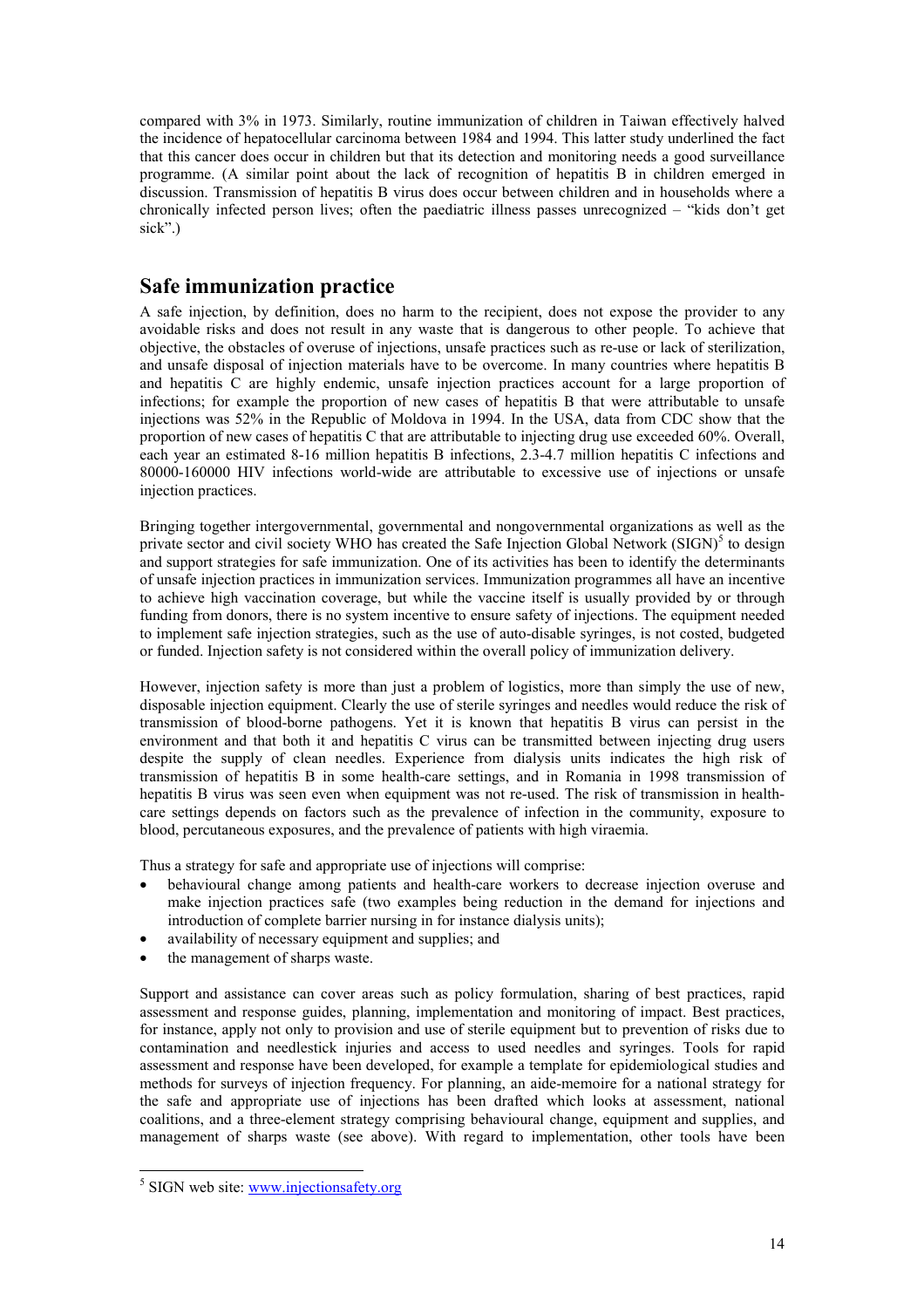compared with 3% in 1973. Similarly, routine immunization of children in Taiwan effectively halved the incidence of hepatocellular carcinoma between 1984 and 1994. This latter study underlined the fact that this cancer does occur in children but that its detection and monitoring needs a good surveillance programme. (A similar point about the lack of recognition of hepatitis B in children emerged in discussion. Transmission of hepatitis B virus does occur between children and in households where a chronically infected person lives; often the paediatric illness passes unrecognized – "kids don't get sick".)

## Safe immunization practice

A safe injection, by definition, does no harm to the recipient, does not expose the provider to any avoidable risks and does not result in any waste that is dangerous to other people. To achieve that objective, the obstacles of overuse of injections, unsafe practices such as re-use or lack of sterilization, and unsafe disposal of injection materials have to be overcome. In many countries where hepatitis B and hepatitis C are highly endemic, unsafe injection practices account for a large proportion of infections; for example the proportion of new cases of hepatitis B that were attributable to unsafe injections was 52% in the Republic of Moldova in 1994. In the USA, data from CDC show that the proportion of new cases of hepatitis C that are attributable to injecting drug use exceeded 60%. Overall, each year an estimated 8-16 million hepatitis B infections, 2.3-4.7 million hepatitis C infections and 80000-160000 HIV infections world-wide are attributable to excessive use of injections or unsafe injection practices.

Bringing together intergovernmental, governmental and nongovernmental organizations as well as the private sector and civil society WHO has created the Safe Injection Global Network (SIGN)[5] to design and support strategies for safe immunization. One of its activities has been to identify the determinants of unsafe injection practices in immunization services. Immunization programmes all have an incentive to achieve high vaccination coverage, but while the vaccine itself is usually provided by or through funding from donors, there is no system incentive to ensure safety of injections. The equipment needed to implement safe injection strategies, such as the use of auto-disable syringes, is not costed, budgeted or funded. Injection safety is not considered within the overall policy of immunization delivery.

However, injection safety is more than just a problem of logistics, more than simply the use of new, disposable injection equipment. Clearly the use of sterile syringes and needles would reduce the risk of transmission of blood-borne pathogens. Yet it is known that hepatitis B virus can persist in the environment and that both it and hepatitis C virus can be transmitted between injecting drug users despite the supply of clean needles. Experience from dialysis units indicates the high risk of transmission of hepatitis B in some health-care settings, and in Romania in 1998 transmission of hepatitis B virus was seen even when equipment was not re-used. The risk of transmission in health-care settings depends on factors such as the prevalence of infection in the community, exposure to blood, percutaneous exposures, and the prevalence of patients with high viraemia.

Thus a strategy for safe and appropriate use of injections will comprise:

- behavioural change among patients and health-care workers to decrease injection overuse and make injection practices safe (two examples being reduction in the demand for injections and introduction of complete barrier nursing in for instance dialysis units);
- availability of necessary equipment and supplies; and
- the management of sharps waste.

Support and assistance can cover areas such as policy formulation, sharing of best practices, rapid assessment and response guides, planning, implementation and monitoring of impact. Best practices, for instance, apply not only to provision and use of sterile equipment but to prevention of risks due to contamination and needlestick injuries and access to used needles and syringes. Tools for rapid assessment and response have been developed, for example a template for epidemiological studies and methods for surveys of injection frequency. For planning, an aide-memoire for a national strategy for the safe and appropriate use of injections has been drafted which looks at assessment, national coalitions, and a three-element strategy comprising behavioural change, equipment and supplies, and management of sharps waste (see above). With regard to implementation, other tools have been

[5] SIGN web site: www.injectionsafety.org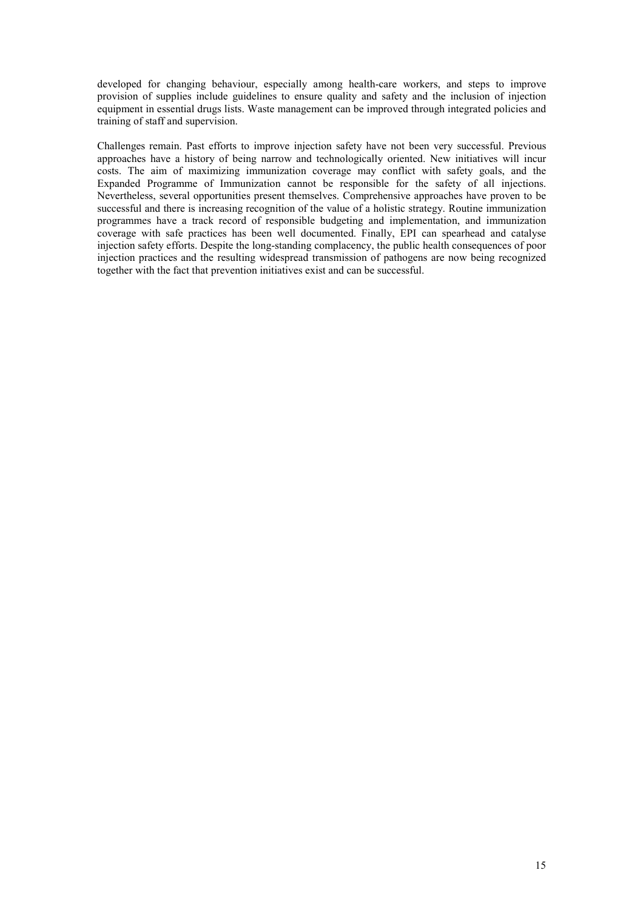developed for changing behaviour, especially among health-care workers, and steps to improve provision of supplies include guidelines to ensure quality and safety and the inclusion of injection equipment in essential drugs lists. Waste management can be improved through integrated policies and training of staff and supervision.

Challenges remain. Past efforts to improve injection safety have not been very successful. Previous approaches have a history of being narrow and technologically oriented. New initiatives will incur costs. The aim of maximizing immunization coverage may conflict with safety goals, and the Expanded Programme of Immunization cannot be responsible for the safety of all injections. Nevertheless, several opportunities present themselves. Comprehensive approaches have proven to be successful and there is increasing recognition of the value of a holistic strategy. Routine immunization programmes have a track record of responsible budgeting and implementation, and immunization coverage with safe practices has been well documented. Finally, EPI can spearhead and catalyse injection safety efforts. Despite the long-standing complacency, the public health consequences of poor injection practices and the resulting widespread transmission of pathogens are now being recognized together with the fact that prevention initiatives exist and can be successful.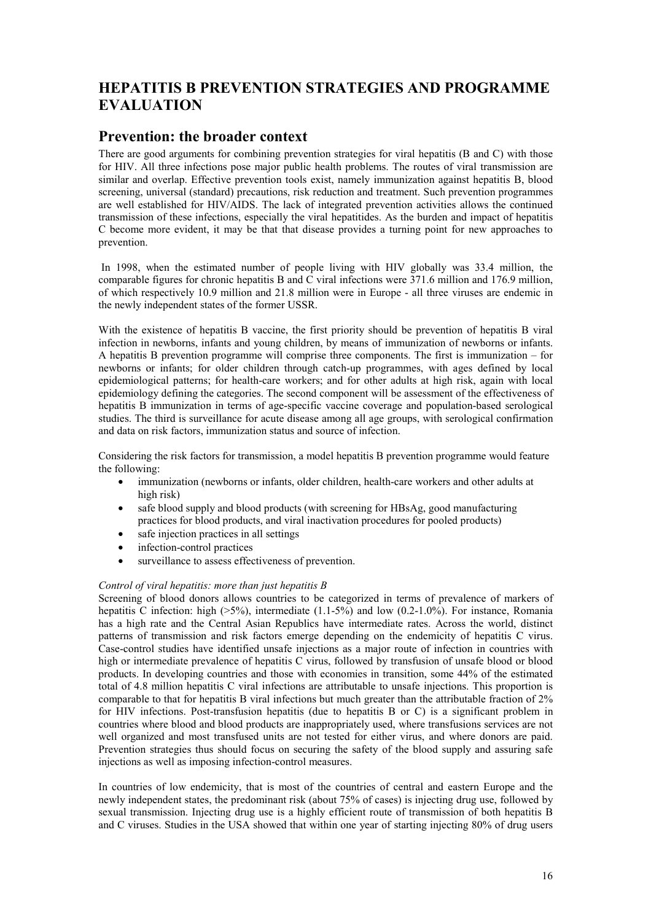# HEPATITIS B PREVENTION STRATEGIES AND PROGRAMME EVALUATION

## Prevention: the broader context

There are good arguments for combining prevention strategies for viral hepatitis (B and C) with those for HIV. All three infections pose major public health problems. The routes of viral transmission are similar and overlap. Effective prevention tools exist, namely immunization against hepatitis B, blood screening, universal (standard) precautions, risk reduction and treatment. Such prevention programmes are well established for HIV/AIDS. The lack of integrated prevention activities allows the continued transmission of these infections, especially the viral hepatitides. As the burden and impact of hepatitis C become more evident, it may be that that disease provides a turning point for new approaches to prevention.

In 1998, when the estimated number of people living with HIV globally was 33.4 million, the comparable figures for chronic hepatitis B and C viral infections were 371.6 million and 176.9 million, of which respectively 10.9 million and 21.8 million were in Europe - all three viruses are endemic in the newly independent states of the former USSR.

With the existence of hepatitis B vaccine, the first priority should be prevention of hepatitis B viral infection in newborns, infants and young children, by means of immunization of newborns or infants. A hepatitis B prevention programme will comprise three components. The first is immunization – for newborns or infants; for older children through catch-up programmes, with ages defined by local epidemiological patterns; for health-care workers; and for other adults at high risk, again with local epidemiology defining the categories. The second component will be assessment of the effectiveness of hepatitis B immunization in terms of age-specific vaccine coverage and population-based serological studies. The third is surveillance for acute disease among all age groups, with serological confirmation and data on risk factors, immunization status and source of infection.

Considering the risk factors for transmission, a model hepatitis B prevention programme would feature the following:

- immunization (newborns or infants, older children, health-care workers and other adults at high risk)
- safe blood supply and blood products (with screening for HBsAg, good manufacturing practices for blood products, and viral inactivation procedures for pooled products)
- safe injection practices in all settings
- infection-control practices
- surveillance to assess effectiveness of prevention.

*Control of viral hepatitis: more than just hepatitis B*

Screening of blood donors allows countries to be categorized in terms of prevalence of markers of hepatitis C infection: high (>5%), intermediate (1.1-5%) and low (0.2-1.0%). For instance, Romania has a high rate and the Central Asian Republics have intermediate rates. Across the world, distinct patterns of transmission and risk factors emerge depending on the endemicity of hepatitis C virus. Case-control studies have identified unsafe injections as a major route of infection in countries with high or intermediate prevalence of hepatitis C virus, followed by transfusion of unsafe blood or blood products. In developing countries and those with economies in transition, some 44% of the estimated total of 4.8 million hepatitis C viral infections are attributable to unsafe injections. This proportion is comparable to that for hepatitis B viral infections but much greater than the attributable fraction of 2% for HIV infections. Post-transfusion hepatitis (due to hepatitis B or C) is a significant problem in countries where blood and blood products are inappropriately used, where transfusions services are not well organized and most transfused units are not tested for either virus, and where donors are paid. Prevention strategies thus should focus on securing the safety of the blood supply and assuring safe injections as well as imposing infection-control measures.

In countries of low endemicity, that is most of the countries of central and eastern Europe and the newly independent states, the predominant risk (about 75% of cases) is injecting drug use, followed by sexual transmission. Injecting drug use is a highly efficient route of transmission of both hepatitis B and C viruses. Studies in the USA showed that within one year of starting injecting 80% of drug users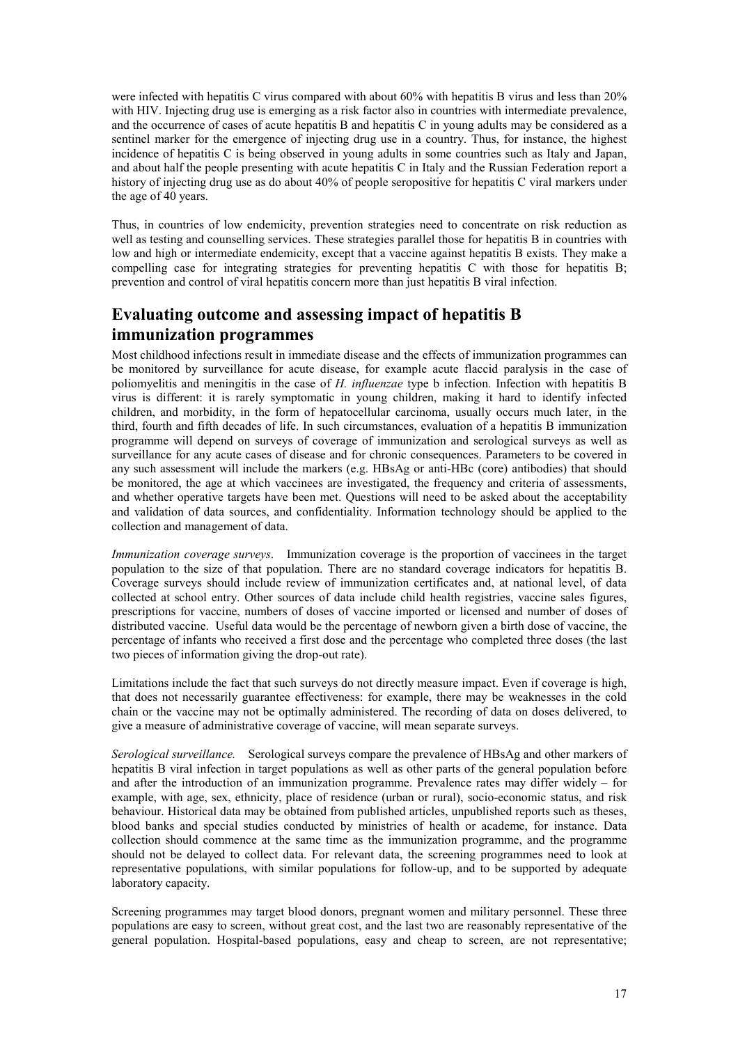were infected with hepatitis C virus compared with about 60% with hepatitis B virus and less than 20% with HIV. Injecting drug use is emerging as a risk factor also in countries with intermediate prevalence, and the occurrence of cases of acute hepatitis B and hepatitis C in young adults may be considered as a sentinel marker for the emergence of injecting drug use in a country. Thus, for instance, the highest incidence of hepatitis C is being observed in young adults in some countries such as Italy and Japan, and about half the people presenting with acute hepatitis C in Italy and the Russian Federation report a history of injecting drug use as do about 40% of people seropositive for hepatitis C viral markers under the age of 40 years.

Thus, in countries of low endemicity, prevention strategies need to concentrate on risk reduction as well as testing and counselling services. These strategies parallel those for hepatitis B in countries with low and high or intermediate endemicity, except that a vaccine against hepatitis B exists. They make a compelling case for integrating strategies for preventing hepatitis C with those for hepatitis B; prevention and control of viral hepatitis concern more than just hepatitis B viral infection.

## Evaluating outcome and assessing impact of hepatitis B immunization programmes

Most childhood infections result in immediate disease and the effects of immunization programmes can be monitored by surveillance for acute disease, for example acute flaccid paralysis in the case of poliomyelitis and meningitis in the case of *H. influenzae* type b infection. Infection with hepatitis B virus is different: it is rarely symptomatic in young children, making it hard to identify infected children, and morbidity, in the form of hepatocellular carcinoma, usually occurs much later, in the third, fourth and fifth decades of life. In such circumstances, evaluation of a hepatitis B immunization programme will depend on surveys of coverage of immunization and serological surveys as well as surveillance for any acute cases of disease and for chronic consequences. Parameters to be covered in any such assessment will include the markers (e.g. HBsAg or anti-HBc (core) antibodies) that should be monitored, the age at which vaccinees are investigated, the frequency and criteria of assessments, and whether operative targets have been met. Questions will need to be asked about the acceptability and validation of data sources, and confidentiality. Information technology should be applied to the collection and management of data.

*Immunization coverage surveys*. Immunization coverage is the proportion of vaccinees in the target population to the size of that population. There are no standard coverage indicators for hepatitis B. Coverage surveys should include review of immunization certificates and, at national level, of data collected at school entry. Other sources of data include child health registries, vaccine sales figures, prescriptions for vaccine, numbers of doses of vaccine imported or licensed and number of doses of distributed vaccine. Useful data would be the percentage of newborn given a birth dose of vaccine, the percentage of infants who received a first dose and the percentage who completed three doses (the last two pieces of information giving the drop-out rate).

Limitations include the fact that such surveys do not directly measure impact. Even if coverage is high, that does not necessarily guarantee effectiveness: for example, there may be weaknesses in the cold chain or the vaccine may not be optimally administered. The recording of data on doses delivered, to give a measure of administrative coverage of vaccine, will mean separate surveys.

*Serological surveillance.* Serological surveys compare the prevalence of HBsAg and other markers of hepatitis B viral infection in target populations as well as other parts of the general population before and after the introduction of an immunization programme. Prevalence rates may differ widely – for example, with age, sex, ethnicity, place of residence (urban or rural), socio-economic status, and risk behaviour. Historical data may be obtained from published articles, unpublished reports such as theses, blood banks and special studies conducted by ministries of health or academe, for instance. Data collection should commence at the same time as the immunization programme, and the programme should not be delayed to collect data. For relevant data, the screening programmes need to look at representative populations, with similar populations for follow-up, and to be supported by adequate laboratory capacity.

Screening programmes may target blood donors, pregnant women and military personnel. These three populations are easy to screen, without great cost, and the last two are reasonably representative of the general population. Hospital-based populations, easy and cheap to screen, are not representative;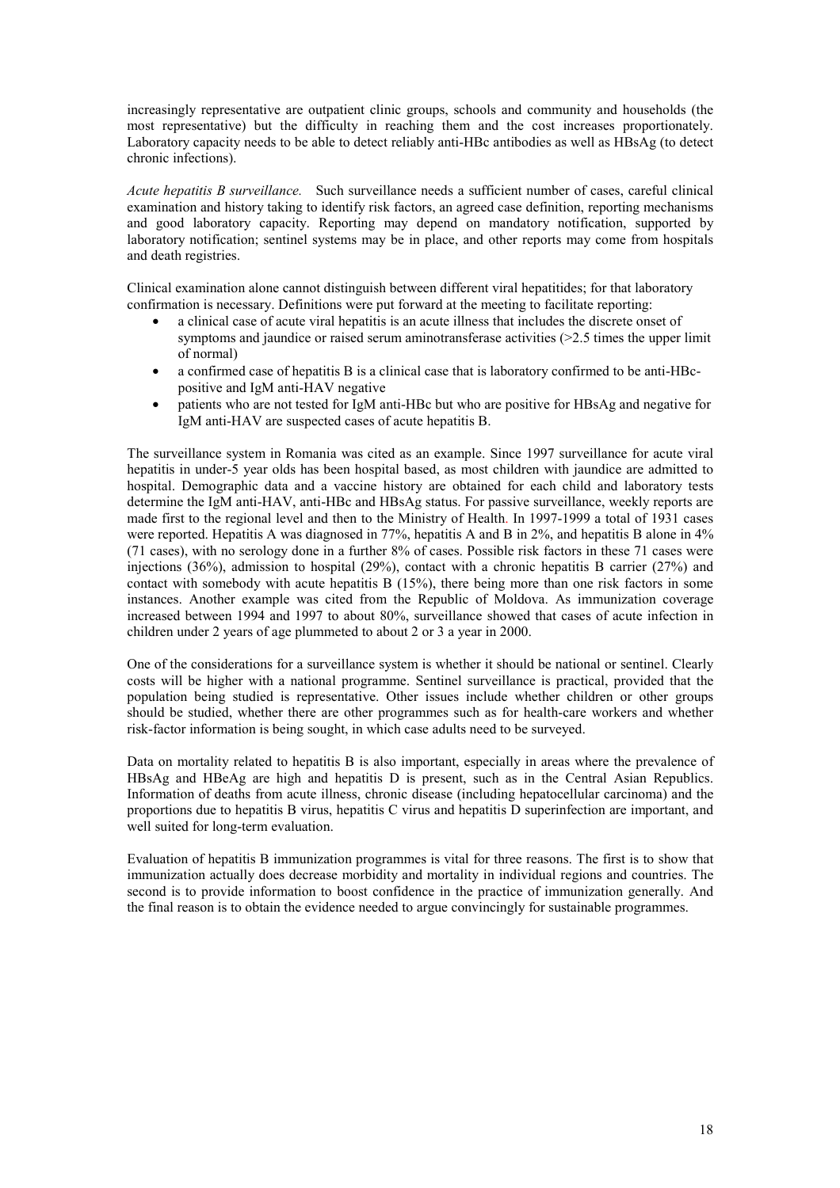increasingly representative are outpatient clinic groups, schools and community and households (the most representative) but the difficulty in reaching them and the cost increases proportionately. Laboratory capacity needs to be able to detect reliably anti-HBc antibodies as well as HBsAg (to detect chronic infections).

*Acute hepatitis B surveillance.* Such surveillance needs a sufficient number of cases, careful clinical examination and history taking to identify risk factors, an agreed case definition, reporting mechanisms and good laboratory capacity. Reporting may depend on mandatory notification, supported by laboratory notification; sentinel systems may be in place, and other reports may come from hospitals and death registries.

Clinical examination alone cannot distinguish between different viral hepatitides; for that laboratory confirmation is necessary. Definitions were put forward at the meeting to facilitate reporting:

- a clinical case of acute viral hepatitis is an acute illness that includes the discrete onset of symptoms and jaundice or raised serum aminotransferase activities (>2.5 times the upper limit of normal)
- a confirmed case of hepatitis B is a clinical case that is laboratory confirmed to be anti-HBc-positive and IgM anti-HAV negative
- patients who are not tested for IgM anti-HBc but who are positive for HBsAg and negative for IgM anti-HAV are suspected cases of acute hepatitis B.

The surveillance system in Romania was cited as an example. Since 1997 surveillance for acute viral hepatitis in under-5 year olds has been hospital based, as most children with jaundice are admitted to hospital. Demographic data and a vaccine history are obtained for each child and laboratory tests determine the IgM anti-HAV, anti-HBc and HBsAg status. For passive surveillance, weekly reports are made first to the regional level and then to the Ministry of Health. In 1997-1999 a total of 1931 cases were reported. Hepatitis A was diagnosed in 77%, hepatitis A and B in 2%, and hepatitis B alone in 4% (71 cases), with no serology done in a further 8% of cases. Possible risk factors in these 71 cases were injections (36%), admission to hospital (29%), contact with a chronic hepatitis B carrier (27%) and contact with somebody with acute hepatitis B (15%), there being more than one risk factors in some instances. Another example was cited from the Republic of Moldova. As immunization coverage increased between 1994 and 1997 to about 80%, surveillance showed that cases of acute infection in children under 2 years of age plummeted to about 2 or 3 a year in 2000.

One of the considerations for a surveillance system is whether it should be national or sentinel. Clearly costs will be higher with a national programme. Sentinel surveillance is practical, provided that the population being studied is representative. Other issues include whether children or other groups should be studied, whether there are other programmes such as for health-care workers and whether risk-factor information is being sought, in which case adults need to be surveyed.

Data on mortality related to hepatitis B is also important, especially in areas where the prevalence of HBsAg and HBeAg are high and hepatitis D is present, such as in the Central Asian Republics. Information of deaths from acute illness, chronic disease (including hepatocellular carcinoma) and the proportions due to hepatitis B virus, hepatitis C virus and hepatitis D superinfection are important, and well suited for long-term evaluation.

Evaluation of hepatitis B immunization programmes is vital for three reasons. The first is to show that immunization actually does decrease morbidity and mortality in individual regions and countries. The second is to provide information to boost confidence in the practice of immunization generally. And the final reason is to obtain the evidence needed to argue convincingly for sustainable programmes.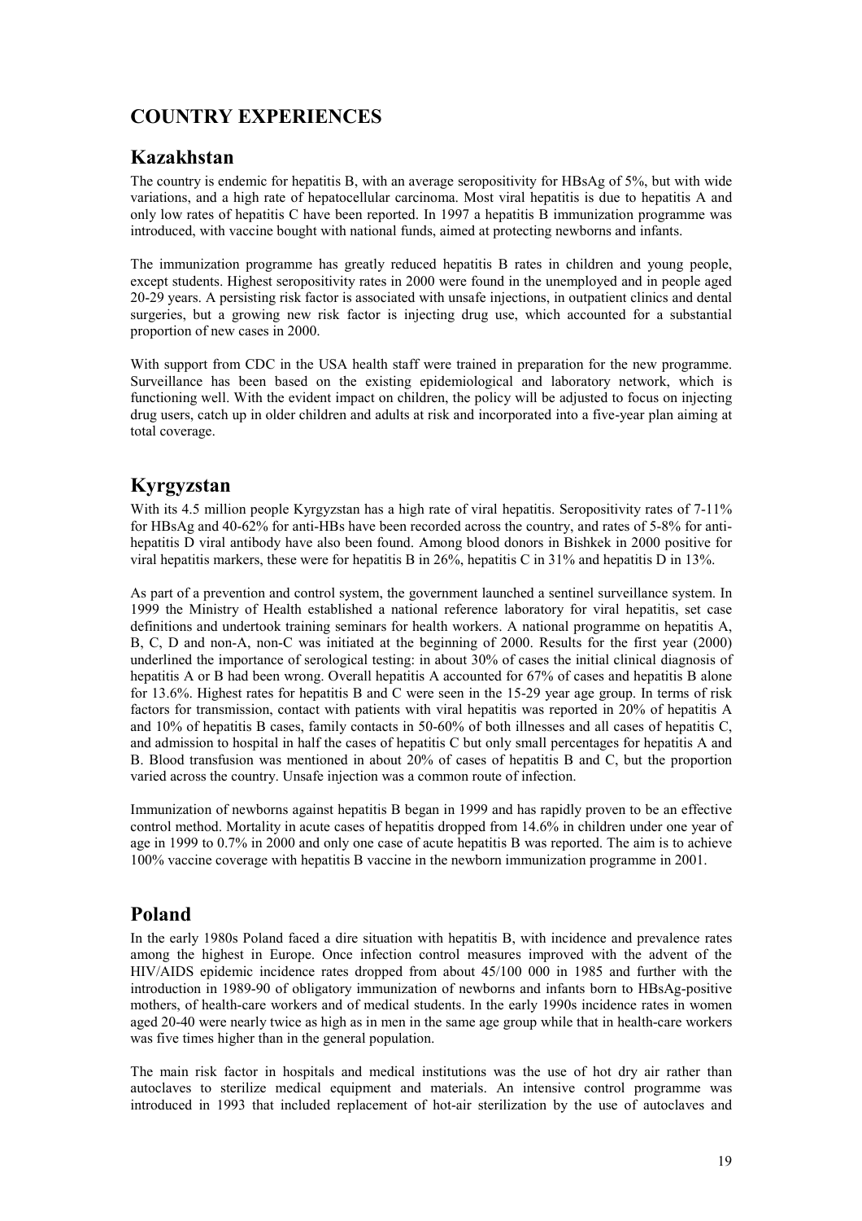## COUNTRY EXPERIENCES

### Kazakhstan

The country is endemic for hepatitis B, with an average seropositivity for HBsAg of 5%, but with wide variations, and a high rate of hepatocellular carcinoma. Most viral hepatitis is due to hepatitis A and only low rates of hepatitis C have been reported. In 1997 a hepatitis B immunization programme was introduced, with vaccine bought with national funds, aimed at protecting newborns and infants.

The immunization programme has greatly reduced hepatitis B rates in children and young people, except students. Highest seropositivity rates in 2000 were found in the unemployed and in people aged 20-29 years. A persisting risk factor is associated with unsafe injections, in outpatient clinics and dental surgeries, but a growing new risk factor is injecting drug use, which accounted for a substantial proportion of new cases in 2000.

With support from CDC in the USA health staff were trained in preparation for the new programme. Surveillance has been based on the existing epidemiological and laboratory network, which is functioning well. With the evident impact on children, the policy will be adjusted to focus on injecting drug users, catch up in older children and adults at risk and incorporated into a five-year plan aiming at total coverage.

### Kyrgyzstan

With its 4.5 million people Kyrgyzstan has a high rate of viral hepatitis. Seropositivity rates of 7-11% for HBsAg and 40-62% for anti-HBs have been recorded across the country, and rates of 5-8% for anti-hepatitis D viral antibody have also been found. Among blood donors in Bishkek in 2000 positive for viral hepatitis markers, these were for hepatitis B in 26%, hepatitis C in 31% and hepatitis D in 13%.

As part of a prevention and control system, the government launched a sentinel surveillance system. In 1999 the Ministry of Health established a national reference laboratory for viral hepatitis, set case definitions and undertook training seminars for health workers. A national programme on hepatitis A, B, C, D and non-A, non-C was initiated at the beginning of 2000. Results for the first year (2000) underlined the importance of serological testing: in about 30% of cases the initial clinical diagnosis of hepatitis A or B had been wrong. Overall hepatitis A accounted for 67% of cases and hepatitis B alone for 13.6%. Highest rates for hepatitis B and C were seen in the 15-29 year age group. In terms of risk factors for transmission, contact with patients with viral hepatitis was reported in 20% of hepatitis A and 10% of hepatitis B cases, family contacts in 50-60% of both illnesses and all cases of hepatitis C, and admission to hospital in half the cases of hepatitis C but only small percentages for hepatitis A and B. Blood transfusion was mentioned in about 20% of cases of hepatitis B and C, but the proportion varied across the country. Unsafe injection was a common route of infection.

Immunization of newborns against hepatitis B began in 1999 and has rapidly proven to be an effective control method. Mortality in acute cases of hepatitis dropped from 14.6% in children under one year of age in 1999 to 0.7% in 2000 and only one case of acute hepatitis B was reported. The aim is to achieve 100% vaccine coverage with hepatitis B vaccine in the newborn immunization programme in 2001.

### Poland

In the early 1980s Poland faced a dire situation with hepatitis B, with incidence and prevalence rates among the highest in Europe. Once infection control measures improved with the advent of the HIV/AIDS epidemic incidence rates dropped from about 45/100 000 in 1985 and further with the introduction in 1989-90 of obligatory immunization of newborns and infants born to HBsAg-positive mothers, of health-care workers and of medical students. In the early 1990s incidence rates in women aged 20-40 were nearly twice as high as in men in the same age group while that in health-care workers was five times higher than in the general population.

The main risk factor in hospitals and medical institutions was the use of hot dry air rather than autoclaves to sterilize medical equipment and materials. An intensive control programme was introduced in 1993 that included replacement of hot-air sterilization by the use of autoclaves and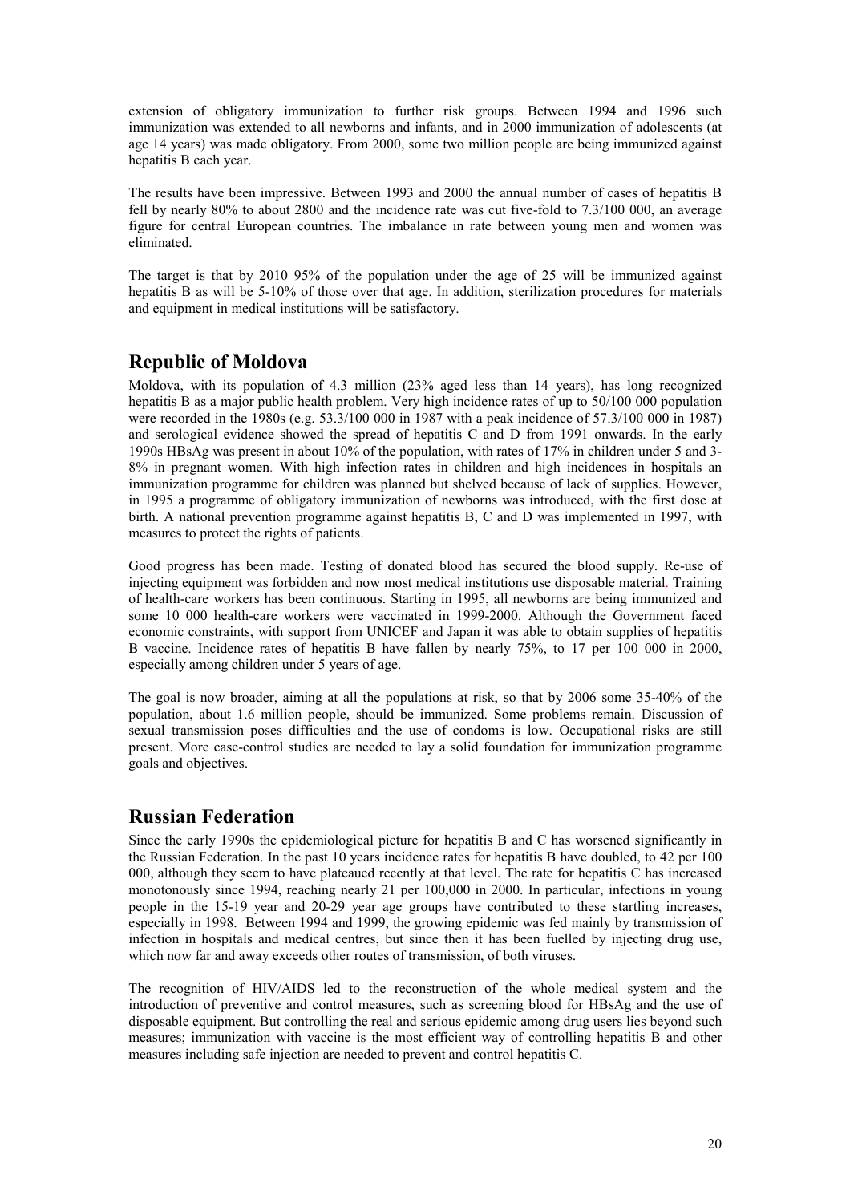extension of obligatory immunization to further risk groups. Between 1994 and 1996 such immunization was extended to all newborns and infants, and in 2000 immunization of adolescents (at age 14 years) was made obligatory. From 2000, some two million people are being immunized against hepatitis B each year.

The results have been impressive. Between 1993 and 2000 the annual number of cases of hepatitis B fell by nearly 80% to about 2800 and the incidence rate was cut five-fold to 7.3/100 000, an average figure for central European countries. The imbalance in rate between young men and women was eliminated.

The target is that by 2010 95% of the population under the age of 25 will be immunized against hepatitis B as will be 5-10% of those over that age. In addition, sterilization procedures for materials and equipment in medical institutions will be satisfactory.

## Republic of Moldova

Moldova, with its population of 4.3 million (23% aged less than 14 years), has long recognized hepatitis B as a major public health problem. Very high incidence rates of up to 50/100 000 population were recorded in the 1980s (e.g. 53.3/100 000 in 1987 with a peak incidence of 57.3/100 000 in 1987) and serological evidence showed the spread of hepatitis C and D from 1991 onwards. In the early 1990s HBsAg was present in about 10% of the population, with rates of 17% in children under 5 and 3-8% in pregnant women. With high infection rates in children and high incidences in hospitals an immunization programme for children was planned but shelved because of lack of supplies. However, in 1995 a programme of obligatory immunization of newborns was introduced, with the first dose at birth. A national prevention programme against hepatitis B, C and D was implemented in 1997, with measures to protect the rights of patients.

Good progress has been made. Testing of donated blood has secured the blood supply. Re-use of injecting equipment was forbidden and now most medical institutions use disposable material. Training of health-care workers has been continuous. Starting in 1995, all newborns are being immunized and some 10 000 health-care workers were vaccinated in 1999-2000. Although the Government faced economic constraints, with support from UNICEF and Japan it was able to obtain supplies of hepatitis B vaccine. Incidence rates of hepatitis B have fallen by nearly 75%, to 17 per 100 000 in 2000, especially among children under 5 years of age.

The goal is now broader, aiming at all the populations at risk, so that by 2006 some 35-40% of the population, about 1.6 million people, should be immunized. Some problems remain. Discussion of sexual transmission poses difficulties and the use of condoms is low. Occupational risks are still present. More case-control studies are needed to lay a solid foundation for immunization programme goals and objectives.

## Russian Federation

Since the early 1990s the epidemiological picture for hepatitis B and C has worsened significantly in the Russian Federation. In the past 10 years incidence rates for hepatitis B have doubled, to 42 per 100 000, although they seem to have plateaued recently at that level. The rate for hepatitis C has increased monotonously since 1994, reaching nearly 21 per 100,000 in 2000. In particular, infections in young people in the 15-19 year and 20-29 year age groups have contributed to these startling increases, especially in 1998. Between 1994 and 1999, the growing epidemic was fed mainly by transmission of infection in hospitals and medical centres, but since then it has been fuelled by injecting drug use, which now far and away exceeds other routes of transmission, of both viruses.

The recognition of HIV/AIDS led to the reconstruction of the whole medical system and the introduction of preventive and control measures, such as screening blood for HBsAg and the use of disposable equipment. But controlling the real and serious epidemic among drug users lies beyond such measures; immunization with vaccine is the most efficient way of controlling hepatitis B and other measures including safe injection are needed to prevent and control hepatitis C.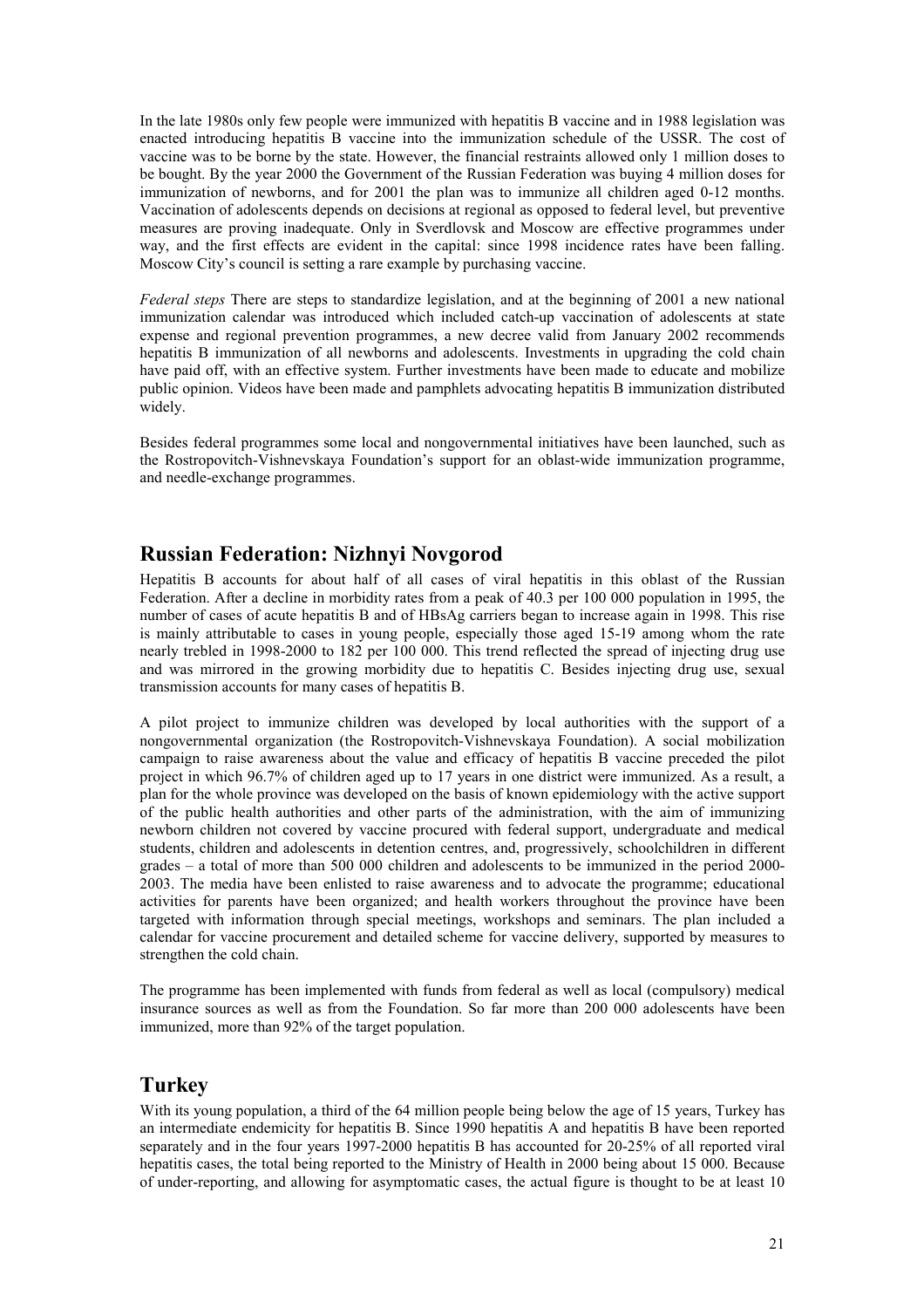In the late 1980s only few people were immunized with hepatitis B vaccine and in 1988 legislation was enacted introducing hepatitis B vaccine into the immunization schedule of the USSR. The cost of vaccine was to be borne by the state. However, the financial restraints allowed only 1 million doses to be bought. By the year 2000 the Government of the Russian Federation was buying 4 million doses for immunization of newborns, and for 2001 the plan was to immunize all children aged 0-12 months. Vaccination of adolescents depends on decisions at regional as opposed to federal level, but preventive measures are proving inadequate. Only in Sverdlovsk and Moscow are effective programmes under way, and the first effects are evident in the capital: since 1998 incidence rates have been falling. Moscow City's council is setting a rare example by purchasing vaccine.

*Federal steps* There are steps to standardize legislation, and at the beginning of 2001 a new national immunization calendar was introduced which included catch-up vaccination of adolescents at state expense and regional prevention programmes, a new decree valid from January 2002 recommends hepatitis B immunization of all newborns and adolescents. Investments in upgrading the cold chain have paid off, with an effective system. Further investments have been made to educate and mobilize public opinion. Videos have been made and pamphlets advocating hepatitis B immunization distributed widely.

Besides federal programmes some local and nongovernmental initiatives have been launched, such as the Rostropovitch-Vishnevskaya Foundation's support for an oblast-wide immunization programme, and needle-exchange programmes.

## Russian Federation: Nizhnyi Novgorod

Hepatitis B accounts for about half of all cases of viral hepatitis in this oblast of the Russian Federation. After a decline in morbidity rates from a peak of 40.3 per 100 000 population in 1995, the number of cases of acute hepatitis B and of HBsAg carriers began to increase again in 1998. This rise is mainly attributable to cases in young people, especially those aged 15-19 among whom the rate nearly trebled in 1998-2000 to 182 per 100 000. This trend reflected the spread of injecting drug use and was mirrored in the growing morbidity due to hepatitis C. Besides injecting drug use, sexual transmission accounts for many cases of hepatitis B.

A pilot project to immunize children was developed by local authorities with the support of a nongovernmental organization (the Rostropovitch-Vishnevskaya Foundation). A social mobilization campaign to raise awareness about the value and efficacy of hepatitis B vaccine preceded the pilot project in which 96.7% of children aged up to 17 years in one district were immunized. As a result, a plan for the whole province was developed on the basis of known epidemiology with the active support of the public health authorities and other parts of the administration, with the aim of immunizing newborn children not covered by vaccine procured with federal support, undergraduate and medical students, children and adolescents in detention centres, and, progressively, schoolchildren in different grades – a total of more than 500 000 children and adolescents to be immunized in the period 2000-2003. The media have been enlisted to raise awareness and to advocate the programme; educational activities for parents have been organized; and health workers throughout the province have been targeted with information through special meetings, workshops and seminars. The plan included a calendar for vaccine procurement and detailed scheme for vaccine delivery, supported by measures to strengthen the cold chain.

The programme has been implemented with funds from federal as well as local (compulsory) medical insurance sources as well as from the Foundation. So far more than 200 000 adolescents have been immunized, more than 92% of the target population.

## Turkey

With its young population, a third of the 64 million people being below the age of 15 years, Turkey has an intermediate endemicity for hepatitis B. Since 1990 hepatitis A and hepatitis B have been reported separately and in the four years 1997-2000 hepatitis B has accounted for 20-25% of all reported viral hepatitis cases, the total being reported to the Ministry of Health in 2000 being about 15 000. Because of under-reporting, and allowing for asymptomatic cases, the actual figure is thought to be at least 10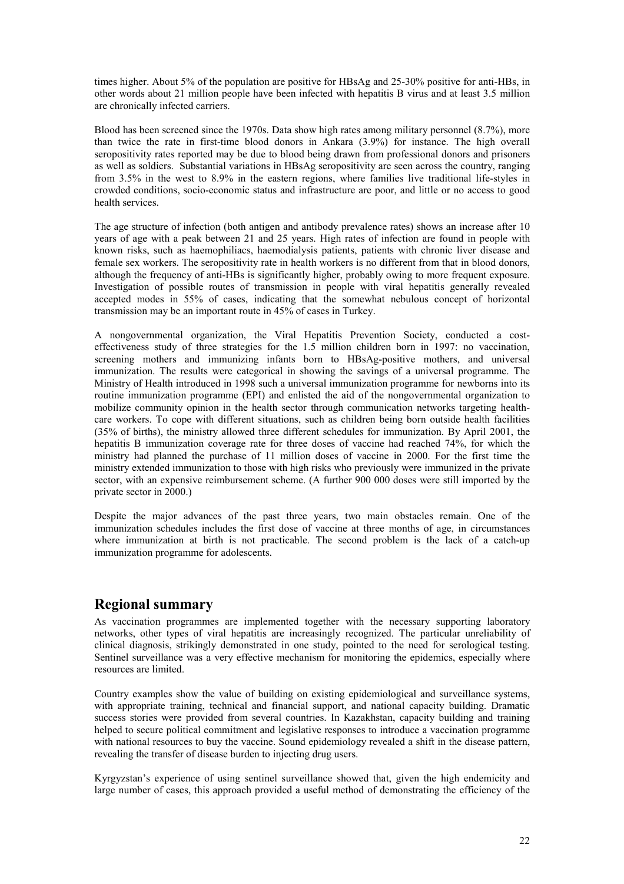times higher. About 5% of the population are positive for HBsAg and 25-30% positive for anti-HBs, in other words about 21 million people have been infected with hepatitis B virus and at least 3.5 million are chronically infected carriers.

Blood has been screened since the 1970s. Data show high rates among military personnel (8.7%), more than twice the rate in first-time blood donors in Ankara (3.9%) for instance. The high overall seropositivity rates reported may be due to blood being drawn from professional donors and prisoners as well as soldiers. Substantial variations in HBsAg seropositivity are seen across the country, ranging from 3.5% in the west to 8.9% in the eastern regions, where families live traditional life-styles in crowded conditions, socio-economic status and infrastructure are poor, and little or no access to good health services.

The age structure of infection (both antigen and antibody prevalence rates) shows an increase after 10 years of age with a peak between 21 and 25 years. High rates of infection are found in people with known risks, such as haemophiliacs, haemodialysis patients, patients with chronic liver disease and female sex workers. The seropositivity rate in health workers is no different from that in blood donors, although the frequency of anti-HBs is significantly higher, probably owing to more frequent exposure. Investigation of possible routes of transmission in people with viral hepatitis generally revealed accepted modes in 55% of cases, indicating that the somewhat nebulous concept of horizontal transmission may be an important route in 45% of cases in Turkey.

A nongovernmental organization, the Viral Hepatitis Prevention Society, conducted a cost-effectiveness study of three strategies for the 1.5 million children born in 1997: no vaccination, screening mothers and immunizing infants born to HBsAg-positive mothers, and universal immunization. The results were categorical in showing the savings of a universal programme. The Ministry of Health introduced in 1998 such a universal immunization programme for newborns into its routine immunization programme (EPI) and enlisted the aid of the nongovernmental organization to mobilize community opinion in the health sector through communication networks targeting health-care workers. To cope with different situations, such as children being born outside health facilities (35% of births), the ministry allowed three different schedules for immunization. By April 2001, the hepatitis B immunization coverage rate for three doses of vaccine had reached 74%, for which the ministry had planned the purchase of 11 million doses of vaccine in 2000. For the first time the ministry extended immunization to those with high risks who previously were immunized in the private sector, with an expensive reimbursement scheme. (A further 900 000 doses were still imported by the private sector in 2000.)

Despite the major advances of the past three years, two main obstacles remain. One of the immunization schedules includes the first dose of vaccine at three months of age, in circumstances where immunization at birth is not practicable. The second problem is the lack of a catch-up immunization programme for adolescents.

## Regional summary

As vaccination programmes are implemented together with the necessary supporting laboratory networks, other types of viral hepatitis are increasingly recognized. The particular unreliability of clinical diagnosis, strikingly demonstrated in one study, pointed to the need for serological testing. Sentinel surveillance was a very effective mechanism for monitoring the epidemics, especially where resources are limited.

Country examples show the value of building on existing epidemiological and surveillance systems, with appropriate training, technical and financial support, and national capacity building. Dramatic success stories were provided from several countries. In Kazakhstan, capacity building and training helped to secure political commitment and legislative responses to introduce a vaccination programme with national resources to buy the vaccine. Sound epidemiology revealed a shift in the disease pattern, revealing the transfer of disease burden to injecting drug users.

Kyrgyzstan's experience of using sentinel surveillance showed that, given the high endemicity and large number of cases, this approach provided a useful method of demonstrating the efficiency of the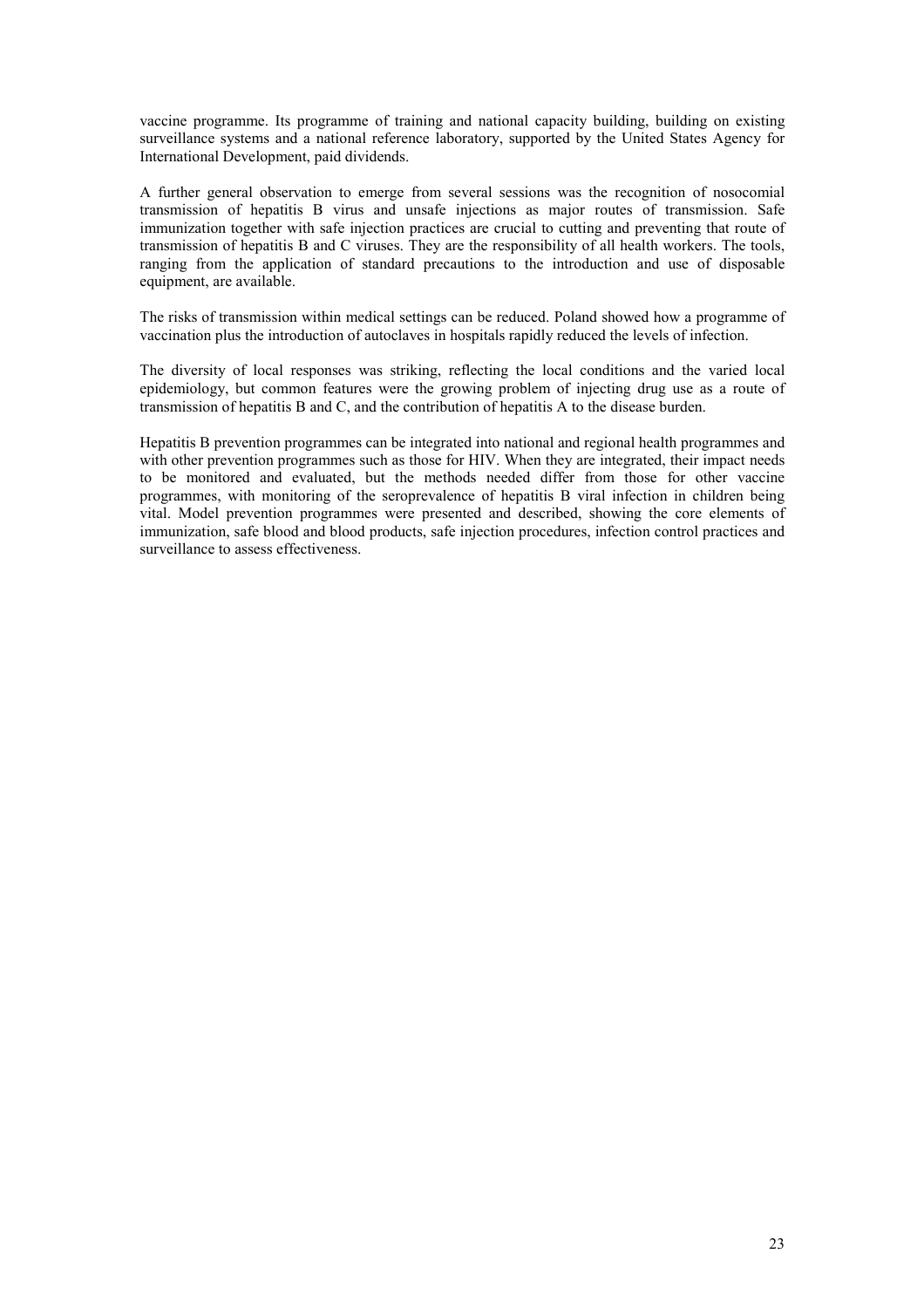vaccine programme. Its programme of training and national capacity building, building on existing surveillance systems and a national reference laboratory, supported by the United States Agency for International Development, paid dividends.

A further general observation to emerge from several sessions was the recognition of nosocomial transmission of hepatitis B virus and unsafe injections as major routes of transmission. Safe immunization together with safe injection practices are crucial to cutting and preventing that route of transmission of hepatitis B and C viruses. They are the responsibility of all health workers. The tools, ranging from the application of standard precautions to the introduction and use of disposable equipment, are available.

The risks of transmission within medical settings can be reduced. Poland showed how a programme of vaccination plus the introduction of autoclaves in hospitals rapidly reduced the levels of infection.

The diversity of local responses was striking, reflecting the local conditions and the varied local epidemiology, but common features were the growing problem of injecting drug use as a route of transmission of hepatitis B and C, and the contribution of hepatitis A to the disease burden.

Hepatitis B prevention programmes can be integrated into national and regional health programmes and with other prevention programmes such as those for HIV. When they are integrated, their impact needs to be monitored and evaluated, but the methods needed differ from those for other vaccine programmes, with monitoring of the seroprevalence of hepatitis B viral infection in children being vital. Model prevention programmes were presented and described, showing the core elements of immunization, safe blood and blood products, safe injection procedures, infection control practices and surveillance to assess effectiveness.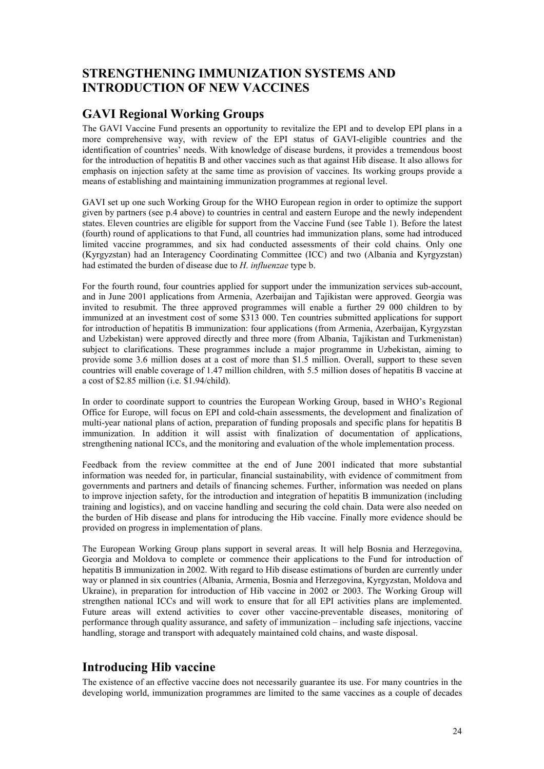# STRENGTHENING IMMUNIZATION SYSTEMS AND INTRODUCTION OF NEW VACCINES

## GAVI Regional Working Groups

The GAVI Vaccine Fund presents an opportunity to revitalize the EPI and to develop EPI plans in a more comprehensive way, with review of the EPI status of GAVI-eligible countries and the identification of countries' needs. With knowledge of disease burdens, it provides a tremendous boost for the introduction of hepatitis B and other vaccines such as that against Hib disease. It also allows for emphasis on injection safety at the same time as provision of vaccines. Its working groups provide a means of establishing and maintaining immunization programmes at regional level.

GAVI set up one such Working Group for the WHO European region in order to optimize the support given by partners (see p.4 above) to countries in central and eastern Europe and the newly independent states. Eleven countries are eligible for support from the Vaccine Fund (see Table 1). Before the latest (fourth) round of applications to that Fund, all countries had immunization plans, some had introduced limited vaccine programmes, and six had conducted assessments of their cold chains. Only one (Kyrgyzstan) had an Interagency Coordinating Committee (ICC) and two (Albania and Kyrgyzstan) had estimated the burden of disease due to *H. influenzae* type b.

For the fourth round, four countries applied for support under the immunization services sub-account, and in June 2001 applications from Armenia, Azerbaijan and Tajikistan were approved. Georgia was invited to resubmit. The three approved programmes will enable a further 29 000 children to by immunized at an investment cost of some \$313 000. Ten countries submitted applications for support for introduction of hepatitis B immunization: four applications (from Armenia, Azerbaijan, Kyrgyzstan and Uzbekistan) were approved directly and three more (from Albania, Tajikistan and Turkmenistan) subject to clarifications. These programmes include a major programme in Uzbekistan, aiming to provide some 3.6 million doses at a cost of more than \$1.5 million. Overall, support to these seven countries will enable coverage of 1.47 million children, with 5.5 million doses of hepatitis B vaccine at a cost of \$2.85 million (i.e. \$1.94/child).

In order to coordinate support to countries the European Working Group, based in WHO's Regional Office for Europe, will focus on EPI and cold-chain assessments, the development and finalization of multi-year national plans of action, preparation of funding proposals and specific plans for hepatitis B immunization. In addition it will assist with finalization of documentation of applications, strengthening national ICCs, and the monitoring and evaluation of the whole implementation process.

Feedback from the review committee at the end of June 2001 indicated that more substantial information was needed for, in particular, financial sustainability, with evidence of commitment from governments and partners and details of financing schemes. Further, information was needed on plans to improve injection safety, for the introduction and integration of hepatitis B immunization (including training and logistics), and on vaccine handling and securing the cold chain. Data were also needed on the burden of Hib disease and plans for introducing the Hib vaccine. Finally more evidence should be provided on progress in implementation of plans.

The European Working Group plans support in several areas. It will help Bosnia and Herzegovina, Georgia and Moldova to complete or commence their applications to the Fund for introduction of hepatitis B immunization in 2002. With regard to Hib disease estimations of burden are currently under way or planned in six countries (Albania, Armenia, Bosnia and Herzegovina, Kyrgyzstan, Moldova and Ukraine), in preparation for introduction of Hib vaccine in 2002 or 2003. The Working Group will strengthen national ICCs and will work to ensure that for all EPI activities plans are implemented. Future areas will extend activities to cover other vaccine-preventable diseases, monitoring of performance through quality assurance, and safety of immunization – including safe injections, vaccine handling, storage and transport with adequately maintained cold chains, and waste disposal.

## Introducing Hib vaccine

The existence of an effective vaccine does not necessarily guarantee its use. For many countries in the developing world, immunization programmes are limited to the same vaccines as a couple of decades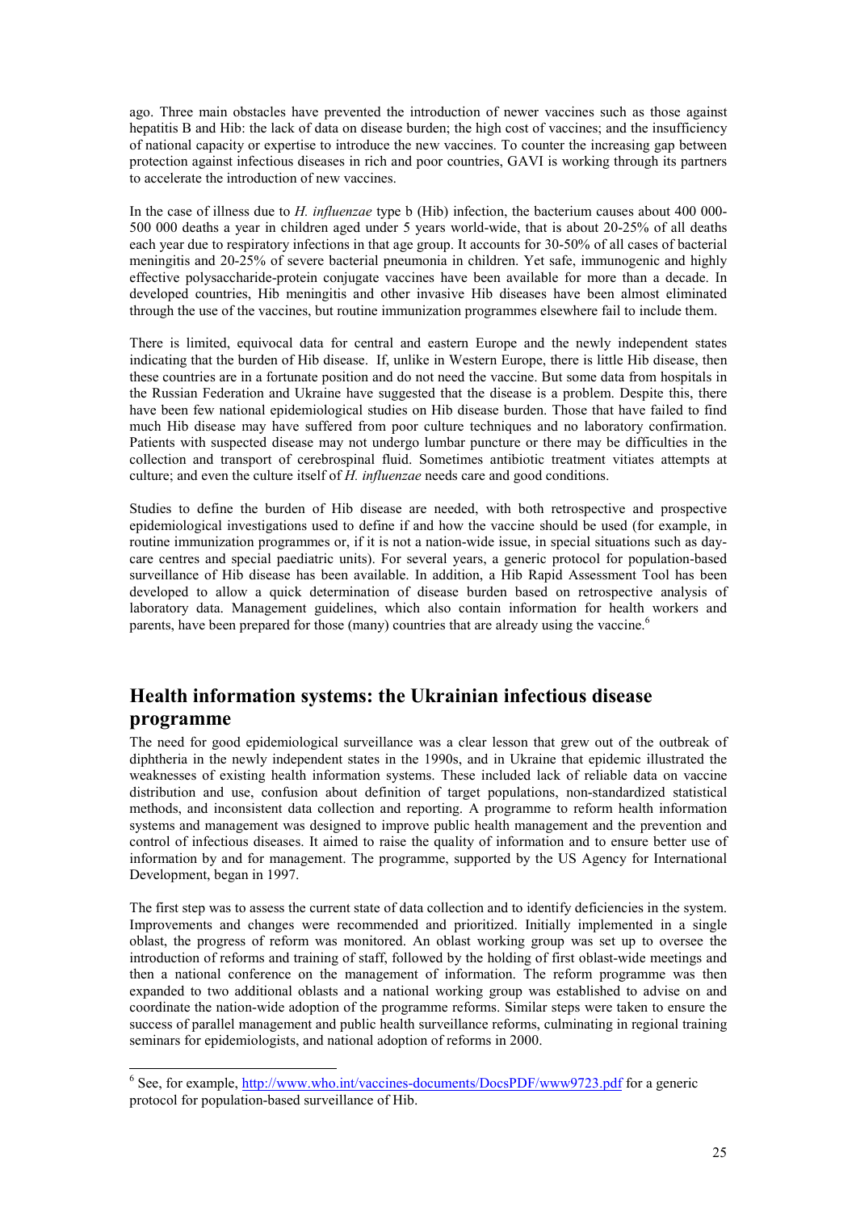ago. Three main obstacles have prevented the introduction of newer vaccines such as those against hepatitis B and Hib: the lack of data on disease burden; the high cost of vaccines; and the insufficiency of national capacity or expertise to introduce the new vaccines. To counter the increasing gap between protection against infectious diseases in rich and poor countries, GAVI is working through its partners to accelerate the introduction of new vaccines.

In the case of illness due to *H. influenzae* type b (Hib) infection, the bacterium causes about 400 000-500 000 deaths a year in children aged under 5 years world-wide, that is about 20-25% of all deaths each year due to respiratory infections in that age group. It accounts for 30-50% of all cases of bacterial meningitis and 20-25% of severe bacterial pneumonia in children. Yet safe, immunogenic and highly effective polysaccharide-protein conjugate vaccines have been available for more than a decade. In developed countries, Hib meningitis and other invasive Hib diseases have been almost eliminated through the use of the vaccines, but routine immunization programmes elsewhere fail to include them.

There is limited, equivocal data for central and eastern Europe and the newly independent states indicating that the burden of Hib disease. If, unlike in Western Europe, there is little Hib disease, then these countries are in a fortunate position and do not need the vaccine. But some data from hospitals in the Russian Federation and Ukraine have suggested that the disease is a problem. Despite this, there have been few national epidemiological studies on Hib disease burden. Those that have failed to find much Hib disease may have suffered from poor culture techniques and no laboratory confirmation. Patients with suspected disease may not undergo lumbar puncture or there may be difficulties in the collection and transport of cerebrospinal fluid. Sometimes antibiotic treatment vitiates attempts at culture; and even the culture itself of *H. influenzae* needs care and good conditions.

Studies to define the burden of Hib disease are needed, with both retrospective and prospective epidemiological investigations used to define if and how the vaccine should be used (for example, in routine immunization programmes or, if it is not a nation-wide issue, in special situations such as day-care centres and special paediatric units). For several years, a generic protocol for population-based surveillance of Hib disease has been available. In addition, a Hib Rapid Assessment Tool has been developed to allow a quick determination of disease burden based on retrospective analysis of laboratory data. Management guidelines, which also contain information for health workers and parents, have been prepared for those (many) countries that are already using the vaccine.[6]

## Health information systems: the Ukrainian infectious disease programme

The need for good epidemiological surveillance was a clear lesson that grew out of the outbreak of diphtheria in the newly independent states in the 1990s, and in Ukraine that epidemic illustrated the weaknesses of existing health information systems. These included lack of reliable data on vaccine distribution and use, confusion about definition of target populations, non-standardized statistical methods, and inconsistent data collection and reporting. A programme to reform health information systems and management was designed to improve public health management and the prevention and control of infectious diseases. It aimed to raise the quality of information and to ensure better use of information by and for management. The programme, supported by the US Agency for International Development, began in 1997.

The first step was to assess the current state of data collection and to identify deficiencies in the system. Improvements and changes were recommended and prioritized. Initially implemented in a single oblast, the progress of reform was monitored. An oblast working group was set up to oversee the introduction of reforms and training of staff, followed by the holding of first oblast-wide meetings and then a national conference on the management of information. The reform programme was then expanded to two additional oblasts and a national working group was established to advise on and coordinate the nation-wide adoption of the programme reforms. Similar steps were taken to ensure the success of parallel management and public health surveillance reforms, culminating in regional training seminars for epidemiologists, and national adoption of reforms in 2000.

---

[6] See, for example, http://www.who.int/vaccines-documents/DocsPDF/www9723.pdf for a generic protocol for population-based surveillance of Hib.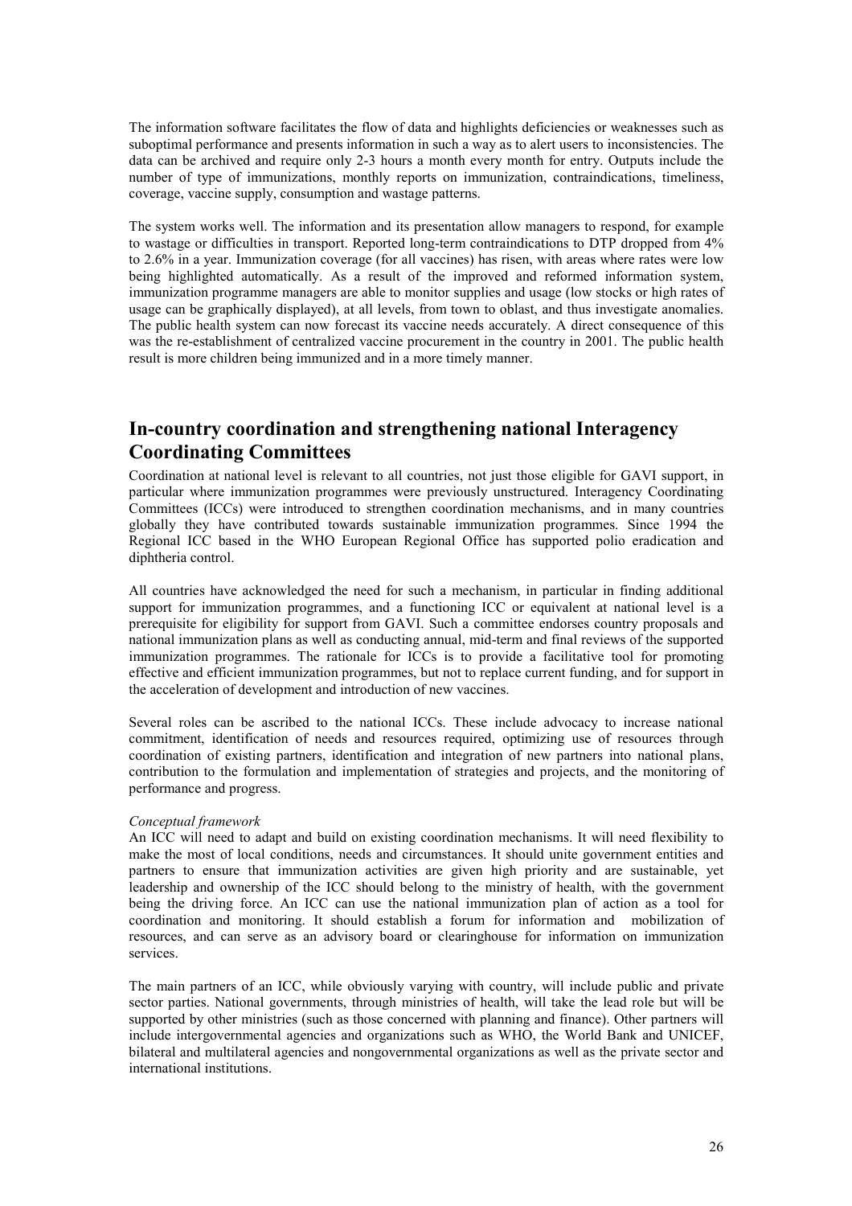The information software facilitates the flow of data and highlights deficiencies or weaknesses such as suboptimal performance and presents information in such a way as to alert users to inconsistencies. The data can be archived and require only 2-3 hours a month every month for entry. Outputs include the number of type of immunizations, monthly reports on immunization, contraindications, timeliness, coverage, vaccine supply, consumption and wastage patterns.

The system works well. The information and its presentation allow managers to respond, for example to wastage or difficulties in transport. Reported long-term contraindications to DTP dropped from 4% to 2.6% in a year. Immunization coverage (for all vaccines) has risen, with areas where rates were low being highlighted automatically. As a result of the improved and reformed information system, immunization programme managers are able to monitor supplies and usage (low stocks or high rates of usage can be graphically displayed), at all levels, from town to oblast, and thus investigate anomalies. The public health system can now forecast its vaccine needs accurately. A direct consequence of this was the re-establishment of centralized vaccine procurement in the country in 2001. The public health result is more children being immunized and in a more timely manner.

## In-country coordination and strengthening national Interagency Coordinating Committees

Coordination at national level is relevant to all countries, not just those eligible for GAVI support, in particular where immunization programmes were previously unstructured. Interagency Coordinating Committees (ICCs) were introduced to strengthen coordination mechanisms, and in many countries globally they have contributed towards sustainable immunization programmes. Since 1994 the Regional ICC based in the WHO European Regional Office has supported polio eradication and diphtheria control.

All countries have acknowledged the need for such a mechanism, in particular in finding additional support for immunization programmes, and a functioning ICC or equivalent at national level is a prerequisite for eligibility for support from GAVI. Such a committee endorses country proposals and national immunization plans as well as conducting annual, mid-term and final reviews of the supported immunization programmes. The rationale for ICCs is to provide a facilitative tool for promoting effective and efficient immunization programmes, but not to replace current funding, and for support in the acceleration of development and introduction of new vaccines.

Several roles can be ascribed to the national ICCs. These include advocacy to increase national commitment, identification of needs and resources required, optimizing use of resources through coordination of existing partners, identification and integration of new partners into national plans, contribution to the formulation and implementation of strategies and projects, and the monitoring of performance and progress.

*Conceptual framework*

An ICC will need to adapt and build on existing coordination mechanisms. It will need flexibility to make the most of local conditions, needs and circumstances. It should unite government entities and partners to ensure that immunization activities are given high priority and are sustainable, yet leadership and ownership of the ICC should belong to the ministry of health, with the government being the driving force. An ICC can use the national immunization plan of action as a tool for coordination and monitoring. It should establish a forum for information and mobilization of resources, and can serve as an advisory board or clearinghouse for information on immunization services.

The main partners of an ICC, while obviously varying with country, will include public and private sector parties. National governments, through ministries of health, will take the lead role but will be supported by other ministries (such as those concerned with planning and finance). Other partners will include intergovernmental agencies and organizations such as WHO, the World Bank and UNICEF, bilateral and multilateral agencies and nongovernmental organizations as well as the private sector and international institutions.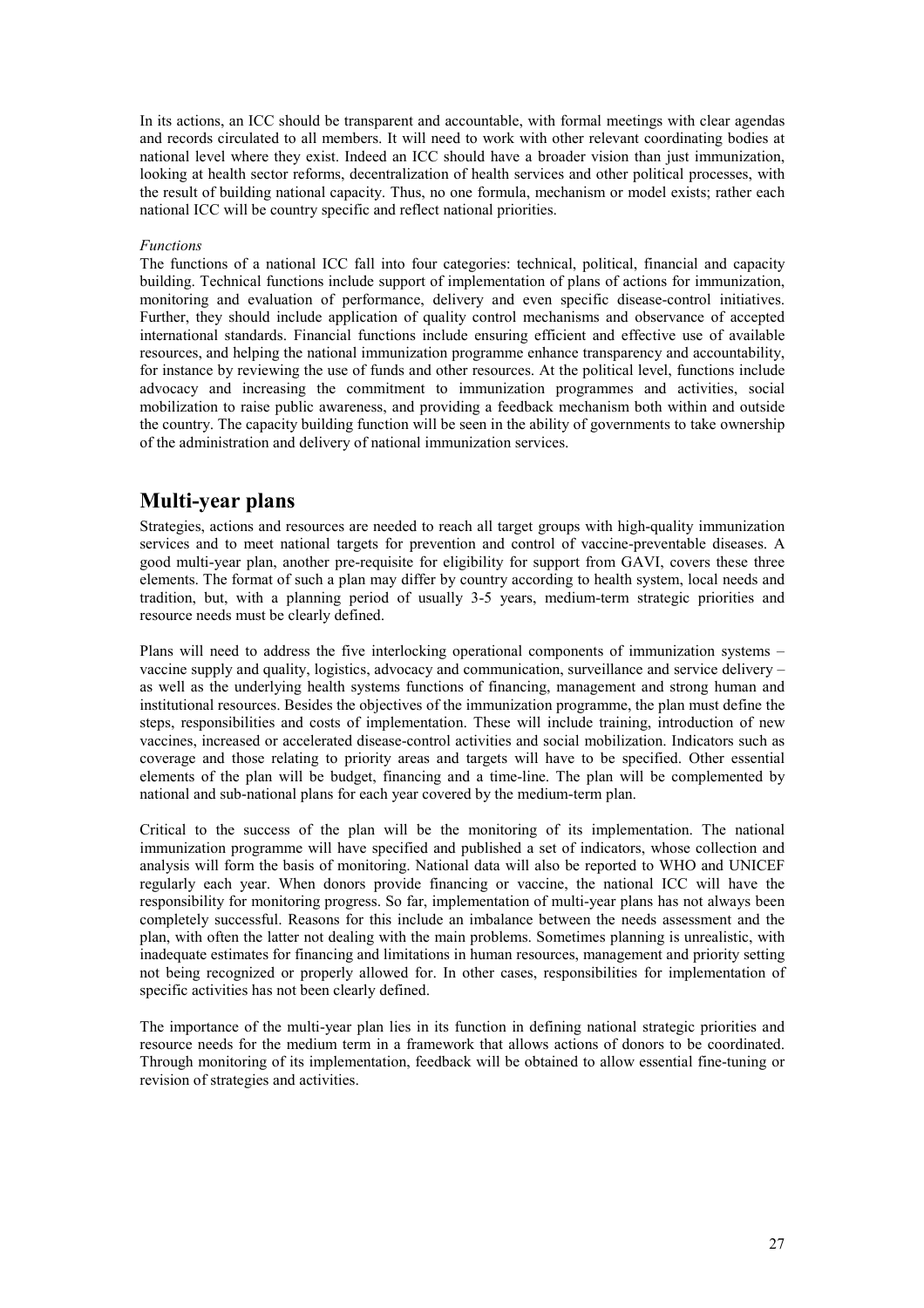In its actions, an ICC should be transparent and accountable, with formal meetings with clear agendas and records circulated to all members. It will need to work with other relevant coordinating bodies at national level where they exist. Indeed an ICC should have a broader vision than just immunization, looking at health sector reforms, decentralization of health services and other political processes, with the result of building national capacity. Thus, no one formula, mechanism or model exists; rather each national ICC will be country specific and reflect national priorities.

*Functions*

The functions of a national ICC fall into four categories: technical, political, financial and capacity building. Technical functions include support of implementation of plans of actions for immunization, monitoring and evaluation of performance, delivery and even specific disease-control initiatives. Further, they should include application of quality control mechanisms and observance of accepted international standards. Financial functions include ensuring efficient and effective use of available resources, and helping the national immunization programme enhance transparency and accountability, for instance by reviewing the use of funds and other resources. At the political level, functions include advocacy and increasing the commitment to immunization programmes and activities, social mobilization to raise public awareness, and providing a feedback mechanism both within and outside the country. The capacity building function will be seen in the ability of governments to take ownership of the administration and delivery of national immunization services.

## Multi-year plans

Strategies, actions and resources are needed to reach all target groups with high-quality immunization services and to meet national targets for prevention and control of vaccine-preventable diseases. A good multi-year plan, another pre-requisite for eligibility for support from GAVI, covers these three elements. The format of such a plan may differ by country according to health system, local needs and tradition, but, with a planning period of usually 3-5 years, medium-term strategic priorities and resource needs must be clearly defined.

Plans will need to address the five interlocking operational components of immunization systems – vaccine supply and quality, logistics, advocacy and communication, surveillance and service delivery – as well as the underlying health systems functions of financing, management and strong human and institutional resources. Besides the objectives of the immunization programme, the plan must define the steps, responsibilities and costs of implementation. These will include training, introduction of new vaccines, increased or accelerated disease-control activities and social mobilization. Indicators such as coverage and those relating to priority areas and targets will have to be specified. Other essential elements of the plan will be budget, financing and a time-line. The plan will be complemented by national and sub-national plans for each year covered by the medium-term plan.

Critical to the success of the plan will be the monitoring of its implementation. The national immunization programme will have specified and published a set of indicators, whose collection and analysis will form the basis of monitoring. National data will also be reported to WHO and UNICEF regularly each year. When donors provide financing or vaccine, the national ICC will have the responsibility for monitoring progress. So far, implementation of multi-year plans has not always been completely successful. Reasons for this include an imbalance between the needs assessment and the plan, with often the latter not dealing with the main problems. Sometimes planning is unrealistic, with inadequate estimates for financing and limitations in human resources, management and priority setting not being recognized or properly allowed for. In other cases, responsibilities for implementation of specific activities has not been clearly defined.

The importance of the multi-year plan lies in its function in defining national strategic priorities and resource needs for the medium term in a framework that allows actions of donors to be coordinated. Through monitoring of its implementation, feedback will be obtained to allow essential fine-tuning or revision of strategies and activities.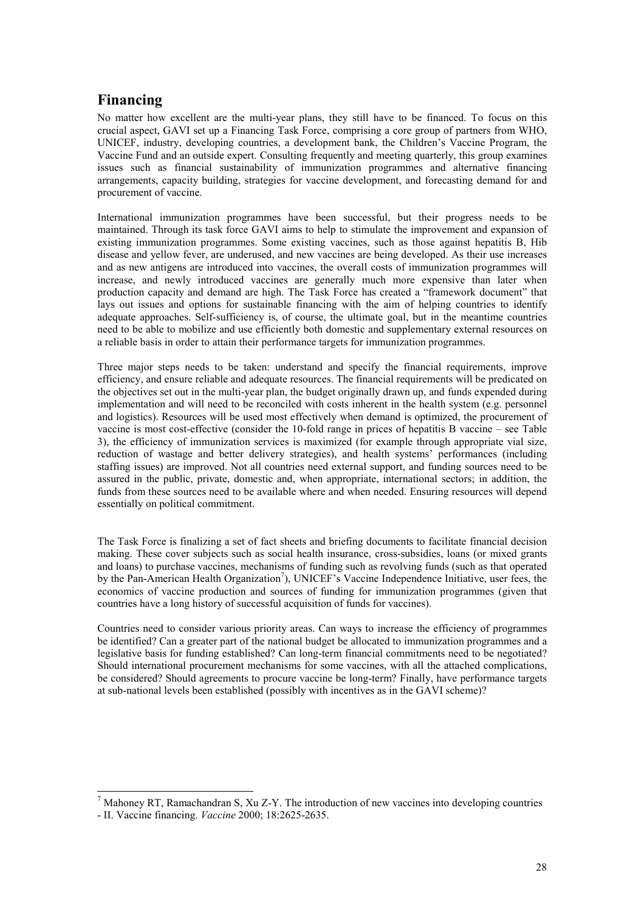## Financing

No matter how excellent are the multi-year plans, they still have to be financed. To focus on this crucial aspect, GAVI set up a Financing Task Force, comprising a core group of partners from WHO, UNICEF, industry, developing countries, a development bank, the Children's Vaccine Program, the Vaccine Fund and an outside expert. Consulting frequently and meeting quarterly, this group examines issues such as financial sustainability of immunization programmes and alternative financing arrangements, capacity building, strategies for vaccine development, and forecasting demand for and procurement of vaccine.

International immunization programmes have been successful, but their progress needs to be maintained. Through its task force GAVI aims to help to stimulate the improvement and expansion of existing immunization programmes. Some existing vaccines, such as those against hepatitis B, Hib disease and yellow fever, are underused, and new vaccines are being developed. As their use increases and as new antigens are introduced into vaccines, the overall costs of immunization programmes will increase, and newly introduced vaccines are generally much more expensive than later when production capacity and demand are high. The Task Force has created a "framework document" that lays out issues and options for sustainable financing with the aim of helping countries to identify adequate approaches. Self-sufficiency is, of course, the ultimate goal, but in the meantime countries need to be able to mobilize and use efficiently both domestic and supplementary external resources on a reliable basis in order to attain their performance targets for immunization programmes.

Three major steps needs to be taken: understand and specify the financial requirements, improve efficiency, and ensure reliable and adequate resources. The financial requirements will be predicated on the objectives set out in the multi-year plan, the budget originally drawn up, and funds expended during implementation and will need to be reconciled with costs inherent in the health system (e.g. personnel and logistics). Resources will be used most effectively when demand is optimized, the procurement of vaccine is most cost-effective (consider the 10-fold range in prices of hepatitis B vaccine – see Table 3), the efficiency of immunization services is maximized (for example through appropriate vial size, reduction of wastage and better delivery strategies), and health systems' performances (including staffing issues) are improved. Not all countries need external support, and funding sources need to be assured in the public, private, domestic and, when appropriate, international sectors; in addition, the funds from these sources need to be available where and when needed. Ensuring resources will depend essentially on political commitment.

The Task Force is finalizing a set of fact sheets and briefing documents to facilitate financial decision making. These cover subjects such as social health insurance, cross-subsidies, loans (or mixed grants and loans) to purchase vaccines, mechanisms of funding such as revolving funds (such as that operated by the Pan-American Health Organization[7]), UNICEF's Vaccine Independence Initiative, user fees, the economics of vaccine production and sources of funding for immunization programmes (given that countries have a long history of successful acquisition of funds for vaccines).

Countries need to consider various priority areas. Can ways to increase the efficiency of programmes be identified? Can a greater part of the national budget be allocated to immunization programmes and a legislative basis for funding established? Can long-term financial commitments need to be negotiated? Should international procurement mechanisms for some vaccines, with all the attached complications, be considered? Should agreements to procure vaccine be long-term? Finally, have performance targets at sub-national levels been established (possibly with incentives as in the GAVI scheme)?

[7] Mahoney RT, Ramachandran S, Xu Z-Y. The introduction of new vaccines into developing countries - II. Vaccine financing. *Vaccine* 2000; 18:2625-2635.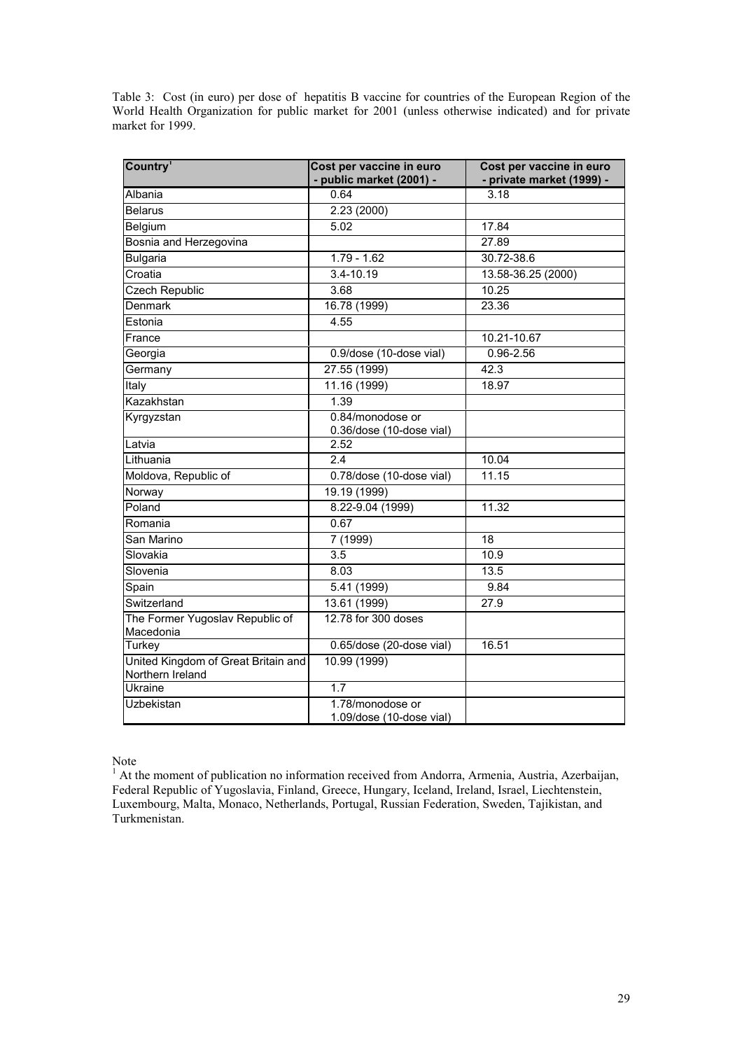Table 3: Cost (in euro) per dose of hepatitis B vaccine for countries of the European Region of the World Health Organization for public market for 2001 (unless otherwise indicated) and for private market for 1999.

| Country[1] | Cost per vaccine in euro - public market (2001) - | Cost per vaccine in euro - private market (1999) - |
|---|---|---|
| Albania | 0.64 | 3.18 |
| Belarus | 2.23 (2000) | |
| Belgium | 5.02 | 17.84 |
| Bosnia and Herzegovina | | 27.89 |
| Bulgaria | 1.79 - 1.62 | 30.72-38.6 |
| Croatia | 3.4-10.19 | 13.58-36.25 (2000) |
| Czech Republic | 3.68 | 10.25 |
| Denmark | 16.78 (1999) | 23.36 |
| Estonia | 4.55 | |
| France | | 10.21-10.67 |
| Georgia | 0.9/dose (10-dose vial) | 0.96-2.56 |
| Germany | 27.55 (1999) | 42.3 |
| Italy | 11.16 (1999) | 18.97 |
| Kazakhstan | 1.39 | |
| Kyrgyzstan | 0.84/monodose or 0.36/dose (10-dose vial) | |
| Latvia | 2.52 | |
| Lithuania | 2.4 | 10.04 |
| Moldova, Republic of | 0.78/dose (10-dose vial) | 11.15 |
| Norway | 19.19 (1999) | |
| Poland | 8.22-9.04 (1999) | 11.32 |
| Romania | 0.67 | |
| San Marino | 7 (1999) | 18 |
| Slovakia | 3.5 | 10.9 |
| Slovenia | 8.03 | 13.5 |
| Spain | 5.41 (1999) | 9.84 |
| Switzerland | 13.61 (1999) | 27.9 |
| The Former Yugoslav Republic of Macedonia | 12.78 for 300 doses | |
| Turkey | 0.65/dose (20-dose vial) | 16.51 |
| United Kingdom of Great Britain and Northern Ireland | 10.99 (1999) | |
| Ukraine | 1.7 | |
| Uzbekistan | 1.78/monodose or 1.09/dose (10-dose vial) | |

Note

[1] At the moment of publication no information received from Andorra, Armenia, Austria, Azerbaijan, Federal Republic of Yugoslavia, Finland, Greece, Hungary, Iceland, Ireland, Israel, Liechtenstein, Luxembourg, Malta, Monaco, Netherlands, Portugal, Russian Federation, Sweden, Tajikistan, and Turkmenistan.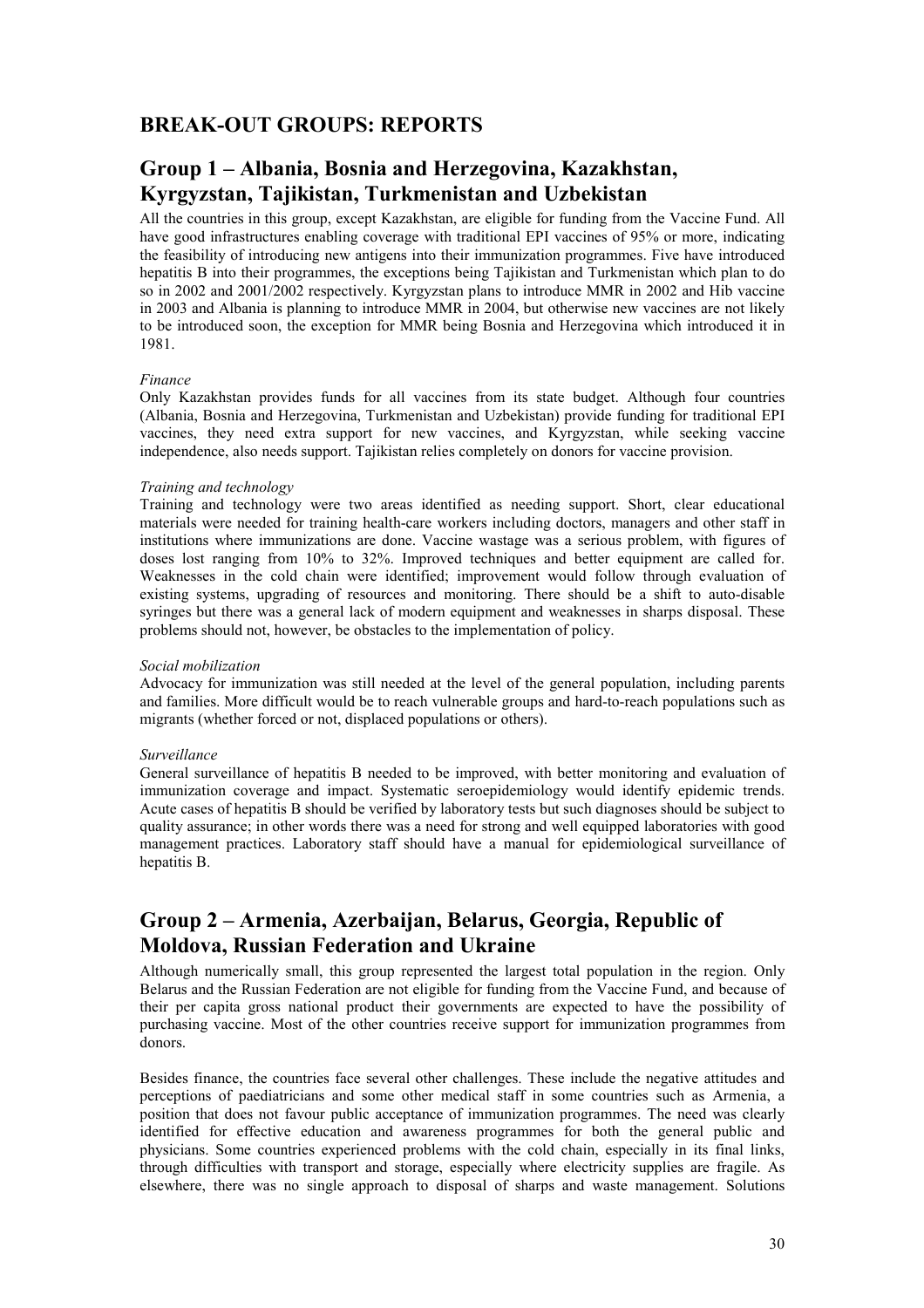## BREAK-OUT GROUPS: REPORTS

## Group 1 – Albania, Bosnia and Herzegovina, Kazakhstan, Kyrgyzstan, Tajikistan, Turkmenistan and Uzbekistan

All the countries in this group, except Kazakhstan, are eligible for funding from the Vaccine Fund. All have good infrastructures enabling coverage with traditional EPI vaccines of 95% or more, indicating the feasibility of introducing new antigens into their immunization programmes. Five have introduced hepatitis B into their programmes, the exceptions being Tajikistan and Turkmenistan which plan to do so in 2002 and 2001/2002 respectively. Kyrgyzstan plans to introduce MMR in 2002 and Hib vaccine in 2003 and Albania is planning to introduce MMR in 2004, but otherwise new vaccines are not likely to be introduced soon, the exception for MMR being Bosnia and Herzegovina which introduced it in 1981.

*Finance*

Only Kazakhstan provides funds for all vaccines from its state budget. Although four countries (Albania, Bosnia and Herzegovina, Turkmenistan and Uzbekistan) provide funding for traditional EPI vaccines, they need extra support for new vaccines, and Kyrgyzstan, while seeking vaccine independence, also needs support. Tajikistan relies completely on donors for vaccine provision.

*Training and technology*

Training and technology were two areas identified as needing support. Short, clear educational materials were needed for training health-care workers including doctors, managers and other staff in institutions where immunizations are done. Vaccine wastage was a serious problem, with figures of doses lost ranging from 10% to 32%. Improved techniques and better equipment are called for. Weaknesses in the cold chain were identified; improvement would follow through evaluation of existing systems, upgrading of resources and monitoring. There should be a shift to auto-disable syringes but there was a general lack of modern equipment and weaknesses in sharps disposal. These problems should not, however, be obstacles to the implementation of policy.

*Social mobilization*

Advocacy for immunization was still needed at the level of the general population, including parents and families. More difficult would be to reach vulnerable groups and hard-to-reach populations such as migrants (whether forced or not, displaced populations or others).

*Surveillance*

General surveillance of hepatitis B needed to be improved, with better monitoring and evaluation of immunization coverage and impact. Systematic seroepidemiology would identify epidemic trends. Acute cases of hepatitis B should be verified by laboratory tests but such diagnoses should be subject to quality assurance; in other words there was a need for strong and well equipped laboratories with good management practices. Laboratory staff should have a manual for epidemiological surveillance of hepatitis B.

## Group 2 – Armenia, Azerbaijan, Belarus, Georgia, Republic of Moldova, Russian Federation and Ukraine

Although numerically small, this group represented the largest total population in the region. Only Belarus and the Russian Federation are not eligible for funding from the Vaccine Fund, and because of their per capita gross national product their governments are expected to have the possibility of purchasing vaccine. Most of the other countries receive support for immunization programmes from donors.

Besides finance, the countries face several other challenges. These include the negative attitudes and perceptions of paediatricians and some other medical staff in some countries such as Armenia, a position that does not favour public acceptance of immunization programmes. The need was clearly identified for effective education and awareness programmes for both the general public and physicians. Some countries experienced problems with the cold chain, especially in its final links, through difficulties with transport and storage, especially where electricity supplies are fragile. As elsewhere, there was no single approach to disposal of sharps and waste management. Solutions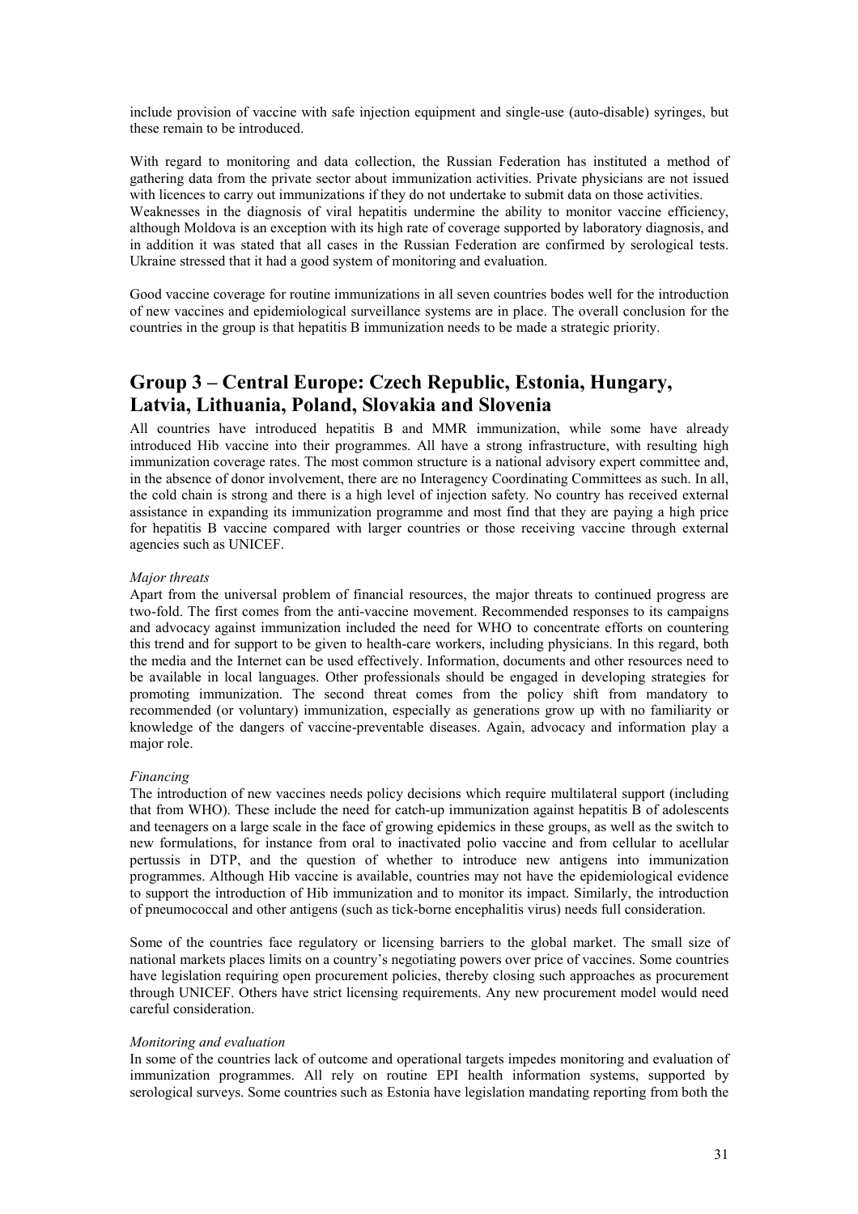include provision of vaccine with safe injection equipment and single-use (auto-disable) syringes, but these remain to be introduced.

With regard to monitoring and data collection, the Russian Federation has instituted a method of gathering data from the private sector about immunization activities. Private physicians are not issued with licences to carry out immunizations if they do not undertake to submit data on those activities. Weaknesses in the diagnosis of viral hepatitis undermine the ability to monitor vaccine efficiency, although Moldova is an exception with its high rate of coverage supported by laboratory diagnosis, and in addition it was stated that all cases in the Russian Federation are confirmed by serological tests. Ukraine stressed that it had a good system of monitoring and evaluation.

Good vaccine coverage for routine immunizations in all seven countries bodes well for the introduction of new vaccines and epidemiological surveillance systems are in place. The overall conclusion for the countries in the group is that hepatitis B immunization needs to be made a strategic priority.

## Group 3 – Central Europe: Czech Republic, Estonia, Hungary, Latvia, Lithuania, Poland, Slovakia and Slovenia

All countries have introduced hepatitis B and MMR immunization, while some have already introduced Hib vaccine into their programmes. All have a strong infrastructure, with resulting high immunization coverage rates. The most common structure is a national advisory expert committee and, in the absence of donor involvement, there are no Interagency Coordinating Committees as such. In all, the cold chain is strong and there is a high level of injection safety. No country has received external assistance in expanding its immunization programme and most find that they are paying a high price for hepatitis B vaccine compared with larger countries or those receiving vaccine through external agencies such as UNICEF.

*Major threats*

Apart from the universal problem of financial resources, the major threats to continued progress are two-fold. The first comes from the anti-vaccine movement. Recommended responses to its campaigns and advocacy against immunization included the need for WHO to concentrate efforts on countering this trend and for support to be given to health-care workers, including physicians. In this regard, both the media and the Internet can be used effectively. Information, documents and other resources need to be available in local languages. Other professionals should be engaged in developing strategies for promoting immunization. The second threat comes from the policy shift from mandatory to recommended (or voluntary) immunization, especially as generations grow up with no familiarity or knowledge of the dangers of vaccine-preventable diseases. Again, advocacy and information play a major role.

*Financing*

The introduction of new vaccines needs policy decisions which require multilateral support (including that from WHO). These include the need for catch-up immunization against hepatitis B of adolescents and teenagers on a large scale in the face of growing epidemics in these groups, as well as the switch to new formulations, for instance from oral to inactivated polio vaccine and from cellular to acellular pertussis in DTP, and the question of whether to introduce new antigens into immunization programmes. Although Hib vaccine is available, countries may not have the epidemiological evidence to support the introduction of Hib immunization and to monitor its impact. Similarly, the introduction of pneumococcal and other antigens (such as tick-borne encephalitis virus) needs full consideration.

Some of the countries face regulatory or licensing barriers to the global market. The small size of national markets places limits on a country's negotiating powers over price of vaccines. Some countries have legislation requiring open procurement policies, thereby closing such approaches as procurement through UNICEF. Others have strict licensing requirements. Any new procurement model would need careful consideration.

*Monitoring and evaluation*

In some of the countries lack of outcome and operational targets impedes monitoring and evaluation of immunization programmes. All rely on routine EPI health information systems, supported by serological surveys. Some countries such as Estonia have legislation mandating reporting from both the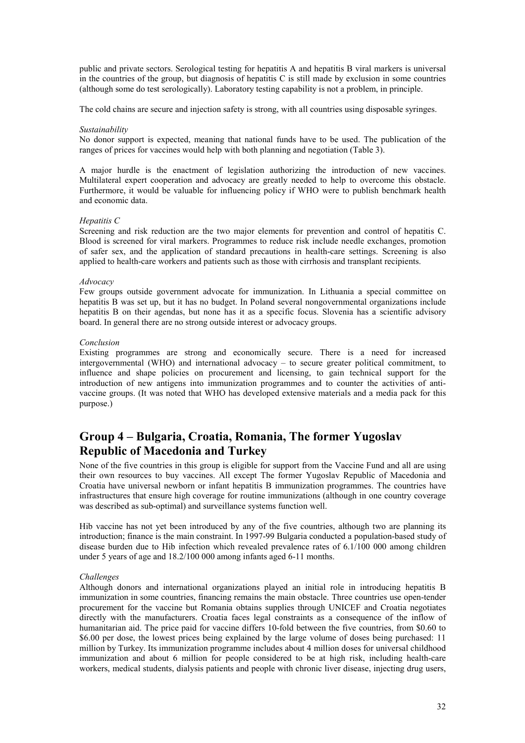public and private sectors. Serological testing for hepatitis A and hepatitis B viral markers is universal in the countries of the group, but diagnosis of hepatitis C is still made by exclusion in some countries (although some do test serologically). Laboratory testing capability is not a problem, in principle.

The cold chains are secure and injection safety is strong, with all countries using disposable syringes.

*Sustainability*

No donor support is expected, meaning that national funds have to be used. The publication of the ranges of prices for vaccines would help with both planning and negotiation (Table 3).

A major hurdle is the enactment of legislation authorizing the introduction of new vaccines. Multilateral expert cooperation and advocacy are greatly needed to help to overcome this obstacle. Furthermore, it would be valuable for influencing policy if WHO were to publish benchmark health and economic data.

*Hepatitis C*

Screening and risk reduction are the two major elements for prevention and control of hepatitis C. Blood is screened for viral markers. Programmes to reduce risk include needle exchanges, promotion of safer sex, and the application of standard precautions in health-care settings. Screening is also applied to health-care workers and patients such as those with cirrhosis and transplant recipients.

*Advocacy*

Few groups outside government advocate for immunization. In Lithuania a special committee on hepatitis B was set up, but it has no budget. In Poland several nongovernmental organizations include hepatitis B on their agendas, but none has it as a specific focus. Slovenia has a scientific advisory board. In general there are no strong outside interest or advocacy groups.

*Conclusion*

Existing programmes are strong and economically secure. There is a need for increased intergovernmental (WHO) and international advocacy – to secure greater political commitment, to influence and shape policies on procurement and licensing, to gain technical support for the introduction of new antigens into immunization programmes and to counter the activities of anti-vaccine groups. (It was noted that WHO has developed extensive materials and a media pack for this purpose.)

## Group 4 – Bulgaria, Croatia, Romania, The former Yugoslav Republic of Macedonia and Turkey

None of the five countries in this group is eligible for support from the Vaccine Fund and all are using their own resources to buy vaccines. All except The former Yugoslav Republic of Macedonia and Croatia have universal newborn or infant hepatitis B immunization programmes. The countries have infrastructures that ensure high coverage for routine immunizations (although in one country coverage was described as sub-optimal) and surveillance systems function well.

Hib vaccine has not yet been introduced by any of the five countries, although two are planning its introduction; finance is the main constraint. In 1997-99 Bulgaria conducted a population-based study of disease burden due to Hib infection which revealed prevalence rates of 6.1/100 000 among children under 5 years of age and 18.2/100 000 among infants aged 6-11 months.

*Challenges*

Although donors and international organizations played an initial role in introducing hepatitis B immunization in some countries, financing remains the main obstacle. Three countries use open-tender procurement for the vaccine but Romania obtains supplies through UNICEF and Croatia negotiates directly with the manufacturers. Croatia faces legal constraints as a consequence of the inflow of humanitarian aid. The price paid for vaccine differs 10-fold between the five countries, from \$0.60 to \$6.00 per dose, the lowest prices being explained by the large volume of doses being purchased: 11 million by Turkey. Its immunization programme includes about 4 million doses for universal childhood immunization and about 6 million for people considered to be at high risk, including health-care workers, medical students, dialysis patients and people with chronic liver disease, injecting drug users,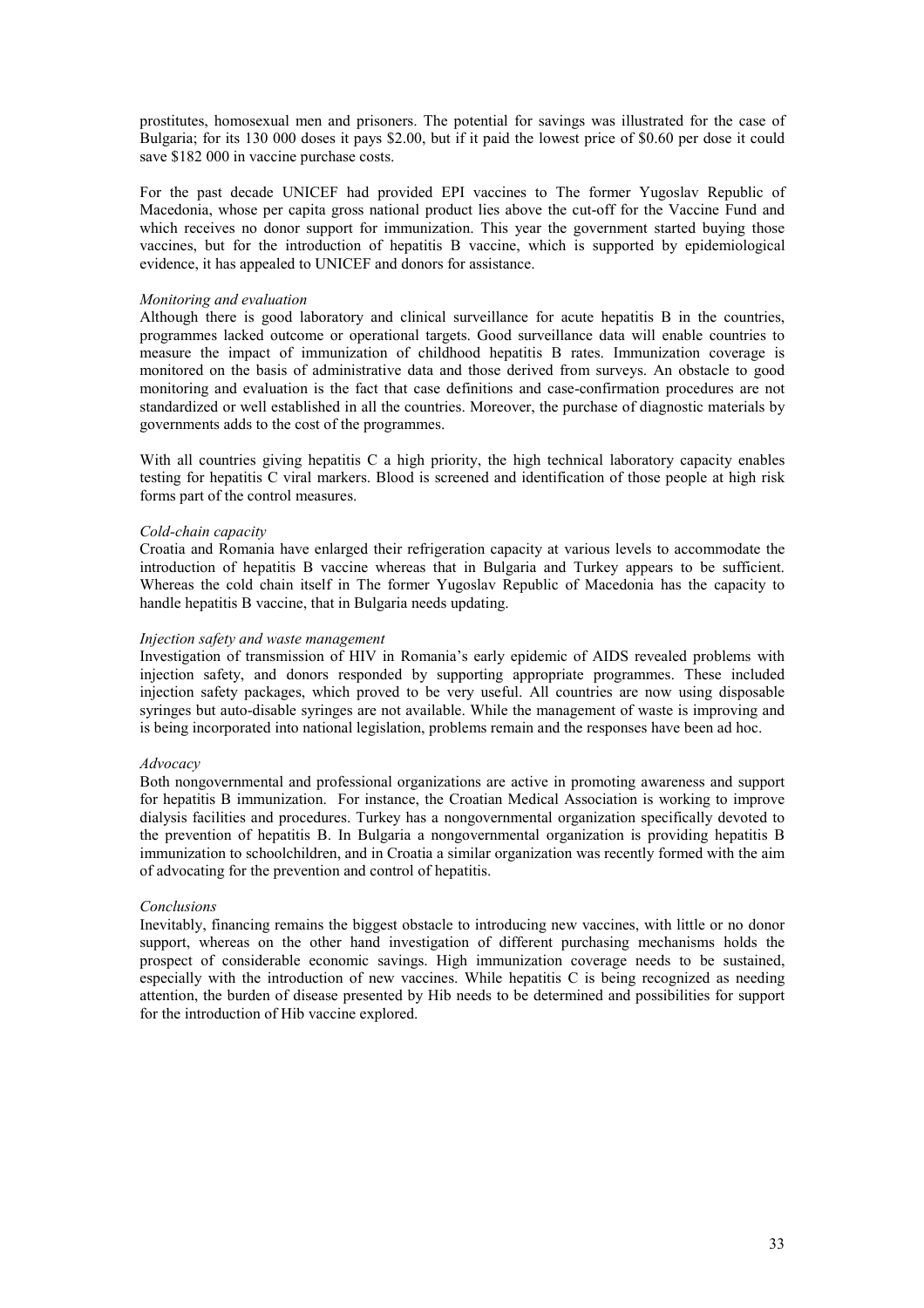prostitutes, homosexual men and prisoners. The potential for savings was illustrated for the case of Bulgaria; for its 130 000 doses it pays $2.00, but if it paid the lowest price of $0.60 per dose it could save $182 000 in vaccine purchase costs.

For the past decade UNICEF had provided EPI vaccines to The former Yugoslav Republic of Macedonia, whose per capita gross national product lies above the cut-off for the Vaccine Fund and which receives no donor support for immunization. This year the government started buying those vaccines, but for the introduction of hepatitis B vaccine, which is supported by epidemiological evidence, it has appealed to UNICEF and donors for assistance.

*Monitoring and evaluation*

Although there is good laboratory and clinical surveillance for acute hepatitis B in the countries, programmes lacked outcome or operational targets. Good surveillance data will enable countries to measure the impact of immunization of childhood hepatitis B rates. Immunization coverage is monitored on the basis of administrative data and those derived from surveys. An obstacle to good monitoring and evaluation is the fact that case definitions and case-confirmation procedures are not standardized or well established in all the countries. Moreover, the purchase of diagnostic materials by governments adds to the cost of the programmes.

With all countries giving hepatitis C a high priority, the high technical laboratory capacity enables testing for hepatitis C viral markers. Blood is screened and identification of those people at high risk forms part of the control measures.

*Cold-chain capacity*

Croatia and Romania have enlarged their refrigeration capacity at various levels to accommodate the introduction of hepatitis B vaccine whereas that in Bulgaria and Turkey appears to be sufficient. Whereas the cold chain itself in The former Yugoslav Republic of Macedonia has the capacity to handle hepatitis B vaccine, that in Bulgaria needs updating.

*Injection safety and waste management*

Investigation of transmission of HIV in Romania's early epidemic of AIDS revealed problems with injection safety, and donors responded by supporting appropriate programmes. These included injection safety packages, which proved to be very useful. All countries are now using disposable syringes but auto-disable syringes are not available. While the management of waste is improving and is being incorporated into national legislation, problems remain and the responses have been ad hoc.

*Advocacy*

Both nongovernmental and professional organizations are active in promoting awareness and support for hepatitis B immunization. For instance, the Croatian Medical Association is working to improve dialysis facilities and procedures. Turkey has a nongovernmental organization specifically devoted to the prevention of hepatitis B. In Bulgaria a nongovernmental organization is providing hepatitis B immunization to schoolchildren, and in Croatia a similar organization was recently formed with the aim of advocating for the prevention and control of hepatitis.

*Conclusions*

Inevitably, financing remains the biggest obstacle to introducing new vaccines, with little or no donor support, whereas on the other hand investigation of different purchasing mechanisms holds the prospect of considerable economic savings. High immunization coverage needs to be sustained, especially with the introduction of new vaccines. While hepatitis C is being recognized as needing attention, the burden of disease presented by Hib needs to be determined and possibilities for support for the introduction of Hib vaccine explored.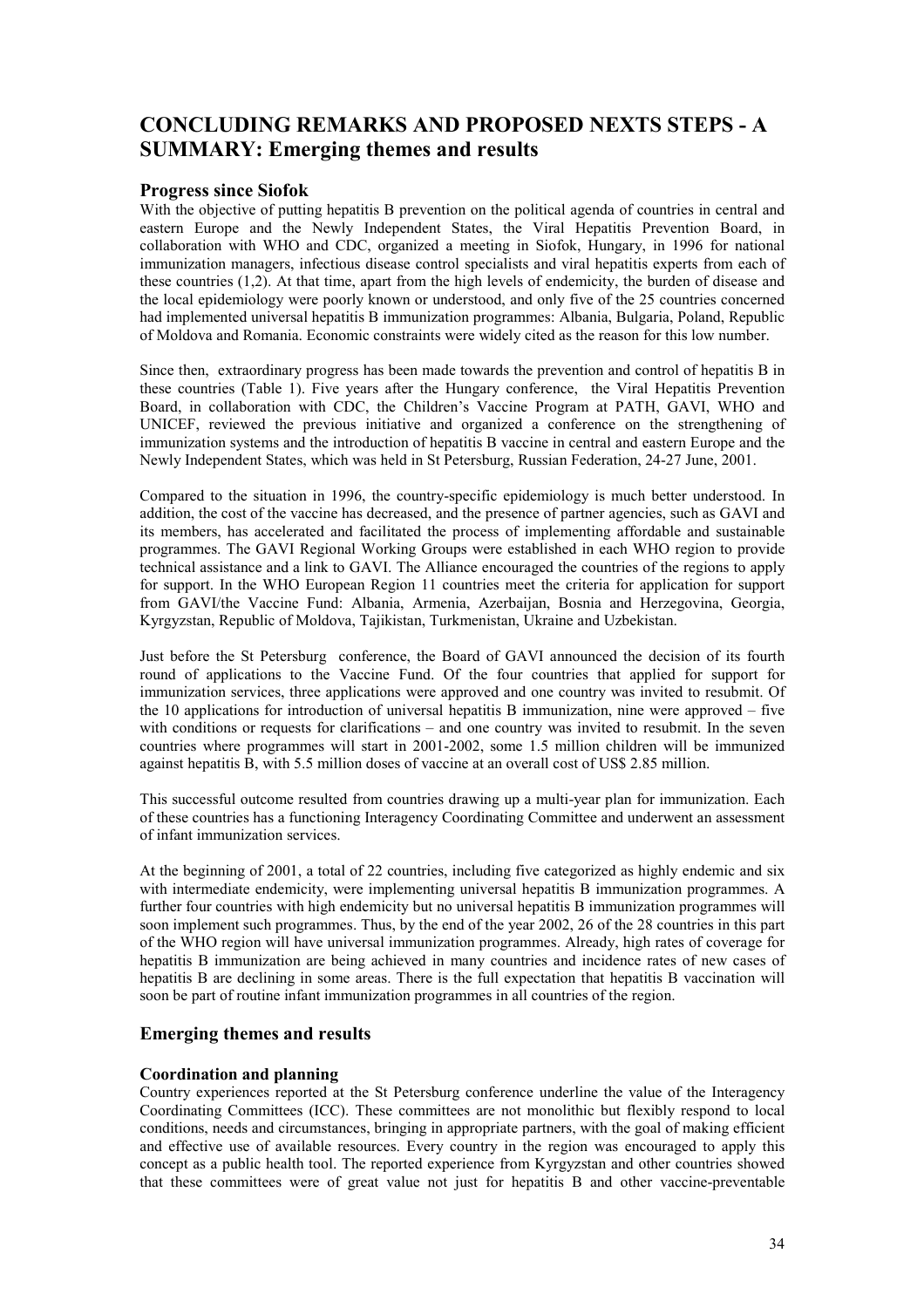# CONCLUDING REMARKS AND PROPOSED NEXTS STEPS - A SUMMARY: Emerging themes and results

## Progress since Siofok

With the objective of putting hepatitis B prevention on the political agenda of countries in central and eastern Europe and the Newly Independent States, the Viral Hepatitis Prevention Board, in collaboration with WHO and CDC, organized a meeting in Siofok, Hungary, in 1996 for national immunization managers, infectious disease control specialists and viral hepatitis experts from each of these countries (1,2). At that time, apart from the high levels of endemicity, the burden of disease and the local epidemiology were poorly known or understood, and only five of the 25 countries concerned had implemented universal hepatitis B immunization programmes: Albania, Bulgaria, Poland, Republic of Moldova and Romania. Economic constraints were widely cited as the reason for this low number.

Since then, extraordinary progress has been made towards the prevention and control of hepatitis B in these countries (Table 1). Five years after the Hungary conference, the Viral Hepatitis Prevention Board, in collaboration with CDC, the Children's Vaccine Program at PATH, GAVI, WHO and UNICEF, reviewed the previous initiative and organized a conference on the strengthening of immunization systems and the introduction of hepatitis B vaccine in central and eastern Europe and the Newly Independent States, which was held in St Petersburg, Russian Federation, 24-27 June, 2001.

Compared to the situation in 1996, the country-specific epidemiology is much better understood. In addition, the cost of the vaccine has decreased, and the presence of partner agencies, such as GAVI and its members, has accelerated and facilitated the process of implementing affordable and sustainable programmes. The GAVI Regional Working Groups were established in each WHO region to provide technical assistance and a link to GAVI. The Alliance encouraged the countries of the regions to apply for support. In the WHO European Region 11 countries meet the criteria for application for support from GAVI/the Vaccine Fund: Albania, Armenia, Azerbaijan, Bosnia and Herzegovina, Georgia, Kyrgyzstan, Republic of Moldova, Tajikistan, Turkmenistan, Ukraine and Uzbekistan.

Just before the St Petersburg conference, the Board of GAVI announced the decision of its fourth round of applications to the Vaccine Fund. Of the four countries that applied for support for immunization services, three applications were approved and one country was invited to resubmit. Of the 10 applications for introduction of universal hepatitis B immunization, nine were approved – five with conditions or requests for clarifications – and one country was invited to resubmit. In the seven countries where programmes will start in 2001-2002, some 1.5 million children will be immunized against hepatitis B, with 5.5 million doses of vaccine at an overall cost of US$ 2.85 million.

This successful outcome resulted from countries drawing up a multi-year plan for immunization. Each of these countries has a functioning Interagency Coordinating Committee and underwent an assessment of infant immunization services.

At the beginning of 2001, a total of 22 countries, including five categorized as highly endemic and six with intermediate endemicity, were implementing universal hepatitis B immunization programmes. A further four countries with high endemicity but no universal hepatitis B immunization programmes will soon implement such programmes. Thus, by the end of the year 2002, 26 of the 28 countries in this part of the WHO region will have universal immunization programmes. Already, high rates of coverage for hepatitis B immunization are being achieved in many countries and incidence rates of new cases of hepatitis B are declining in some areas. There is the full expectation that hepatitis B vaccination will soon be part of routine infant immunization programmes in all countries of the region.

## Emerging themes and results

### Coordination and planning

Country experiences reported at the St Petersburg conference underline the value of the Interagency Coordinating Committees (ICC). These committees are not monolithic but flexibly respond to local conditions, needs and circumstances, bringing in appropriate partners, with the goal of making efficient and effective use of available resources. Every country in the region was encouraged to apply this concept as a public health tool. The reported experience from Kyrgyzstan and other countries showed that these committees were of great value not just for hepatitis B and other vaccine-preventable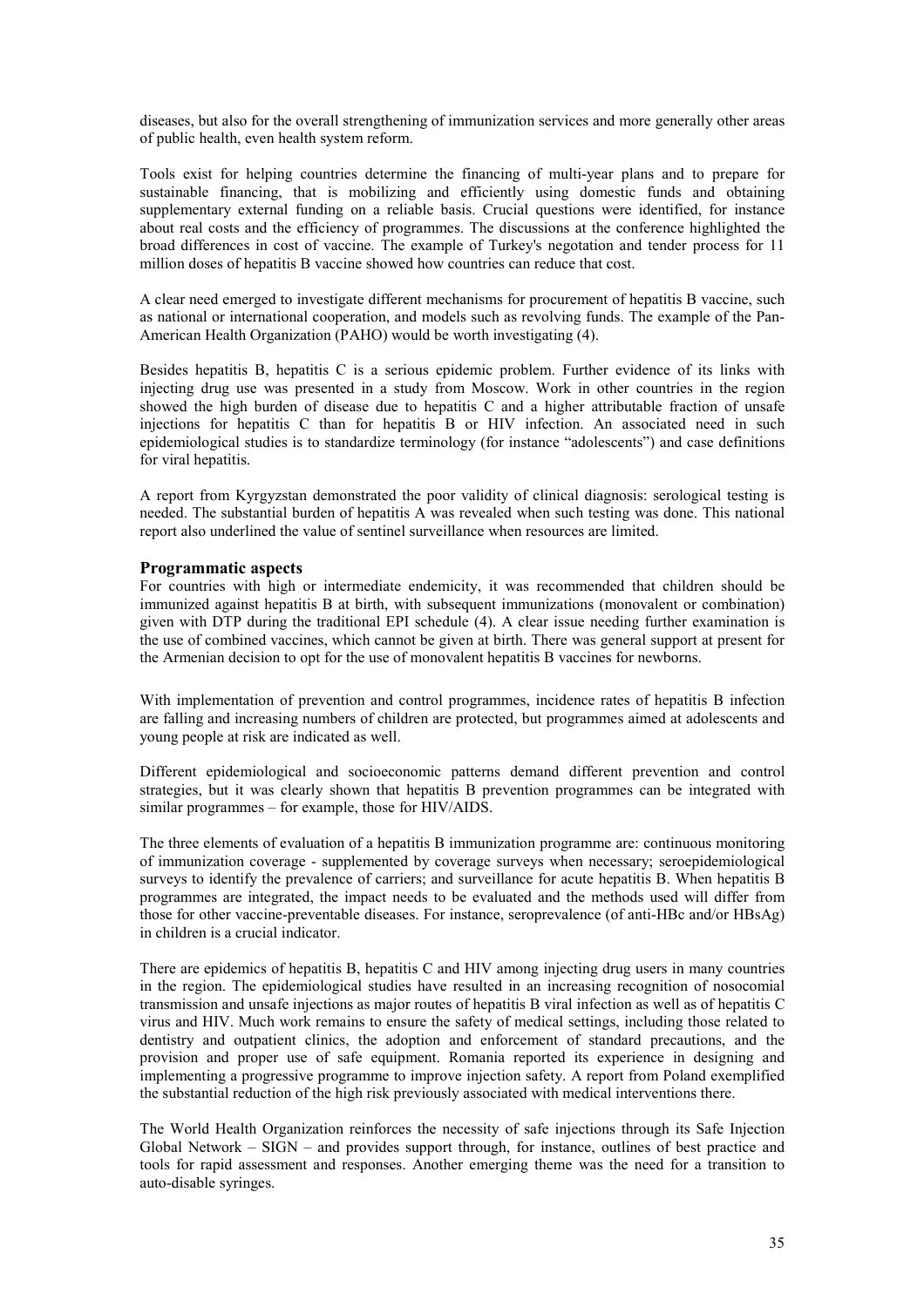diseases, but also for the overall strengthening of immunization services and more generally other areas of public health, even health system reform.

Tools exist for helping countries determine the financing of multi-year plans and to prepare for sustainable financing, that is mobilizing and efficiently using domestic funds and obtaining supplementary external funding on a reliable basis. Crucial questions were identified, for instance about real costs and the efficiency of programmes. The discussions at the conference highlighted the broad differences in cost of vaccine. The example of Turkey's negotation and tender process for 11 million doses of hepatitis B vaccine showed how countries can reduce that cost.

A clear need emerged to investigate different mechanisms for procurement of hepatitis B vaccine, such as national or international cooperation, and models such as revolving funds. The example of the Pan-American Health Organization (PAHO) would be worth investigating (4).

Besides hepatitis B, hepatitis C is a serious epidemic problem. Further evidence of its links with injecting drug use was presented in a study from Moscow. Work in other countries in the region showed the high burden of disease due to hepatitis C and a higher attributable fraction of unsafe injections for hepatitis C than for hepatitis B or HIV infection. An associated need in such epidemiological studies is to standardize terminology (for instance "adolescents") and case definitions for viral hepatitis.

A report from Kyrgyzstan demonstrated the poor validity of clinical diagnosis: serological testing is needed. The substantial burden of hepatitis A was revealed when such testing was done. This national report also underlined the value of sentinel surveillance when resources are limited.

### Programmatic aspects

For countries with high or intermediate endemicity, it was recommended that children should be immunized against hepatitis B at birth, with subsequent immunizations (monovalent or combination) given with DTP during the traditional EPI schedule (4). A clear issue needing further examination is the use of combined vaccines, which cannot be given at birth. There was general support at present for the Armenian decision to opt for the use of monovalent hepatitis B vaccines for newborns.

With implementation of prevention and control programmes, incidence rates of hepatitis B infection are falling and increasing numbers of children are protected, but programmes aimed at adolescents and young people at risk are indicated as well.

Different epidemiological and socioeconomic patterns demand different prevention and control strategies, but it was clearly shown that hepatitis B prevention programmes can be integrated with similar programmes – for example, those for HIV/AIDS.

The three elements of evaluation of a hepatitis B immunization programme are: continuous monitoring of immunization coverage - supplemented by coverage surveys when necessary; seroepidemiological surveys to identify the prevalence of carriers; and surveillance for acute hepatitis B. When hepatitis B programmes are integrated, the impact needs to be evaluated and the methods used will differ from those for other vaccine-preventable diseases. For instance, seroprevalence (of anti-HBc and/or HBsAg) in children is a crucial indicator.

There are epidemics of hepatitis B, hepatitis C and HIV among injecting drug users in many countries in the region. The epidemiological studies have resulted in an increasing recognition of nosocomial transmission and unsafe injections as major routes of hepatitis B viral infection as well as of hepatitis C virus and HIV. Much work remains to ensure the safety of medical settings, including those related to dentistry and outpatient clinics, the adoption and enforcement of standard precautions, and the provision and proper use of safe equipment. Romania reported its experience in designing and implementing a progressive programme to improve injection safety. A report from Poland exemplified the substantial reduction of the high risk previously associated with medical interventions there.

The World Health Organization reinforces the necessity of safe injections through its Safe Injection Global Network – SIGN – and provides support through, for instance, outlines of best practice and tools for rapid assessment and responses. Another emerging theme was the need for a transition to auto-disable syringes.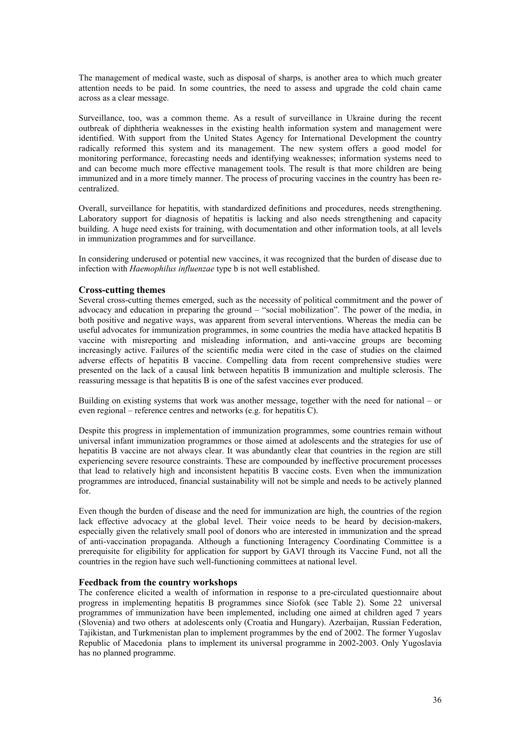The management of medical waste, such as disposal of sharps, is another area to which much greater attention needs to be paid. In some countries, the need to assess and upgrade the cold chain came across as a clear message.

Surveillance, too, was a common theme. As a result of surveillance in Ukraine during the recent outbreak of diphtheria weaknesses in the existing health information system and management were identified. With support from the United States Agency for International Development the country radically reformed this system and its management. The new system offers a good model for monitoring performance, forecasting needs and identifying weaknesses; information systems need to and can become much more effective management tools. The result is that more children are being immunized and in a more timely manner. The process of procuring vaccines in the country has been re-centralized.

Overall, surveillance for hepatitis, with standardized definitions and procedures, needs strengthening. Laboratory support for diagnosis of hepatitis is lacking and also needs strengthening and capacity building. A huge need exists for training, with documentation and other information tools, at all levels in immunization programmes and for surveillance.

In considering underused or potential new vaccines, it was recognized that the burden of disease due to infection with *Haemophilus influenzae* type b is not well established.

### Cross-cutting themes

Several cross-cutting themes emerged, such as the necessity of political commitment and the power of advocacy and education in preparing the ground – "social mobilization". The power of the media, in both positive and negative ways, was apparent from several interventions. Whereas the media can be useful advocates for immunization programmes, in some countries the media have attacked hepatitis B vaccine with misreporting and misleading information, and anti-vaccine groups are becoming increasingly active. Failures of the scientific media were cited in the case of studies on the claimed adverse effects of hepatitis B vaccine. Compelling data from recent comprehensive studies were presented on the lack of a causal link between hepatitis B immunization and multiple sclerosis. The reassuring message is that hepatitis B is one of the safest vaccines ever produced.

Building on existing systems that work was another message, together with the need for national – or even regional – reference centres and networks (e.g. for hepatitis C).

Despite this progress in implementation of immunization programmes, some countries remain without universal infant immunization programmes or those aimed at adolescents and the strategies for use of hepatitis B vaccine are not always clear. It was abundantly clear that countries in the region are still experiencing severe resource constraints. These are compounded by ineffective procurement processes that lead to relatively high and inconsistent hepatitis B vaccine costs. Even when the immunization programmes are introduced, financial sustainability will not be simple and needs to be actively planned for.

Even though the burden of disease and the need for immunization are high, the countries of the region lack effective advocacy at the global level. Their voice needs to be heard by decision-makers, especially given the relatively small pool of donors who are interested in immunization and the spread of anti-vaccination propaganda. Although a functioning Interagency Coordinating Committee is a prerequisite for eligibility for application for support by GAVI through its Vaccine Fund, not all the countries in the region have such well-functioning committees at national level.

### Feedback from the country workshops

The conference elicited a wealth of information in response to a pre-circulated questionnaire about progress in implementing hepatitis B programmes since Siofok (see Table 2). Some 22 universal programmes of immunization have been implemented, including one aimed at children aged 7 years (Slovenia) and two others at adolescents only (Croatia and Hungary). Azerbaijan, Russian Federation, Tajikistan, and Turkmenistan plan to implement programmes by the end of 2002. The former Yugoslav Republic of Macedonia plans to implement its universal programme in 2002-2003. Only Yugoslavia has no planned programme.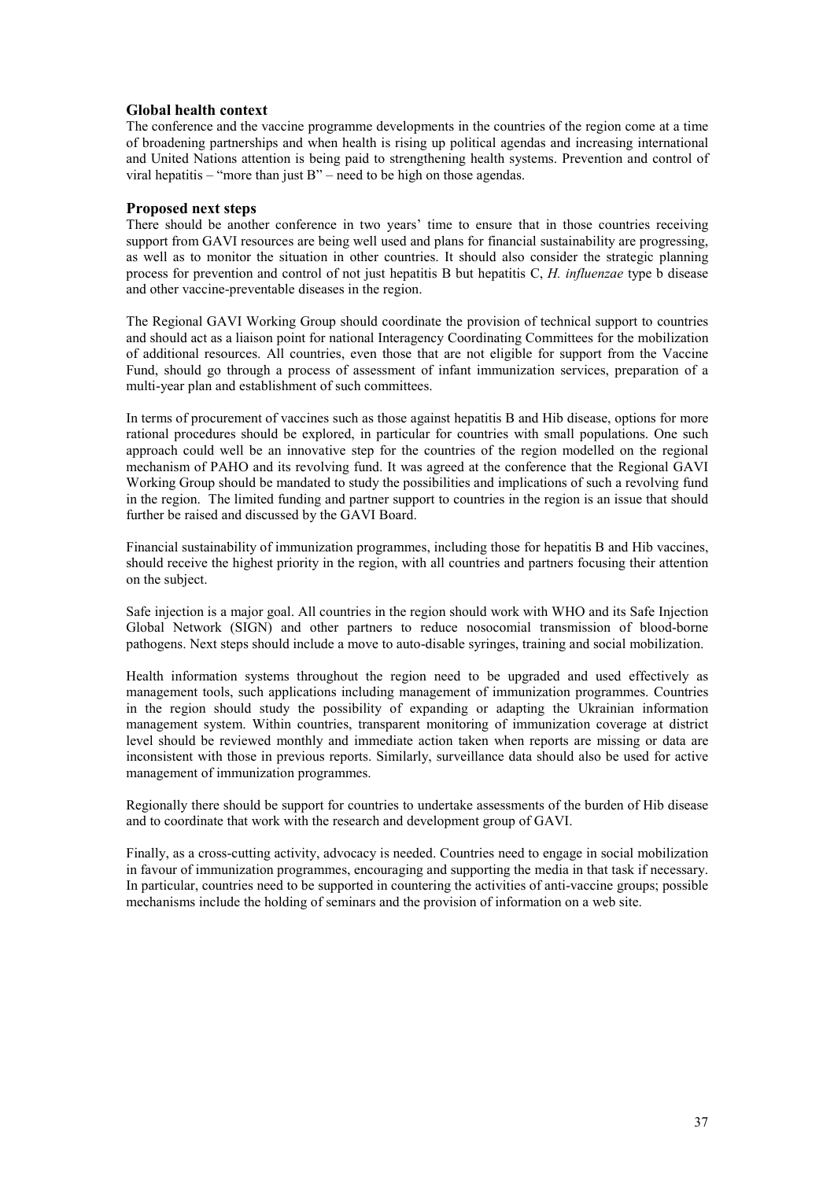## Global health context

The conference and the vaccine programme developments in the countries of the region come at a time of broadening partnerships and when health is rising up political agendas and increasing international and United Nations attention is being paid to strengthening health systems. Prevention and control of viral hepatitis – "more than just B" – need to be high on those agendas.

## Proposed next steps

There should be another conference in two years' time to ensure that in those countries receiving support from GAVI resources are being well used and plans for financial sustainability are progressing, as well as to monitor the situation in other countries. It should also consider the strategic planning process for prevention and control of not just hepatitis B but hepatitis C, *H. influenzae* type b disease and other vaccine-preventable diseases in the region.

The Regional GAVI Working Group should coordinate the provision of technical support to countries and should act as a liaison point for national Interagency Coordinating Committees for the mobilization of additional resources. All countries, even those that are not eligible for support from the Vaccine Fund, should go through a process of assessment of infant immunization services, preparation of a multi-year plan and establishment of such committees.

In terms of procurement of vaccines such as those against hepatitis B and Hib disease, options for more rational procedures should be explored, in particular for countries with small populations. One such approach could well be an innovative step for the countries of the region modelled on the regional mechanism of PAHO and its revolving fund. It was agreed at the conference that the Regional GAVI Working Group should be mandated to study the possibilities and implications of such a revolving fund in the region. The limited funding and partner support to countries in the region is an issue that should further be raised and discussed by the GAVI Board.

Financial sustainability of immunization programmes, including those for hepatitis B and Hib vaccines, should receive the highest priority in the region, with all countries and partners focusing their attention on the subject.

Safe injection is a major goal. All countries in the region should work with WHO and its Safe Injection Global Network (SIGN) and other partners to reduce nosocomial transmission of blood-borne pathogens. Next steps should include a move to auto-disable syringes, training and social mobilization.

Health information systems throughout the region need to be upgraded and used effectively as management tools, such applications including management of immunization programmes. Countries in the region should study the possibility of expanding or adapting the Ukrainian information management system. Within countries, transparent monitoring of immunization coverage at district level should be reviewed monthly and immediate action taken when reports are missing or data are inconsistent with those in previous reports. Similarly, surveillance data should also be used for active management of immunization programmes.

Regionally there should be support for countries to undertake assessments of the burden of Hib disease and to coordinate that work with the research and development group of GAVI.

Finally, as a cross-cutting activity, advocacy is needed. Countries need to engage in social mobilization in favour of immunization programmes, encouraging and supporting the media in that task if necessary. In particular, countries need to be supported in countering the activities of anti-vaccine groups; possible mechanisms include the holding of seminars and the provision of information on a web site.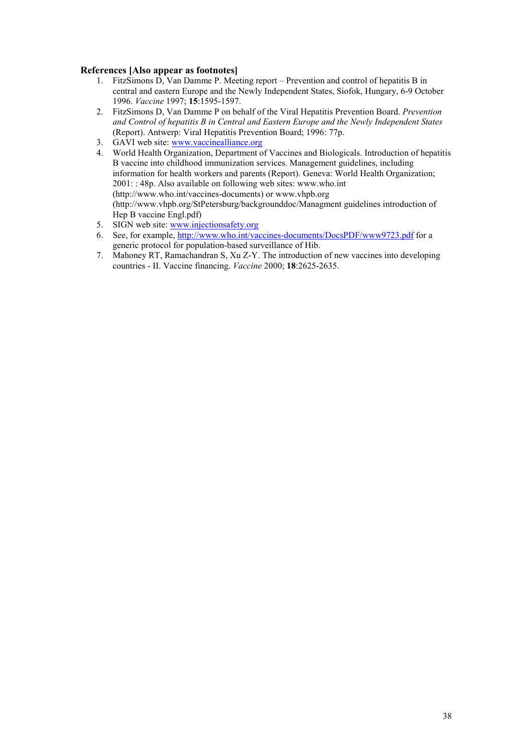**References [Also appear as footnotes]**

1. FitzSimons D, Van Damme P. Meeting report – Prevention and control of hepatitis B in central and eastern Europe and the Newly Independent States, Siofok, Hungary, 6-9 October 1996. *Vaccine* 1997; **15**:1595-1597.
2. FitzSimons D, Van Damme P on behalf of the Viral Hepatitis Prevention Board. *Prevention and Control of hepatitis B in Central and Eastern Europe and the Newly Independent States* (Report). Antwerp: Viral Hepatitis Prevention Board; 1996: 77p.
3. GAVI web site: www.vaccinealliance.org
4. World Health Organization, Department of Vaccines and Biologicals. Introduction of hepatitis B vaccine into childhood immunization services. Management guidelines, including information for health workers and parents (Report). Geneva: World Health Organization; 2001: : 48p. Also available on following web sites: www.who.int (http://www.who.int/vaccines-documents) or www.vhpb.org (http://www.vhpb.org/StPetersburg/backgrounddoc/Managment guidelines introduction of Hep B vaccine Engl.pdf)
5. SIGN web site: www.injectionsafety.org
6. See, for example, http://www.who.int/vaccines-documents/DocsPDF/www9723.pdf for a generic protocol for population-based surveillance of Hib.
7. Mahoney RT, Ramachandran S, Xu Z-Y. The introduction of new vaccines into developing countries - II. Vaccine financing. *Vaccine* 2000; **18**:2625-2635.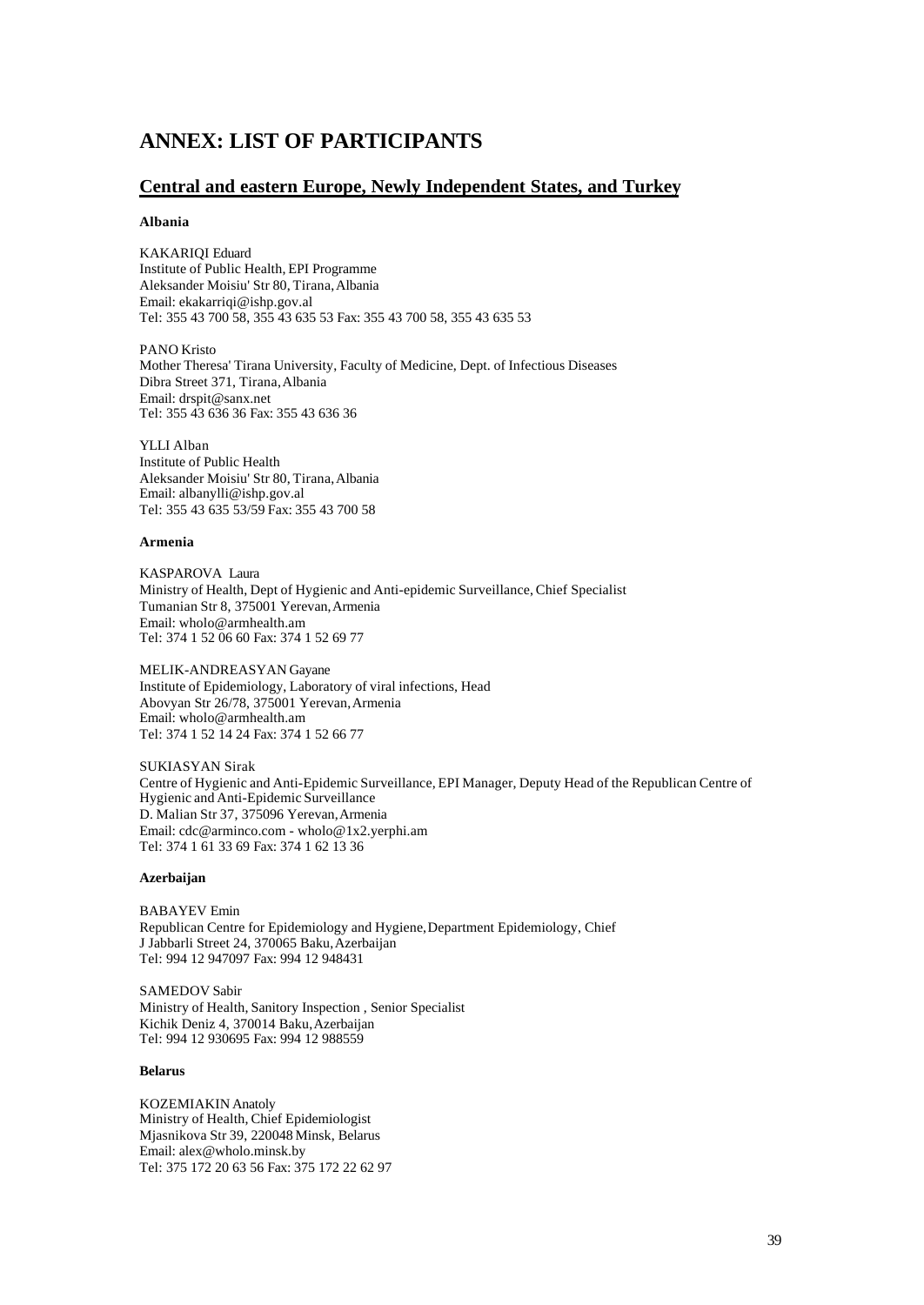# ANNEX: LIST OF PARTICIPANTS

## Central and eastern Europe, Newly Independent States, and Turkey

### Albania

KAKARIQI Eduard
Institute of Public Health, EPI Programme
Aleksander Moisiu' Str 80, Tirana, Albania
Email: ekakarriqi@ishp.gov.al
Tel: 355 43 700 58, 355 43 635 53 Fax: 355 43 700 58, 355 43 635 53

PANO Kristo
Mother Theresa' Tirana University, Faculty of Medicine, Dept. of Infectious Diseases
Dibra Street 371, Tirana, Albania
Email: drspit@sanx.net
Tel: 355 43 636 36 Fax: 355 43 636 36

YLLI Alban
Institute of Public Health
Aleksander Moisiu' Str 80, Tirana, Albania
Email: albanylli@ishp.gov.al
Tel: 355 43 635 53/59 Fax: 355 43 700 58

### Armenia

KASPAROVA Laura
Ministry of Health, Dept of Hygienic and Anti-epidemic Surveillance, Chief Specialist
Tumanian Str 8, 375001 Yerevan, Armenia
Email: wholo@armhealth.am
Tel: 374 1 52 06 60 Fax: 374 1 52 69 77

MELIK-ANDREASYAN Gayane
Institute of Epidemiology, Laboratory of viral infections, Head
Abovyan Str 26/78, 375001 Yerevan, Armenia
Email: wholo@armhealth.am
Tel: 374 1 52 14 24 Fax: 374 1 52 66 77

SUKIASYAN Sirak
Centre of Hygienic and Anti-Epidemic Surveillance, EPI Manager, Deputy Head of the Republican Centre of Hygienic and Anti-Epidemic Surveillance
D. Malian Str 37, 375096 Yerevan, Armenia
Email: cdc@arminco.com - wholo@1x2.yerphi.am
Tel: 374 1 61 33 69 Fax: 374 1 62 13 36

### Azerbaijan

BABAYEV Emin
Republican Centre for Epidemiology and Hygiene, Department Epidemiology, Chief
J Jabbarli Street 24, 370065 Baku, Azerbaijan
Tel: 994 12 947097 Fax: 994 12 948431

SAMEDOV Sabir
Ministry of Health, Sanitory Inspection , Senior Specialist
Kichik Deniz 4, 370014 Baku, Azerbaijan
Tel: 994 12 930695 Fax: 994 12 988559

### Belarus

KOZEMIAKIN Anatoly
Ministry of Health, Chief Epidemiologist
Mjasnikova Str 39, 220048 Minsk, Belarus
Email: alex@wholo.minsk.by
Tel: 375 172 20 63 56 Fax: 375 172 22 62 97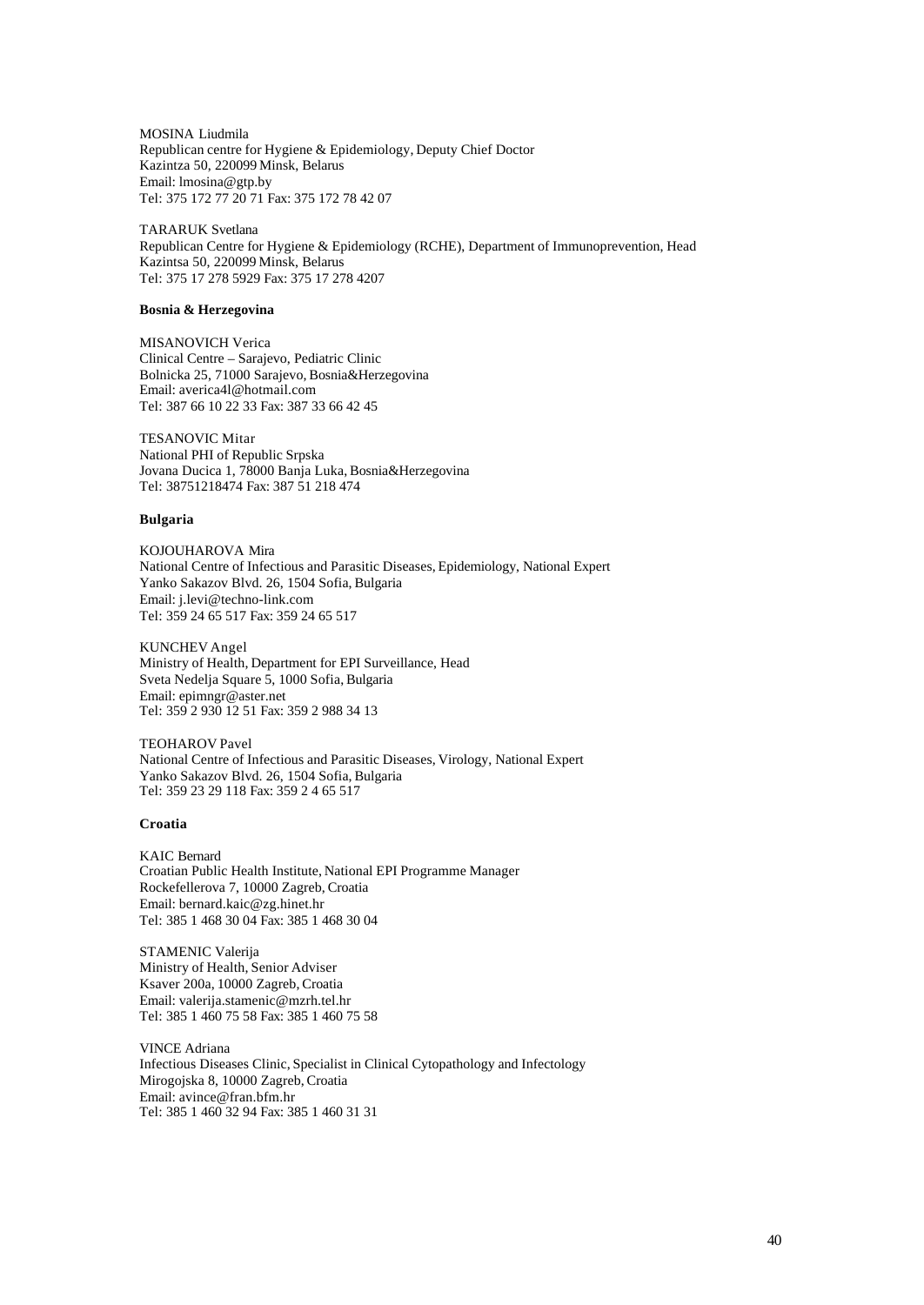MOSINA Liudmila
Republican centre for Hygiene & Epidemiology, Deputy Chief Doctor
Kazintza 50, 220099 Minsk, Belarus
Email: lmosina@gtp.by
Tel: 375 172 77 20 71 Fax: 375 172 78 42 07

TARARUK Svetlana
Republican Centre for Hygiene & Epidemiology (RCHE), Department of Immunoprevention, Head
Kazintsa 50, 220099 Minsk, Belarus
Tel: 375 17 278 5929 Fax: 375 17 278 4207

**Bosnia & Herzegovina**

MISANOVICH Verica
Clinical Centre – Sarajevo, Pediatric Clinic
Bolnicka 25, 71000 Sarajevo, Bosnia&Herzegovina
Email: averica4l@hotmail.com
Tel: 387 66 10 22 33 Fax: 387 33 66 42 45

TESANOVIC Mitar
National PHI of Republic Srpska
Jovana Ducica 1, 78000 Banja Luka, Bosnia&Herzegovina
Tel: 38751218474 Fax: 387 51 218 474

**Bulgaria**

KOJOUHAROVA Mira
National Centre of Infectious and Parasitic Diseases, Epidemiology, National Expert
Yanko Sakazov Blvd. 26, 1504 Sofia, Bulgaria
Email: j.levi@techno-link.com
Tel: 359 24 65 517 Fax: 359 24 65 517

KUNCHEV Angel
Ministry of Health, Department for EPI Surveillance, Head
Sveta Nedelja Square 5, 1000 Sofia, Bulgaria
Email: epimngr@aster.net
Tel: 359 2 930 12 51 Fax: 359 2 988 34 13

TEOHAROV Pavel
National Centre of Infectious and Parasitic Diseases, Virology, National Expert
Yanko Sakazov Blvd. 26, 1504 Sofia, Bulgaria
Tel: 359 23 29 118 Fax: 359 2 4 65 517

**Croatia**

KAIC Bernard
Croatian Public Health Institute, National EPI Programme Manager
Rockefellerova 7, 10000 Zagreb, Croatia
Email: bernard.kaic@zg.hinet.hr
Tel: 385 1 468 30 04 Fax: 385 1 468 30 04

STAMENIC Valerija
Ministry of Health, Senior Adviser
Ksaver 200a, 10000 Zagreb, Croatia
Email: valerija.stamenic@mzrh.tel.hr
Tel: 385 1 460 75 58 Fax: 385 1 460 75 58

VINCE Adriana
Infectious Diseases Clinic, Specialist in Clinical Cytopathology and Infectology
Mirogojska 8, 10000 Zagreb, Croatia
Email: avince@fran.bfm.hr
Tel: 385 1 460 32 94 Fax: 385 1 460 31 31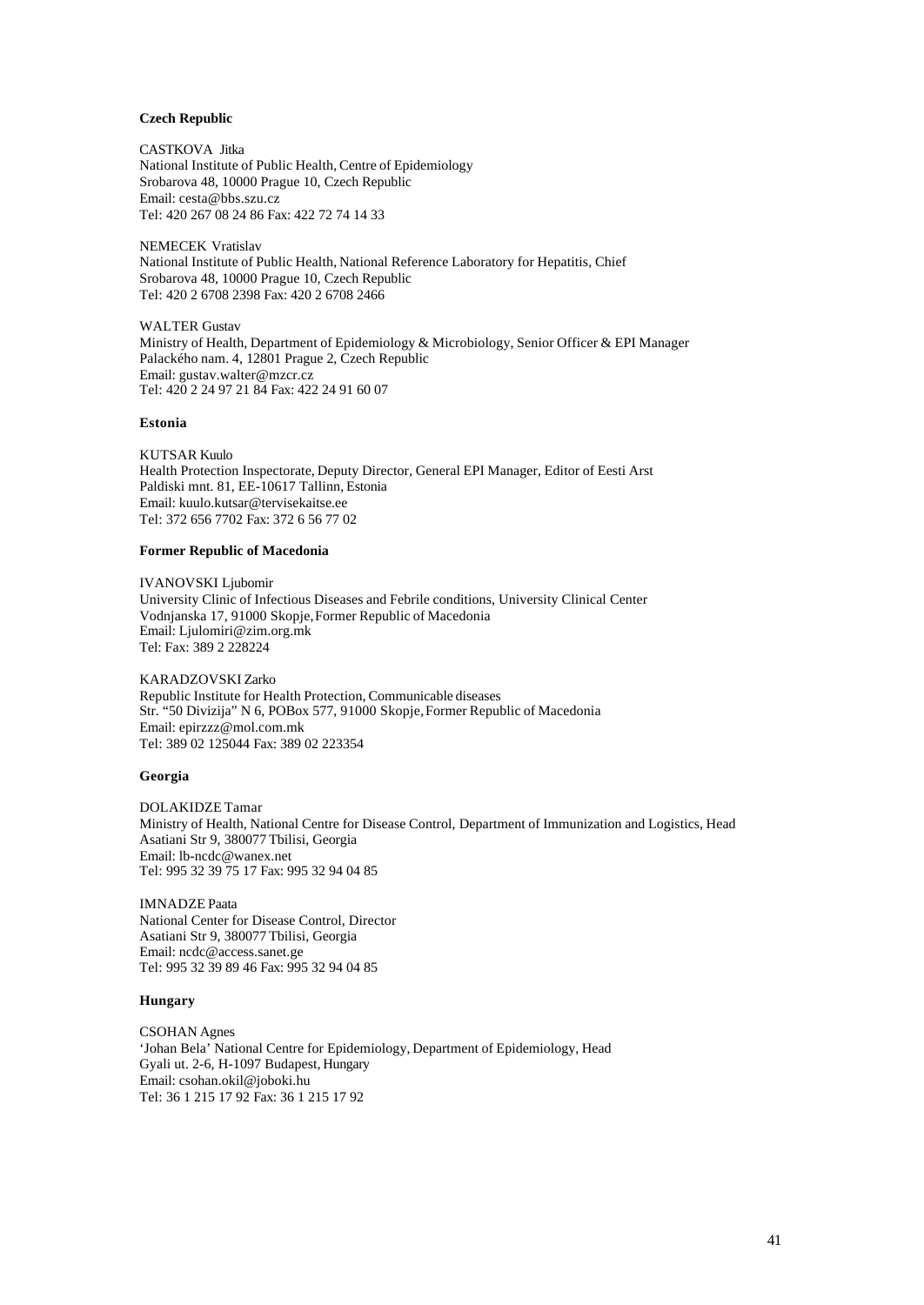**Czech Republic**

CASTKOVA Jitka
National Institute of Public Health, Centre of Epidemiology
Srobarova 48, 10000 Prague 10, Czech Republic
Email: cesta@bbs.szu.cz
Tel: 420 267 08 24 86 Fax: 422 72 74 14 33

NEMECEK Vratislav
National Institute of Public Health, National Reference Laboratory for Hepatitis, Chief
Srobarova 48, 10000 Prague 10, Czech Republic
Tel: 420 2 6708 2398 Fax: 420 2 6708 2466

WALTER Gustav
Ministry of Health, Department of Epidemiology & Microbiology, Senior Officer & EPI Manager
Palackého nam. 4, 12801 Prague 2, Czech Republic
Email: gustav.walter@mzcr.cz
Tel: 420 2 24 97 21 84 Fax: 422 24 91 60 07

**Estonia**

KUTSAR Kuulo
Health Protection Inspectorate, Deputy Director, General EPI Manager, Editor of Eesti Arst
Paldiski mnt. 81, EE-10617 Tallinn, Estonia
Email: kuulo.kutsar@tervisekaitse.ee
Tel: 372 656 7702 Fax: 372 6 56 77 02

**Former Republic of Macedonia**

IVANOVSKI Ljubomir
University Clinic of Infectious Diseases and Febrile conditions, University Clinical Center
Vodnjanska 17, 91000 Skopje, Former Republic of Macedonia
Email: Ljulomiri@zim.org.mk
Tel: Fax: 389 2 228224

KARADZOVSKI Zarko
Republic Institute for Health Protection, Communicable diseases
Str. "50 Divizija" N 6, POBox 577, 91000 Skopje, Former Republic of Macedonia
Email: epirzzz@mol.com.mk
Tel: 389 02 125044 Fax: 389 02 223354

**Georgia**

DOLAKIDZE Tamar
Ministry of Health, National Centre for Disease Control, Department of Immunization and Logistics, Head
Asatiani Str 9, 380077 Tbilisi, Georgia
Email: lb-ncdc@wanex.net
Tel: 995 32 39 75 17 Fax: 995 32 94 04 85

IMNADZE Paata
National Center for Disease Control, Director
Asatiani Str 9, 380077 Tbilisi, Georgia
Email: ncdc@access.sanet.ge
Tel: 995 32 39 89 46 Fax: 995 32 94 04 85

**Hungary**

CSOHAN Agnes
'Johan Bela' National Centre for Epidemiology, Department of Epidemiology, Head
Gyali ut. 2-6, H-1097 Budapest, Hungary
Email: csohan.okil@joboki.hu
Tel: 36 1 215 17 92 Fax: 36 1 215 17 92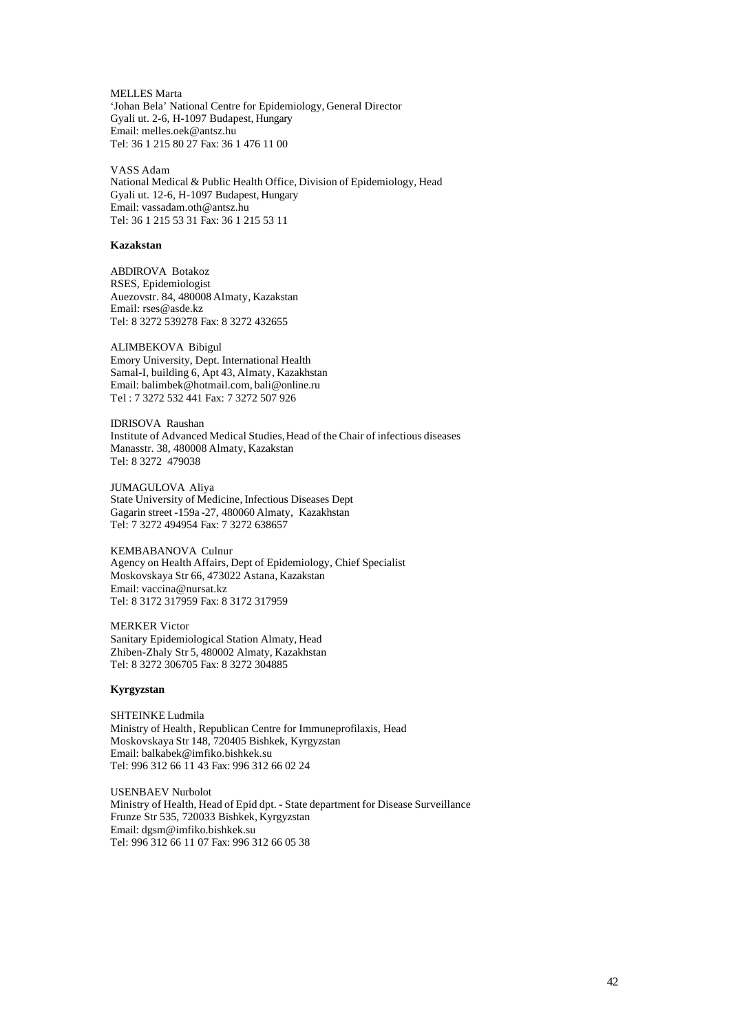MELLES Marta
'Johan Bela' National Centre for Epidemiology, General Director
Gyali ut. 2-6, H-1097 Budapest, Hungary
Email: melles.oek@antsz.hu
Tel: 36 1 215 80 27 Fax: 36 1 476 11 00

VASS Adam
National Medical & Public Health Office, Division of Epidemiology, Head
Gyali ut. 12-6, H-1097 Budapest, Hungary
Email: vassadam.oth@antsz.hu
Tel: 36 1 215 53 31 Fax: 36 1 215 53 11

**Kazakstan**

ABDIROVA Botakoz
RSES, Epidemiologist
Auezovstr. 84, 480008 Almaty, Kazakstan
Email: rses@asde.kz
Tel: 8 3272 539278 Fax: 8 3272 432655

ALIMBEKOVA Bibigul
Emory University, Dept. International Health
Samal-I, building 6, Apt 43, Almaty, Kazakhstan
Email: balimbek@hotmail.com, bali@online.ru
Tel : 7 3272 532 441 Fax: 7 3272 507 926

IDRISOVA Raushan
Institute of Advanced Medical Studies, Head of the Chair of infectious diseases
Manasstr. 38, 480008 Almaty, Kazakstan
Tel: 8 3272 479038

JUMAGULOVA Aliya
State University of Medicine, Infectious Diseases Dept
Gagarin street -159a -27, 480060 Almaty, Kazakhstan
Tel: 7 3272 494954 Fax: 7 3272 638657

KEMBABANOVA Culnur
Agency on Health Affairs, Dept of Epidemiology, Chief Specialist
Moskovskaya Str 66, 473022 Astana, Kazakstan
Email: vaccina@nursat.kz
Tel: 8 3172 317959 Fax: 8 3172 317959

MERKER Victor
Sanitary Epidemiological Station Almaty, Head
Zhiben-Zhaly Str 5, 480002 Almaty, Kazakhstan
Tel: 8 3272 306705 Fax: 8 3272 304885

**Kyrgyzstan**

SHTEINKE Ludmila
Ministry of Health, Republican Centre for Immuneprofilaxis, Head
Moskovskaya Str 148, 720405 Bishkek, Kyrgyzstan
Email: balkabek@imfiko.bishkek.su
Tel: 996 312 66 11 43 Fax: 996 312 66 02 24

USENBAEV Nurbolot
Ministry of Health, Head of Epid dpt. - State department for Disease Surveillance
Frunze Str 535, 720033 Bishkek, Kyrgyzstan
Email: dgsm@imfiko.bishkek.su
Tel: 996 312 66 11 07 Fax: 996 312 66 05 38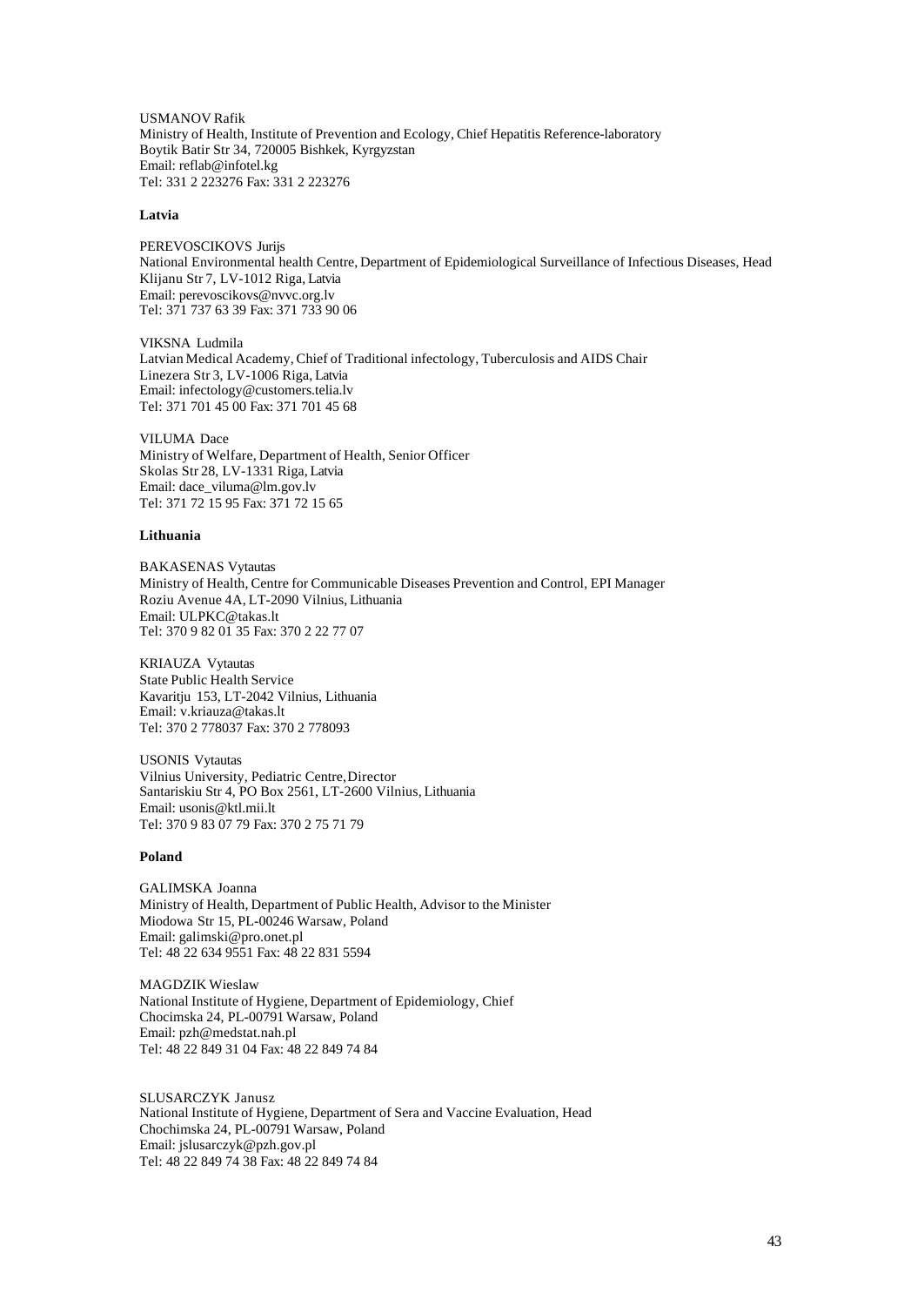USMANOV Rafik
Ministry of Health, Institute of Prevention and Ecology, Chief Hepatitis Reference-laboratory
Boytik Batir Str 34, 720005 Bishkek, Kyrgyzstan
Email: reflab@infotel.kg
Tel: 331 2 223276 Fax: 331 2 223276

**Latvia**

PEREVOSCIKOVS Jurijs
National Environmental health Centre, Department of Epidemiological Surveillance of Infectious Diseases, Head
Klijanu Str 7, LV-1012 Riga, Latvia
Email: perevoscikovs@nvvc.org.lv
Tel: 371 737 63 39 Fax: 371 733 90 06

VIKSNA Ludmila
Latvian Medical Academy, Chief of Traditional infectology, Tuberculosis and AIDS Chair
Linezera Str 3, LV-1006 Riga, Latvia
Email: infectology@customers.telia.lv
Tel: 371 701 45 00 Fax: 371 701 45 68

VILUMA Dace
Ministry of Welfare, Department of Health, Senior Officer
Skolas Str 28, LV-1331 Riga, Latvia
Email: dace_viluma@lm.gov.lv
Tel: 371 72 15 95 Fax: 371 72 15 65

**Lithuania**

BAKASENAS Vytautas
Ministry of Health, Centre for Communicable Diseases Prevention and Control, EPI Manager
Roziu Avenue 4A, LT-2090 Vilnius, Lithuania
Email: ULPKC@takas.lt
Tel: 370 9 82 01 35 Fax: 370 2 22 77 07

KRIAUZA Vytautas
State Public Health Service
Kavaritju 153, LT-2042 Vilnius, Lithuania
Email: v.kriauza@takas.lt
Tel: 370 2 778037 Fax: 370 2 778093

USONIS Vytautas
Vilnius University, Pediatric Centre, Director
Santariskiu Str 4, PO Box 2561, LT-2600 Vilnius, Lithuania
Email: usonis@ktl.mii.lt
Tel: 370 9 83 07 79 Fax: 370 2 75 71 79

**Poland**

GALIMSKA Joanna
Ministry of Health, Department of Public Health, Advisor to the Minister
Miodowa Str 15, PL-00246 Warsaw, Poland
Email: galimski@pro.onet.pl
Tel: 48 22 634 9551 Fax: 48 22 831 5594

MAGDZIK Wieslaw
National Institute of Hygiene, Department of Epidemiology, Chief
Chocimska 24, PL-00791 Warsaw, Poland
Email: pzh@medstat.nah.pl
Tel: 48 22 849 31 04 Fax: 48 22 849 74 84

SLUSARCZYK Janusz
National Institute of Hygiene, Department of Sera and Vaccine Evaluation, Head
Chochimska 24, PL-00791 Warsaw, Poland
Email: jslusarczyk@pzh.gov.pl
Tel: 48 22 849 74 38 Fax: 48 22 849 74 84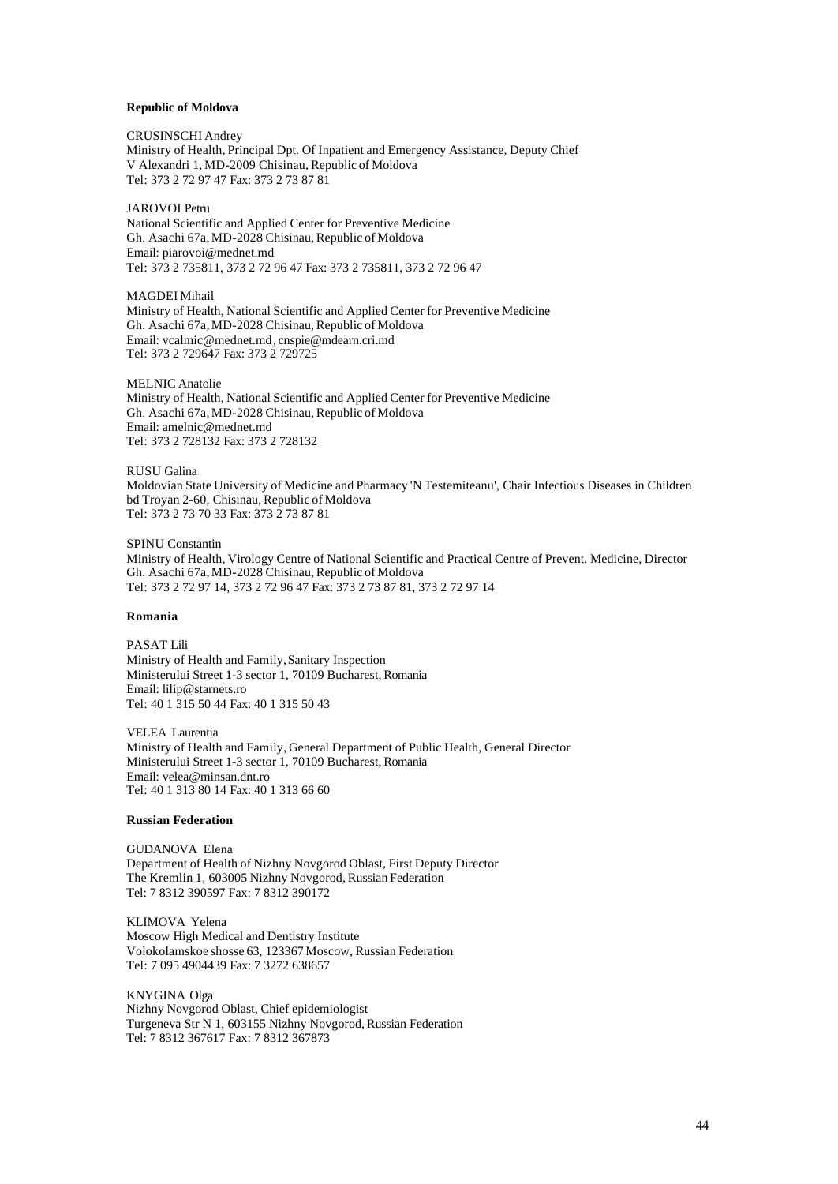**Republic of Moldova**

CRUSINSCHI Andrey
Ministry of Health, Principal Dpt. Of Inpatient and Emergency Assistance, Deputy Chief
V Alexandri 1, MD-2009 Chisinau, Republic of Moldova
Tel: 373 2 72 97 47 Fax: 373 2 73 87 81

JAROVOI Petru
National Scientific and Applied Center for Preventive Medicine
Gh. Asachi 67a, MD-2028 Chisinau, Republic of Moldova
Email: piarovoi@mednet.md
Tel: 373 2 735811, 373 2 72 96 47 Fax: 373 2 735811, 373 2 72 96 47

MAGDEI Mihail
Ministry of Health, National Scientific and Applied Center for Preventive Medicine
Gh. Asachi 67a, MD-2028 Chisinau, Republic of Moldova
Email: vcalmic@mednet.md, cnspie@mdearn.cri.md
Tel: 373 2 729647 Fax: 373 2 729725

MELNIC Anatolie
Ministry of Health, National Scientific and Applied Center for Preventive Medicine
Gh. Asachi 67a, MD-2028 Chisinau, Republic of Moldova
Email: amelnic@mednet.md
Tel: 373 2 728132 Fax: 373 2 728132

RUSU Galina
Moldovian State University of Medicine and Pharmacy 'N Testemiteanu', Chair Infectious Diseases in Children
bd Troyan 2-60, Chisinau, Republic of Moldova
Tel: 373 2 73 70 33 Fax: 373 2 73 87 81

SPINU Constantin
Ministry of Health, Virology Centre of National Scientific and Practical Centre of Prevent. Medicine, Director
Gh. Asachi 67a, MD-2028 Chisinau, Republic of Moldova
Tel: 373 2 72 97 14, 373 2 72 96 47 Fax: 373 2 73 87 81, 373 2 72 97 14

**Romania**

PASAT Lili
Ministry of Health and Family, Sanitary Inspection
Ministerului Street 1-3 sector 1, 70109 Bucharest, Romania
Email: lilip@starnets.ro
Tel: 40 1 315 50 44 Fax: 40 1 315 50 43

VELEA Laurentia
Ministry of Health and Family, General Department of Public Health, General Director
Ministerului Street 1-3 sector 1, 70109 Bucharest, Romania
Email: velea@minsan.dnt.ro
Tel: 40 1 313 80 14 Fax: 40 1 313 66 60

**Russian Federation**

GUDANOVA Elena
Department of Health of Nizhny Novgorod Oblast, First Deputy Director
The Kremlin 1, 603005 Nizhny Novgorod, Russian Federation
Tel: 7 8312 390597 Fax: 7 8312 390172

KLIMOVA Yelena
Moscow High Medical and Dentistry Institute
Volokolamskoe shosse 63, 123367 Moscow, Russian Federation
Tel: 7 095 4904439 Fax: 7 3272 638657

KNYGINA Olga
Nizhny Novgorod Oblast, Chief epidemiologist
Turgeneva Str N 1, 603155 Nizhny Novgorod, Russian Federation
Tel: 7 8312 367617 Fax: 7 8312 367873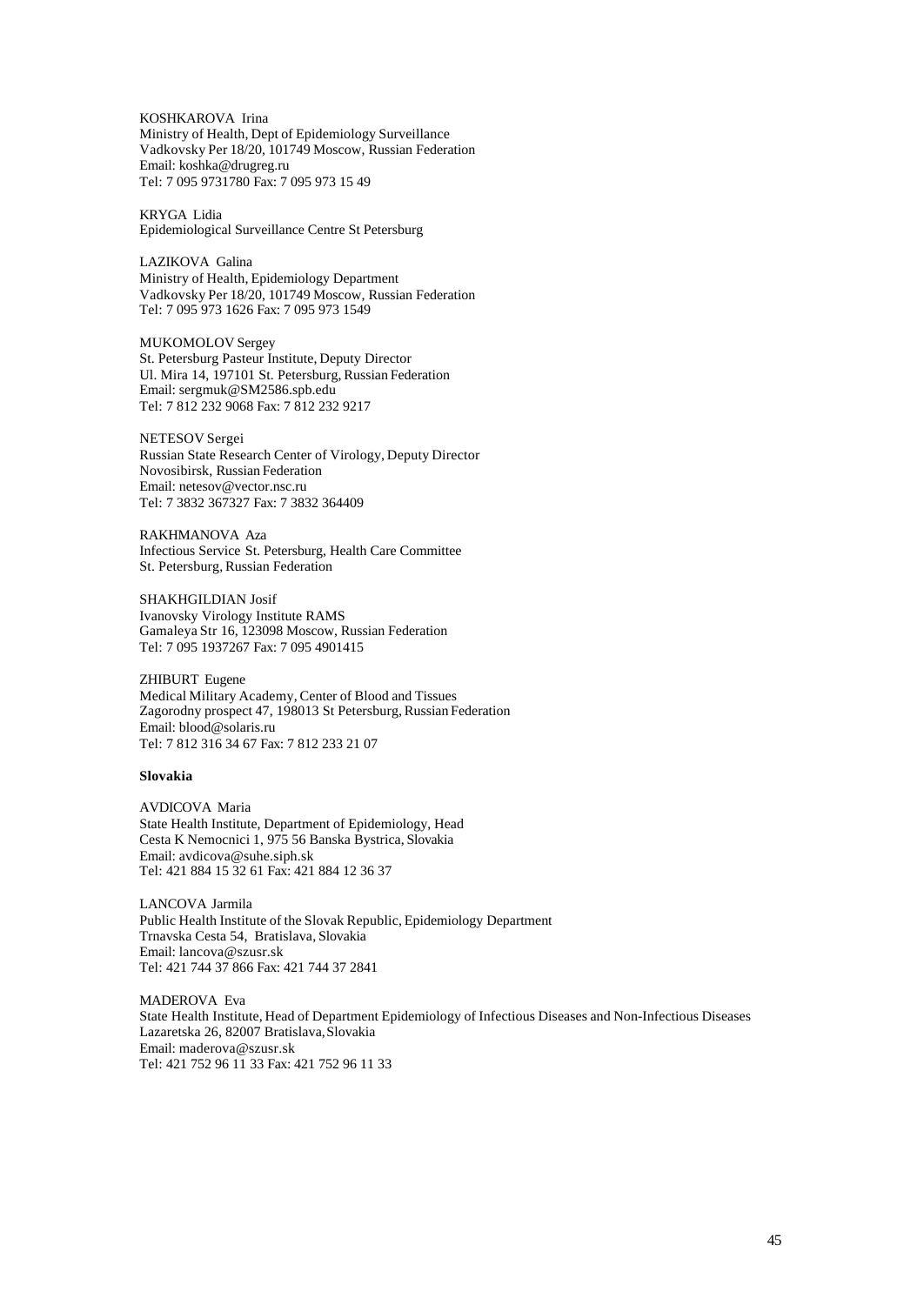KOSHKAROVA Irina
Ministry of Health, Dept of Epidemiology Surveillance
Vadkovsky Per 18/20, 101749 Moscow, Russian Federation
Email: koshka@drugreg.ru
Tel: 7 095 9731780 Fax: 7 095 973 15 49

KRYGA Lidia
Epidemiological Surveillance Centre St Petersburg

LAZIKOVA Galina
Ministry of Health, Epidemiology Department
Vadkovsky Per 18/20, 101749 Moscow, Russian Federation
Tel: 7 095 973 1626 Fax: 7 095 973 1549

MUKOMOLOV Sergey
St. Petersburg Pasteur Institute, Deputy Director
Ul. Mira 14, 197101 St. Petersburg, Russian Federation
Email: sergmuk@SM2586.spb.edu
Tel: 7 812 232 9068 Fax: 7 812 232 9217

NETESOV Sergei
Russian State Research Center of Virology, Deputy Director
Novosibirsk, Russian Federation
Email: netesov@vector.nsc.ru
Tel: 7 3832 367327 Fax: 7 3832 364409

RAKHMANOVA Aza
Infectious Service St. Petersburg, Health Care Committee
St. Petersburg, Russian Federation

SHAKHGILDIAN Josif
Ivanovsky Virology Institute RAMS
Gamaleya Str 16, 123098 Moscow, Russian Federation
Tel: 7 095 1937267 Fax: 7 095 4901415

ZHIBURT Eugene
Medical Military Academy, Center of Blood and Tissues
Zagorodny prospect 47, 198013 St Petersburg, Russian Federation
Email: blood@solaris.ru
Tel: 7 812 316 34 67 Fax: 7 812 233 21 07

**Slovakia**

AVDICOVA Maria
State Health Institute, Department of Epidemiology, Head
Cesta K Nemocnici 1, 975 56 Banska Bystrica, Slovakia
Email: avdicova@suhe.siph.sk
Tel: 421 884 15 32 61 Fax: 421 884 12 36 37

LANCOVA Jarmila
Public Health Institute of the Slovak Republic, Epidemiology Department
Trnavska Cesta 54, Bratislava, Slovakia
Email: lancova@szusr.sk
Tel: 421 744 37 866 Fax: 421 744 37 2841

MADEROVA Eva
State Health Institute, Head of Department Epidemiology of Infectious Diseases and Non-Infectious Diseases
Lazaretska 26, 82007 Bratislava, Slovakia
Email: maderova@szusr.sk
Tel: 421 752 96 11 33 Fax: 421 752 96 11 33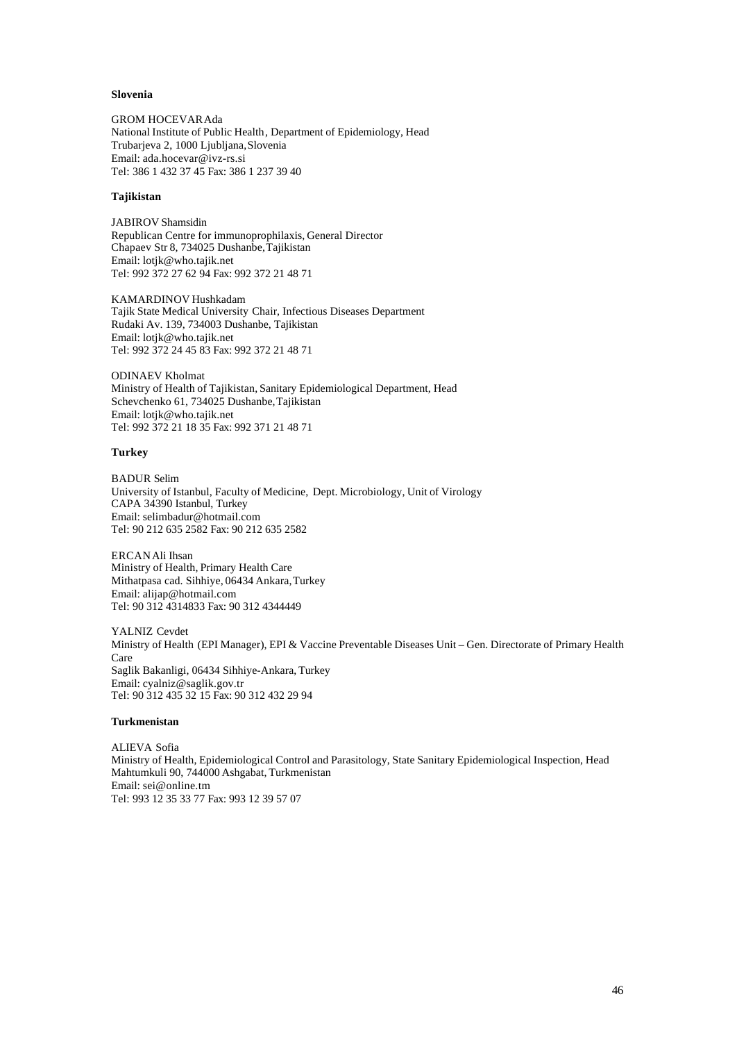**Slovenia**

GROM HOCEVAR Ada
National Institute of Public Health, Department of Epidemiology, Head
Trubarjeva 2, 1000 Ljubljana, Slovenia
Email: ada.hocevar@ivz-rs.si
Tel: 386 1 432 37 45 Fax: 386 1 237 39 40

**Tajikistan**

JABIROV Shamsidin
Republican Centre for immunoprophilaxis, General Director
Chapaev Str 8, 734025 Dushanbe, Tajikistan
Email: lotjk@who.tajik.net
Tel: 992 372 27 62 94 Fax: 992 372 21 48 71

KAMARDINOV Hushkadam
Tajik State Medical University Chair, Infectious Diseases Department
Rudaki Av. 139, 734003 Dushanbe, Tajikistan
Email: lotjk@who.tajik.net
Tel: 992 372 24 45 83 Fax: 992 372 21 48 71

ODINAEV Kholmat
Ministry of Health of Tajikistan, Sanitary Epidemiological Department, Head
Schevchenko 61, 734025 Dushanbe, Tajikistan
Email: lotjk@who.tajik.net
Tel: 992 372 21 18 35 Fax: 992 371 21 48 71

**Turkey**

BADUR Selim
University of Istanbul, Faculty of Medicine, Dept. Microbiology, Unit of Virology
CAPA 34390 Istanbul, Turkey
Email: selimbadur@hotmail.com
Tel: 90 212 635 2582 Fax: 90 212 635 2582

ERCAN Ali Ihsan
Ministry of Health, Primary Health Care
Mithatpasa cad. Sihhiye, 06434 Ankara, Turkey
Email: alijap@hotmail.com
Tel: 90 312 4314833 Fax: 90 312 4344449

YALNIZ Cevdet
Ministry of Health (EPI Manager), EPI & Vaccine Preventable Diseases Unit – Gen. Directorate of Primary Health Care
Saglik Bakanligi, 06434 Sihhiye-Ankara, Turkey
Email: cyalniz@saglik.gov.tr
Tel: 90 312 435 32 15 Fax: 90 312 432 29 94

**Turkmenistan**

ALIEVA Sofia
Ministry of Health, Epidemiological Control and Parasitology, State Sanitary Epidemiological Inspection, Head
Mahtumkuli 90, 744000 Ashgabat, Turkmenistan
Email: sei@online.tm
Tel: 993 12 35 33 77 Fax: 993 12 39 57 07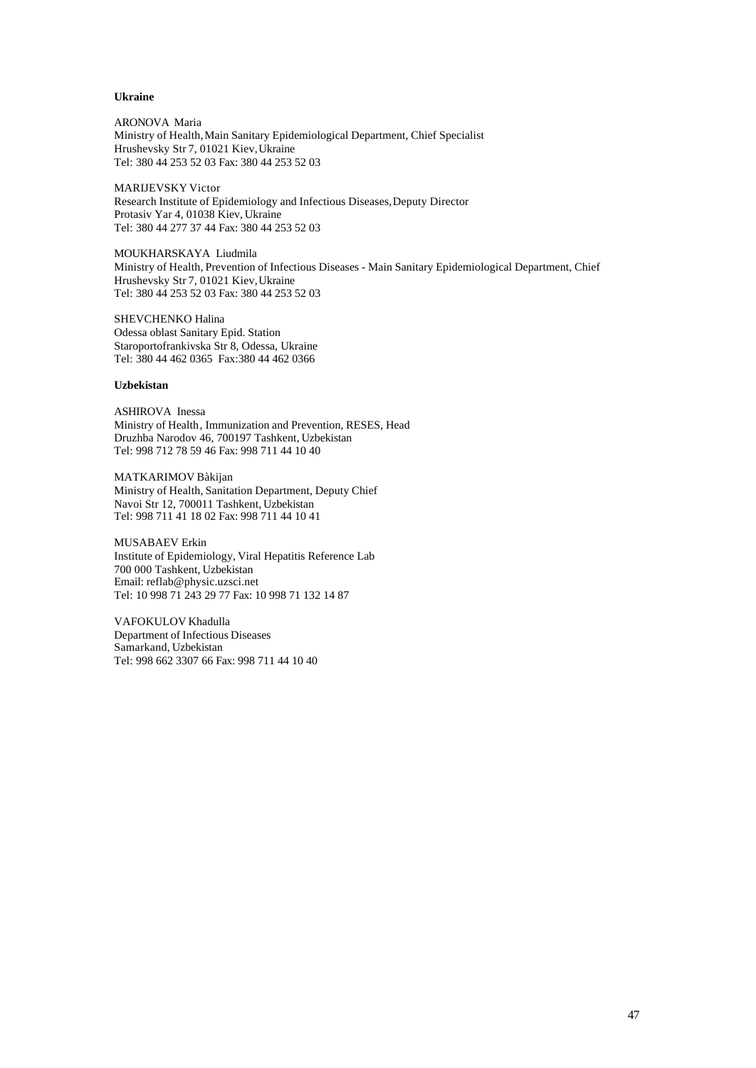**Ukraine**

ARONOVA Maria
Ministry of Health, Main Sanitary Epidemiological Department, Chief Specialist
Hrushevsky Str 7, 01021 Kiev, Ukraine
Tel: 380 44 253 52 03 Fax: 380 44 253 52 03

MARIJEVSKY Victor
Research Institute of Epidemiology and Infectious Diseases, Deputy Director
Protasiv Yar 4, 01038 Kiev, Ukraine
Tel: 380 44 277 37 44 Fax: 380 44 253 52 03

MOUKHARSKAYA Liudmila
Ministry of Health, Prevention of Infectious Diseases - Main Sanitary Epidemiological Department, Chief
Hrushevsky Str 7, 01021 Kiev, Ukraine
Tel: 380 44 253 52 03 Fax: 380 44 253 52 03

SHEVCHENKO Halina
Odessa oblast Sanitary Epid. Station
Staroportofrankivska Str 8, Odessa, Ukraine
Tel: 380 44 462 0365 Fax:380 44 462 0366

**Uzbekistan**

ASHIROVA Inessa
Ministry of Health, Immunization and Prevention, RESES, Head
Druzhba Narodov 46, 700197 Tashkent, Uzbekistan
Tel: 998 712 78 59 46 Fax: 998 711 44 10 40

MATKARIMOV Bàkijan
Ministry of Health, Sanitation Department, Deputy Chief
Navoi Str 12, 700011 Tashkent, Uzbekistan
Tel: 998 711 41 18 02 Fax: 998 711 44 10 41

MUSABAEV Erkin
Institute of Epidemiology, Viral Hepatitis Reference Lab
700 000 Tashkent, Uzbekistan
Email: reflab@physic.uzsci.net
Tel: 10 998 71 243 29 77 Fax: 10 998 71 132 14 87

VAFOKULOV Khadulla
Department of Infectious Diseases
Samarkand, Uzbekistan
Tel: 998 662 3307 66 Fax: 998 711 44 10 40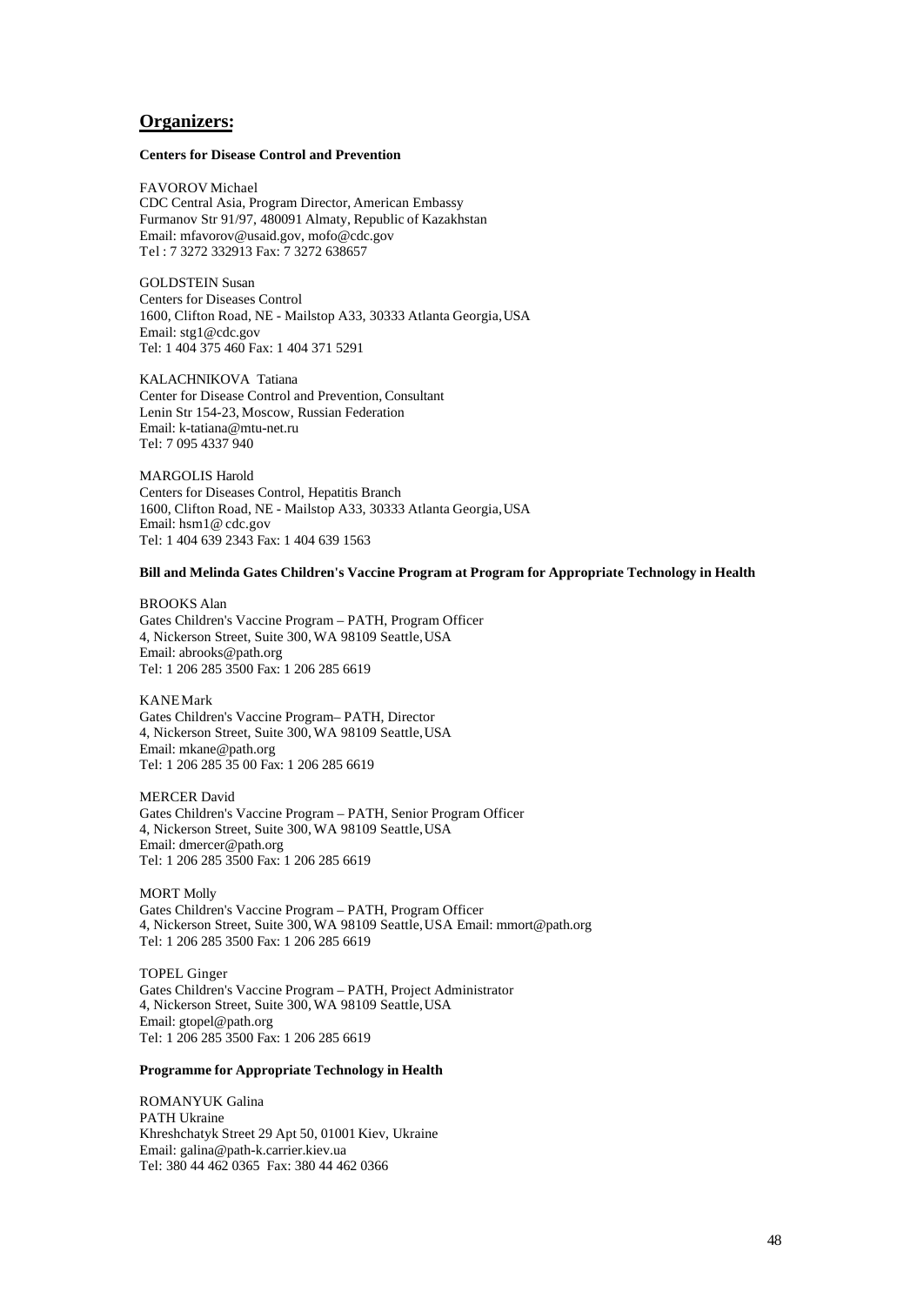## Organizers:

**Centers for Disease Control and Prevention**

FAVOROV Michael
CDC Central Asia, Program Director, American Embassy
Furmanov Str 91/97, 480091 Almaty, Republic of Kazakhstan
Email: mfavorov@usaid.gov, mofo@cdc.gov
Tel : 7 3272 332913 Fax: 7 3272 638657

GOLDSTEIN Susan
Centers for Diseases Control
1600, Clifton Road, NE - Mailstop A33, 30333 Atlanta Georgia, USA
Email: stg1@cdc.gov
Tel: 1 404 375 460 Fax: 1 404 371 5291

KALACHNIKOVA Tatiana
Center for Disease Control and Prevention, Consultant
Lenin Str 154-23, Moscow, Russian Federation
Email: k-tatiana@mtu-net.ru
Tel: 7 095 4337 940

MARGOLIS Harold
Centers for Diseases Control, Hepatitis Branch
1600, Clifton Road, NE - Mailstop A33, 30333 Atlanta Georgia, USA
Email: hsm1@ cdc.gov
Tel: 1 404 639 2343 Fax: 1 404 639 1563

**Bill and Melinda Gates Children's Vaccine Program at Program for Appropriate Technology in Health**

BROOKS Alan
Gates Children's Vaccine Program – PATH, Program Officer
4, Nickerson Street, Suite 300, WA 98109 Seattle, USA
Email: abrooks@path.org
Tel: 1 206 285 3500 Fax: 1 206 285 6619

KANE Mark
Gates Children's Vaccine Program– PATH, Director
4, Nickerson Street, Suite 300, WA 98109 Seattle, USA
Email: mkane@path.org
Tel: 1 206 285 35 00 Fax: 1 206 285 6619

MERCER David
Gates Children's Vaccine Program – PATH, Senior Program Officer
4, Nickerson Street, Suite 300, WA 98109 Seattle, USA
Email: dmercer@path.org
Tel: 1 206 285 3500 Fax: 1 206 285 6619

MORT Molly
Gates Children's Vaccine Program – PATH, Program Officer
4, Nickerson Street, Suite 300, WA 98109 Seattle, USA Email: mmort@path.org
Tel: 1 206 285 3500 Fax: 1 206 285 6619

TOPEL Ginger
Gates Children's Vaccine Program – PATH, Project Administrator
4, Nickerson Street, Suite 300, WA 98109 Seattle, USA
Email: gtopel@path.org
Tel: 1 206 285 3500 Fax: 1 206 285 6619

**Programme for Appropriate Technology in Health**

ROMANYUK Galina
PATH Ukraine
Khreshchatyk Street 29 Apt 50, 01001 Kiev, Ukraine
Email: galina@path-k.carrier.kiev.ua
Tel: 380 44 462 0365 Fax: 380 44 462 0366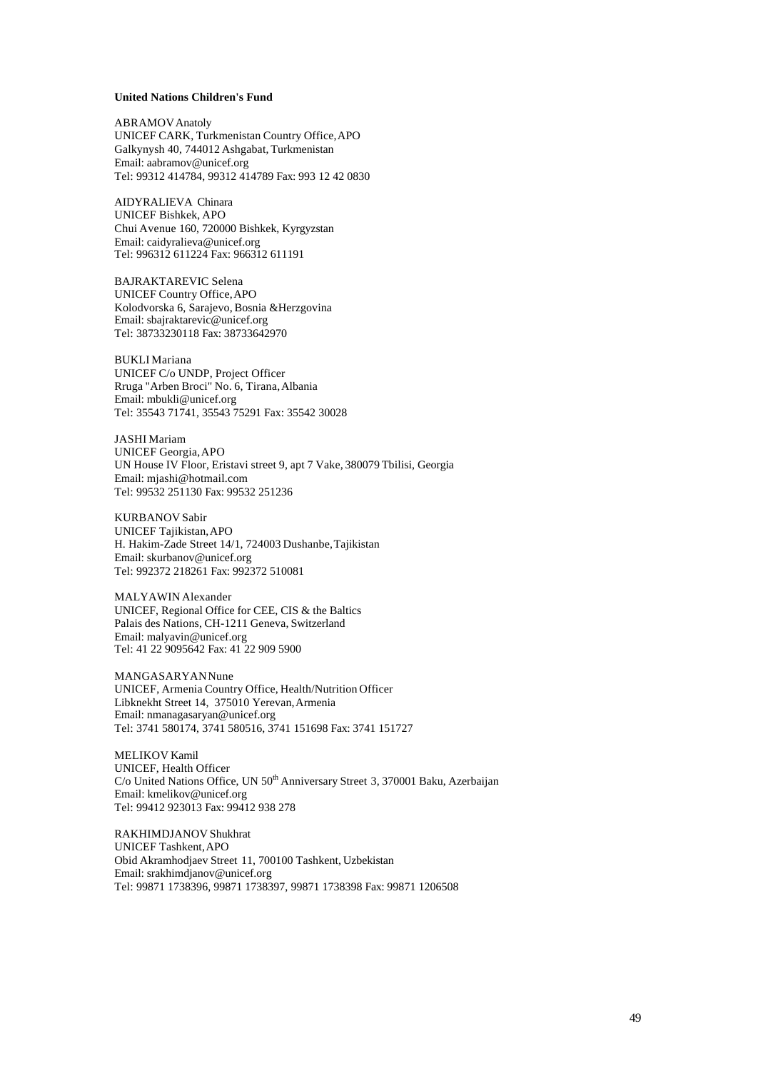**United Nations Children's Fund**

ABRAMOV Anatoly
UNICEF CARK, Turkmenistan Country Office, APO
Galkynysh 40, 744012 Ashgabat, Turkmenistan
Email: aabramov@unicef.org
Tel: 99312 414784, 99312 414789 Fax: 993 12 42 0830

AIDYRALIEVA Chinara
UNICEF Bishkek, APO
Chui Avenue 160, 720000 Bishkek, Kyrgyzstan
Email: caidyralieva@unicef.org
Tel: 996312 611224 Fax: 966312 611191

BAJRAKTAREVIC Selena
UNICEF Country Office, APO
Kolodvorska 6, Sarajevo, Bosnia &Herzgovina
Email: sbajraktarevic@unicef.org
Tel: 38733230118 Fax: 38733642970

BUKLI Mariana
UNICEF C/o UNDP, Project Officer
Rruga "Arben Broci" No. 6, Tirana, Albania
Email: mbukli@unicef.org
Tel: 35543 71741, 35543 75291 Fax: 35542 30028

JASHI Mariam
UNICEF Georgia, APO
UN House IV Floor, Eristavi street 9, apt 7 Vake, 380079 Tbilisi, Georgia
Email: mjashi@hotmail.com
Tel: 99532 251130 Fax: 99532 251236

KURBANOV Sabir
UNICEF Tajikistan, APO
H. Hakim-Zade Street 14/1, 724003 Dushanbe, Tajikistan
Email: skurbanov@unicef.org
Tel: 992372 218261 Fax: 992372 510081

MALYAWIN Alexander
UNICEF, Regional Office for CEE, CIS & the Baltics
Palais des Nations, CH-1211 Geneva, Switzerland
Email: malyavin@unicef.org
Tel: 41 22 9095642 Fax: 41 22 909 5900

MANGASARYAN Nune
UNICEF, Armenia Country Office, Health/Nutrition Officer
Libknekht Street 14, 375010 Yerevan, Armenia
Email: nmanagasaryan@unicef.org
Tel: 3741 580174, 3741 580516, 3741 151698 Fax: 3741 151727

MELIKOV Kamil
UNICEF, Health Officer
C/o United Nations Office, UN 50th Anniversary Street 3, 370001 Baku, Azerbaijan
Email: kmelikov@unicef.org
Tel: 99412 923013 Fax: 99412 938 278

RAKHIMDJANOV Shukhrat
UNICEF Tashkent, APO
Obid Akramhodjaev Street 11, 700100 Tashkent, Uzbekistan
Email: srakhimdjanov@unicef.org
Tel: 99871 1738396, 99871 1738397, 99871 1738398 Fax: 99871 1206508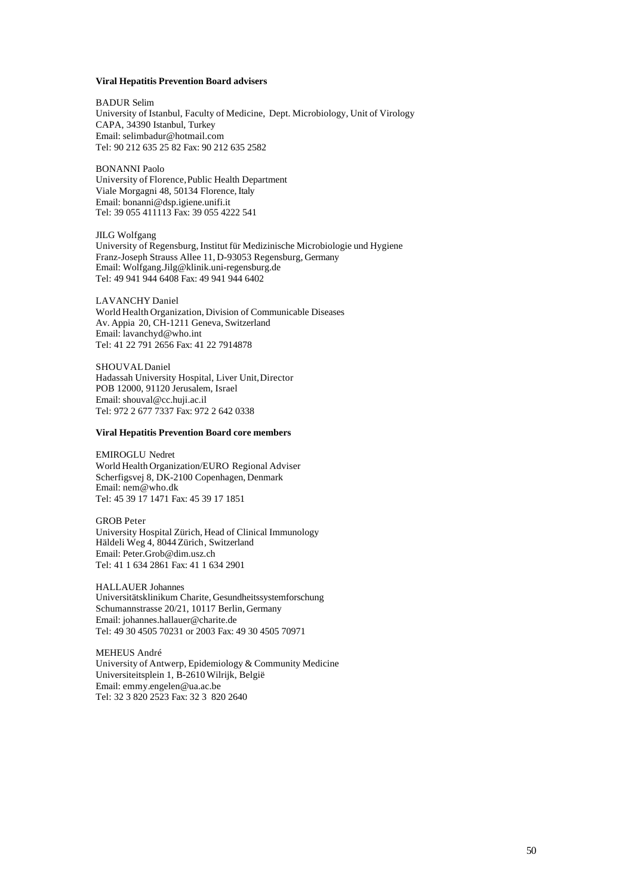**Viral Hepatitis Prevention Board advisers**

BADUR Selim
University of Istanbul, Faculty of Medicine, Dept. Microbiology, Unit of Virology
CAPA, 34390 Istanbul, Turkey
Email: selimbadur@hotmail.com
Tel: 90 212 635 25 82 Fax: 90 212 635 2582

BONANNI Paolo
University of Florence, Public Health Department
Viale Morgagni 48, 50134 Florence, Italy
Email: bonanni@dsp.igiene.unifi.it
Tel: 39 055 411113 Fax: 39 055 4222 541

JILG Wolfgang
University of Regensburg, Institut für Medizinische Microbiologie und Hygiene
Franz-Joseph Strauss Allee 11, D-93053 Regensburg, Germany
Email: Wolfgang.Jilg@klinik.uni-regensburg.de
Tel: 49 941 944 6408 Fax: 49 941 944 6402

LAVANCHY Daniel
World Health Organization, Division of Communicable Diseases
Av. Appia 20, CH-1211 Geneva, Switzerland
Email: lavanchyd@who.int
Tel: 41 22 791 2656 Fax: 41 22 7914878

SHOUVAL Daniel
Hadassah University Hospital, Liver Unit, Director
POB 12000, 91120 Jerusalem, Israel
Email: shouval@cc.huji.ac.il
Tel: 972 2 677 7337 Fax: 972 2 642 0338

**Viral Hepatitis Prevention Board core members**

EMIROGLU Nedret
World Health Organization/EURO Regional Adviser
Scherfigsvej 8, DK-2100 Copenhagen, Denmark
Email: nem@who.dk
Tel: 45 39 17 1471 Fax: 45 39 17 1851

GROB Peter
University Hospital Zürich, Head of Clinical Immunology
Häldeli Weg 4, 8044 Zürich, Switzerland
Email: Peter.Grob@dim.usz.ch
Tel: 41 1 634 2861 Fax: 41 1 634 2901

HALLAUER Johannes
Universitätsklinikum Charite, Gesundheitssystemforschung
Schumannstrasse 20/21, 10117 Berlin, Germany
Email: johannes.hallauer@charite.de
Tel: 49 30 4505 70231 or 2003 Fax: 49 30 4505 70971

MEHEUS André
University of Antwerp, Epidemiology & Community Medicine
Universiteitsplein 1, B-2610 Wilrijk, België
Email: emmy.engelen@ua.ac.be
Tel: 32 3 820 2523 Fax: 32 3 820 2640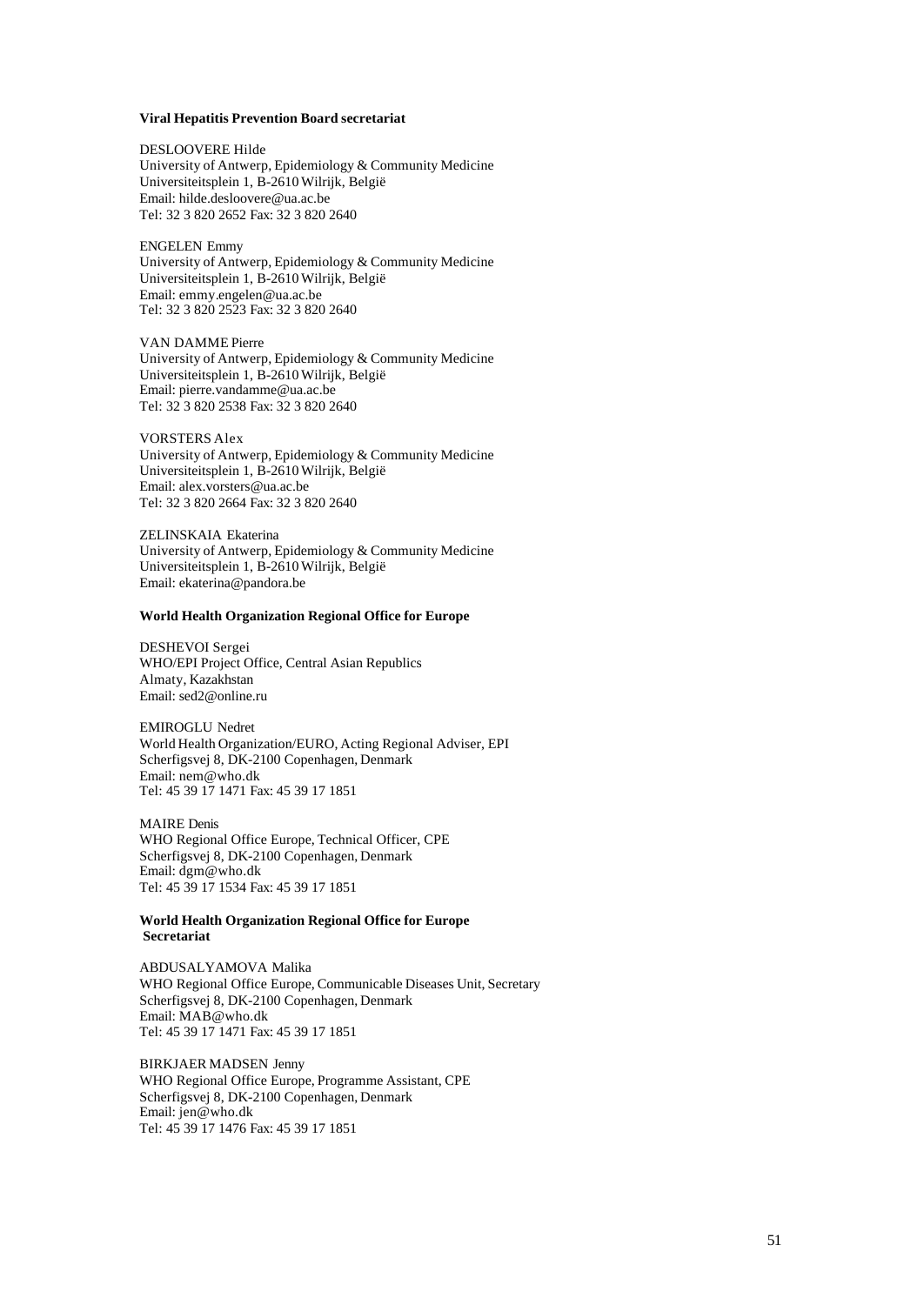**Viral Hepatitis Prevention Board secretariat**

DESLOOVERE Hilde
University of Antwerp, Epidemiology & Community Medicine
Universiteitsplein 1, B-2610 Wilrijk, België
Email: hilde.desloovere@ua.ac.be
Tel: 32 3 820 2652 Fax: 32 3 820 2640

ENGELEN Emmy
University of Antwerp, Epidemiology & Community Medicine
Universiteitsplein 1, B-2610 Wilrijk, België
Email: emmy.engelen@ua.ac.be
Tel: 32 3 820 2523 Fax: 32 3 820 2640

VAN DAMME Pierre
University of Antwerp, Epidemiology & Community Medicine
Universiteitsplein 1, B-2610 Wilrijk, België
Email: pierre.vandamme@ua.ac.be
Tel: 32 3 820 2538 Fax: 32 3 820 2640

VORSTERS Alex
University of Antwerp, Epidemiology & Community Medicine
Universiteitsplein 1, B-2610 Wilrijk, België
Email: alex.vorsters@ua.ac.be
Tel: 32 3 820 2664 Fax: 32 3 820 2640

ZELINSKAIA Ekaterina
University of Antwerp, Epidemiology & Community Medicine
Universiteitsplein 1, B-2610 Wilrijk, België
Email: ekaterina@pandora.be

**World Health Organization Regional Office for Europe**

DESHEVOI Sergei
WHO/EPI Project Office, Central Asian Republics
Almaty, Kazakhstan
Email: sed2@online.ru

EMIROGLU Nedret
World Health Organization/EURO, Acting Regional Adviser, EPI
Scherfigsvej 8, DK-2100 Copenhagen, Denmark
Email: nem@who.dk
Tel: 45 39 17 1471 Fax: 45 39 17 1851

MAIRE Denis
WHO Regional Office Europe, Technical Officer, CPE
Scherfigsvej 8, DK-2100 Copenhagen, Denmark
Email: dgm@who.dk
Tel: 45 39 17 1534 Fax: 45 39 17 1851

**World Health Organization Regional Office for Europe Secretariat**

ABDUSALYAMOVA Malika
WHO Regional Office Europe, Communicable Diseases Unit, Secretary
Scherfigsvej 8, DK-2100 Copenhagen, Denmark
Email: MAB@who.dk
Tel: 45 39 17 1471 Fax: 45 39 17 1851

BIRKJAER MADSEN Jenny
WHO Regional Office Europe, Programme Assistant, CPE
Scherfigsvej 8, DK-2100 Copenhagen, Denmark
Email: jen@who.dk
Tel: 45 39 17 1476 Fax: 45 39 17 1851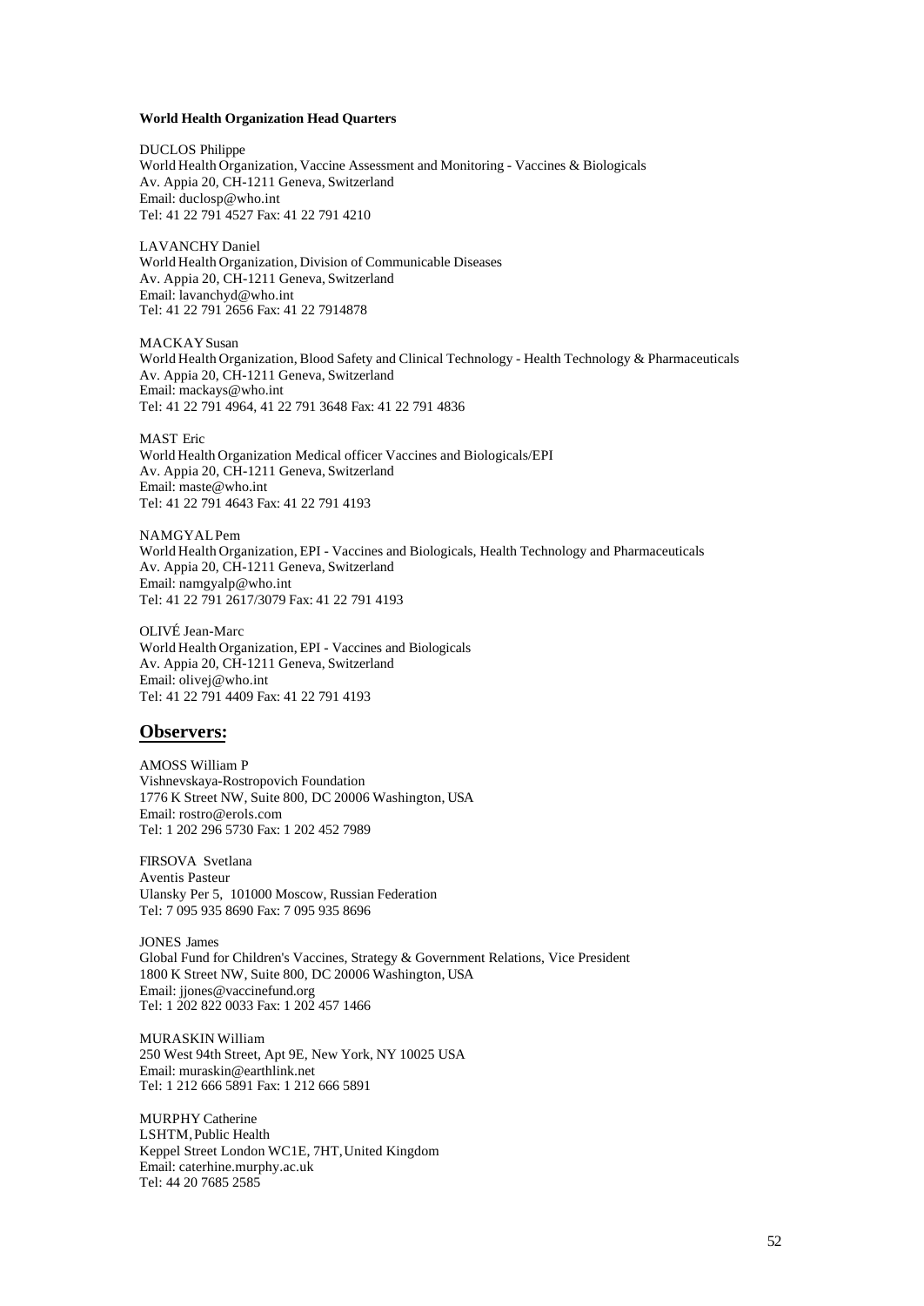**World Health Organization Head Quarters**

DUCLOS Philippe
World Health Organization, Vaccine Assessment and Monitoring - Vaccines & Biologicals
Av. Appia 20, CH-1211 Geneva, Switzerland
Email: duclosp@who.int
Tel: 41 22 791 4527 Fax: 41 22 791 4210

LAVANCHY Daniel
World Health Organization, Division of Communicable Diseases
Av. Appia 20, CH-1211 Geneva, Switzerland
Email: lavanchyd@who.int
Tel: 41 22 791 2656 Fax: 41 22 7914878

MACKAY Susan
World Health Organization, Blood Safety and Clinical Technology - Health Technology & Pharmaceuticals
Av. Appia 20, CH-1211 Geneva, Switzerland
Email: mackays@who.int
Tel: 41 22 791 4964, 41 22 791 3648 Fax: 41 22 791 4836

MAST Eric
World Health Organization Medical officer Vaccines and Biologicals/EPI
Av. Appia 20, CH-1211 Geneva, Switzerland
Email: maste@who.int
Tel: 41 22 791 4643 Fax: 41 22 791 4193

NAMGYAL Pem
World Health Organization, EPI - Vaccines and Biologicals, Health Technology and Pharmaceuticals
Av. Appia 20, CH-1211 Geneva, Switzerland
Email: namgyalp@who.int
Tel: 41 22 791 2617/3079 Fax: 41 22 791 4193

OLIVÉ Jean-Marc
World Health Organization, EPI - Vaccines and Biologicals
Av. Appia 20, CH-1211 Geneva, Switzerland
Email: olivej@who.int
Tel: 41 22 791 4409 Fax: 41 22 791 4193

## Observers:

AMOSS William P
Vishnevskaya-Rostropovich Foundation
1776 K Street NW, Suite 800, DC 20006 Washington, USA
Email: rostro@erols.com
Tel: 1 202 296 5730 Fax: 1 202 452 7989

FIRSOVA Svetlana
Aventis Pasteur
Ulansky Per 5, 101000 Moscow, Russian Federation
Tel: 7 095 935 8690 Fax: 7 095 935 8696

JONES James
Global Fund for Children's Vaccines, Strategy & Government Relations, Vice President
1800 K Street NW, Suite 800, DC 20006 Washington, USA
Email: jjones@vaccinefund.org
Tel: 1 202 822 0033 Fax: 1 202 457 1466

MURASKIN William
250 West 94th Street, Apt 9E, New York, NY 10025 USA
Email: muraskin@earthlink.net
Tel: 1 212 666 5891 Fax: 1 212 666 5891

MURPHY Catherine
LSHTM, Public Health
Keppel Street London WC1E, 7HT, United Kingdom
Email: caterhine.murphy.ac.uk
Tel: 44 20 7685 2585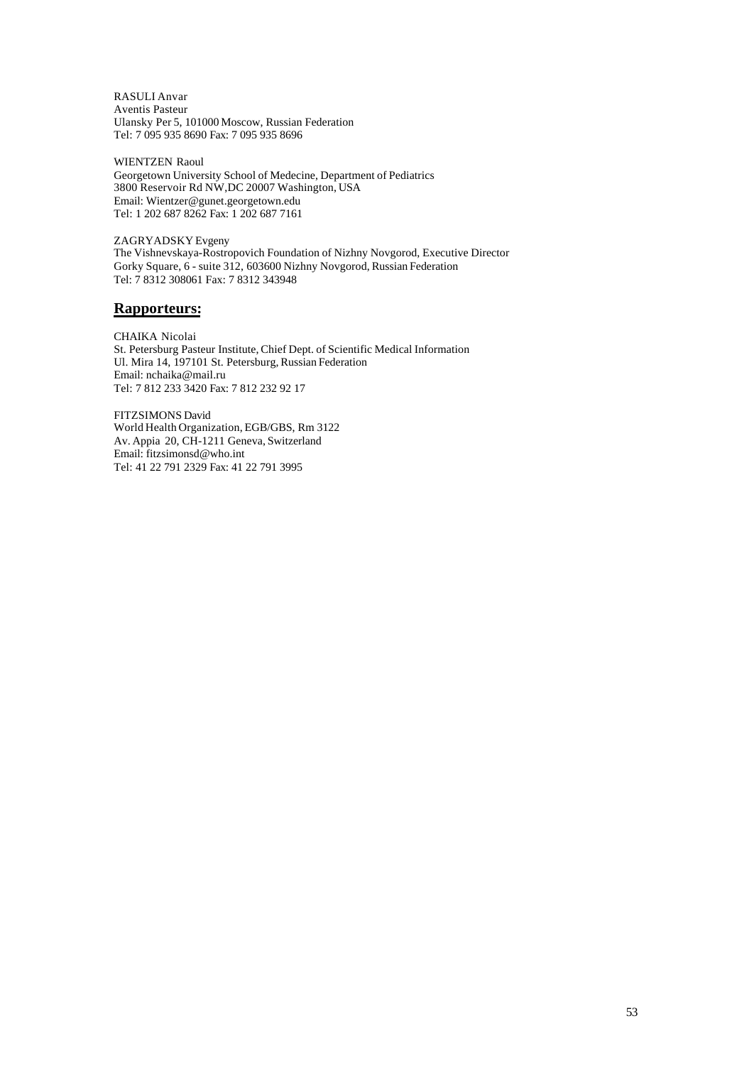RASULI Anvar
Aventis Pasteur
Ulansky Per 5, 101000 Moscow, Russian Federation
Tel: 7 095 935 8690 Fax: 7 095 935 8696

WIENTZEN Raoul
Georgetown University School of Medecine, Department of Pediatrics
3800 Reservoir Rd NW,DC 20007 Washington, USA
Email: Wientzer@gunet.georgetown.edu
Tel: 1 202 687 8262 Fax: 1 202 687 7161

ZAGRYADSKY Evgeny
The Vishnevskaya-Rostropovich Foundation of Nizhny Novgorod, Executive Director
Gorky Square, 6 - suite 312, 603600 Nizhny Novgorod, Russian Federation
Tel: 7 8312 308061 Fax: 7 8312 343948

## Rapporteurs:

CHAIKA Nicolai
St. Petersburg Pasteur Institute, Chief Dept. of Scientific Medical Information
Ul. Mira 14, 197101 St. Petersburg, Russian Federation
Email: nchaika@mail.ru
Tel: 7 812 233 3420 Fax: 7 812 232 92 17

FITZSIMONS David
World Health Organization, EGB/GBS, Rm 3122
Av. Appia 20, CH-1211 Geneva, Switzerland
Email: fitzsimonsd@who.int
Tel: 41 22 791 2329 Fax: 41 22 791 3995